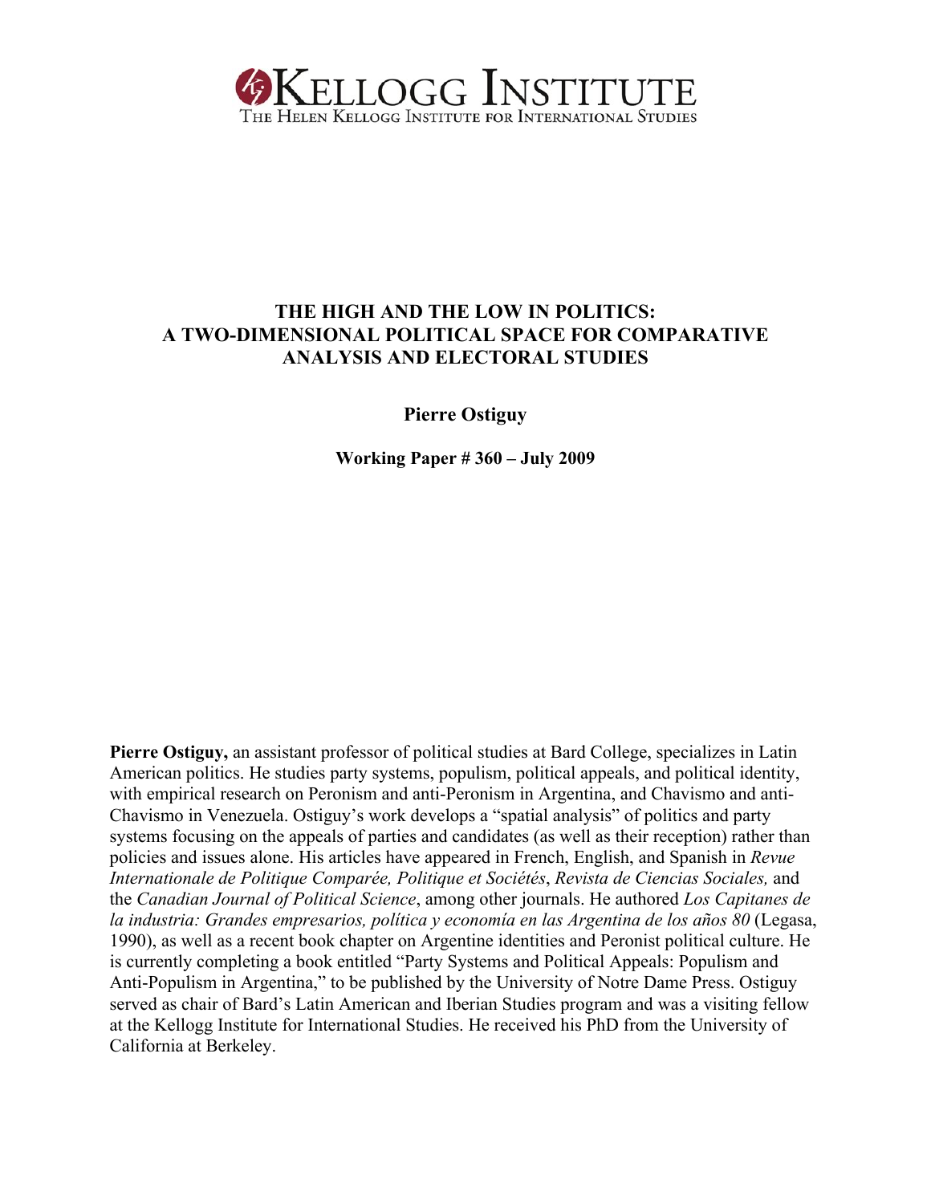KELLOGG INSTITUTE
THE HELEN KELLOGG INSTITUTE FOR INTERNATIONAL STUDIES

# THE HIGH AND THE LOW IN POLITICS: A TWO-DIMENSIONAL POLITICAL SPACE FOR COMPARATIVE ANALYSIS AND ELECTORAL STUDIES

**Pierre Ostiguy**

**Working Paper # 360 – July 2009**

**Pierre Ostiguy,** an assistant professor of political studies at Bard College, specializes in Latin American politics. He studies party systems, populism, political appeals, and political identity, with empirical research on Peronism and anti-Peronism in Argentina, and Chavismo and anti-Chavismo in Venezuela. Ostiguy's work develops a "spatial analysis" of politics and party systems focusing on the appeals of parties and candidates (as well as their reception) rather than policies and issues alone. His articles have appeared in French, English, and Spanish in *Revue Internationale de Politique Comparée, Politique et Sociétés*, *Revista de Ciencias Sociales,* and the *Canadian Journal of Political Science*, among other journals. He authored *Los Capitanes de la industria: Grandes empresarios, política y economía en las Argentina de los años 80* (Legasa, 1990), as well as a recent book chapter on Argentine identities and Peronist political culture. He is currently completing a book entitled "Party Systems and Political Appeals: Populism and Anti-Populism in Argentina," to be published by the University of Notre Dame Press. Ostiguy served as chair of Bard's Latin American and Iberian Studies program and was a visiting fellow at the Kellogg Institute for International Studies. He received his PhD from the University of California at Berkeley.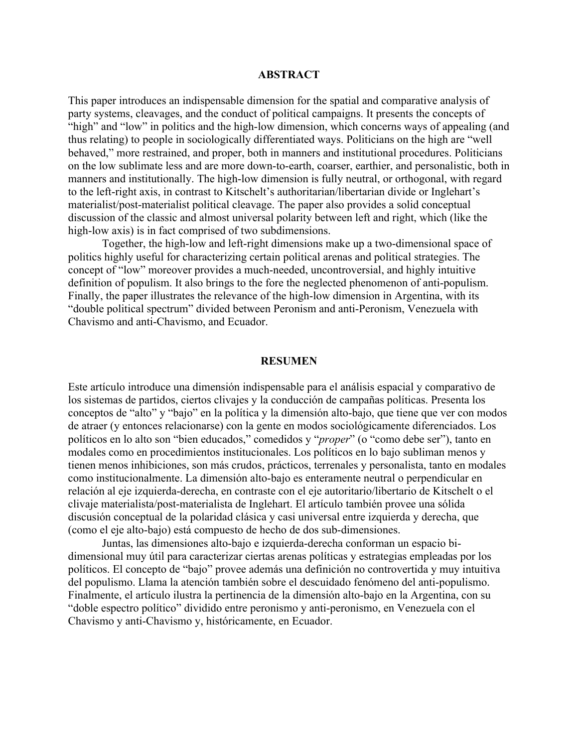## ABSTRACT

This paper introduces an indispensable dimension for the spatial and comparative analysis of party systems, cleavages, and the conduct of political campaigns. It presents the concepts of "high" and "low" in politics and the high-low dimension, which concerns ways of appealing (and thus relating) to people in sociologically differentiated ways. Politicians on the high are "well behaved," more restrained, and proper, both in manners and institutional procedures. Politicians on the low sublimate less and are more down-to-earth, coarser, earthier, and personalistic, both in manners and institutionally. The high-low dimension is fully neutral, or orthogonal, with regard to the left-right axis, in contrast to Kitschelt's authoritarian/libertarian divide or Inglehart's materialist/post-materialist political cleavage. The paper also provides a solid conceptual discussion of the classic and almost universal polarity between left and right, which (like the high-low axis) is in fact comprised of two subdimensions.

Together, the high-low and left-right dimensions make up a two-dimensional space of politics highly useful for characterizing certain political arenas and political strategies. The concept of "low" moreover provides a much-needed, uncontroversial, and highly intuitive definition of populism. It also brings to the fore the neglected phenomenon of anti-populism. Finally, the paper illustrates the relevance of the high-low dimension in Argentina, with its "double political spectrum" divided between Peronism and anti-Peronism, Venezuela with Chavismo and anti-Chavismo, and Ecuador.

## RESUMEN

Este artículo introduce una dimensión indispensable para el análisis espacial y comparativo de los sistemas de partidos, ciertos clivajes y la conducción de campañas políticas. Presenta los conceptos de "alto" y "bajo" en la política y la dimensión alto-bajo, que tiene que ver con modos de atraer (y entonces relacionarse) con la gente en modos sociológicamente diferenciados. Los políticos en lo alto son "bien educados," comedidos y "*proper*" (o "como debe ser"), tanto en modales como en procedimientos institucionales. Los políticos en lo bajo subliman menos y tienen menos inhibiciones, son más crudos, prácticos, terrenales y personalista, tanto en modales como institucionalmente. La dimensión alto-bajo es enteramente neutral o perpendicular en relación al eje izquierda-derecha, en contraste con el eje autoritario/libertario de Kitschelt o el clivaje materialista/post-materialista de Inglehart. El artículo también provee una sólida discusión conceptual de la polaridad clásica y casi universal entre izquierda y derecha, que (como el eje alto-bajo) está compuesto de hecho de dos sub-dimensiones.

Juntas, las dimensiones alto-bajo e izquierda-derecha conforman un espacio bi-dimensional muy útil para caracterizar ciertas arenas políticas y estrategias empleadas por los políticos. El concepto de "bajo" provee además una definición no controvertida y muy intuitiva del populismo. Llama la atención también sobre el descuidado fenómeno del anti-populismo. Finalmente, el artículo ilustra la pertinencia de la dimensión alto-bajo en la Argentina, con su "doble espectro político" dividido entre peronismo y anti-peronismo, en Venezuela con el Chavismo y anti-Chavismo y, históricamente, en Ecuador.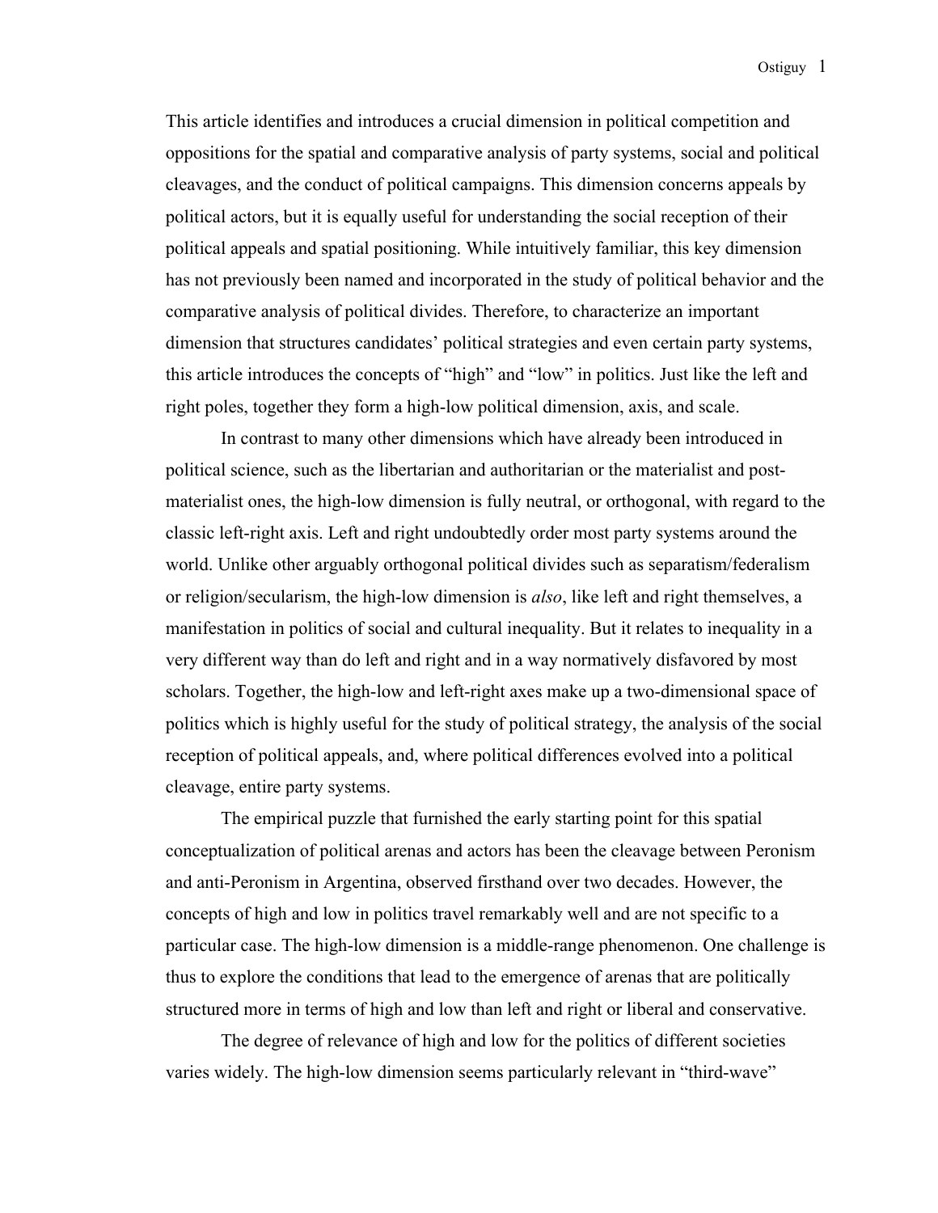This article identifies and introduces a crucial dimension in political competition and oppositions for the spatial and comparative analysis of party systems, social and political cleavages, and the conduct of political campaigns. This dimension concerns appeals by political actors, but it is equally useful for understanding the social reception of their political appeals and spatial positioning. While intuitively familiar, this key dimension has not previously been named and incorporated in the study of political behavior and the comparative analysis of political divides. Therefore, to characterize an important dimension that structures candidates' political strategies and even certain party systems, this article introduces the concepts of "high" and "low" in politics. Just like the left and right poles, together they form a high-low political dimension, axis, and scale.

In contrast to many other dimensions which have already been introduced in political science, such as the libertarian and authoritarian or the materialist and post-materialist ones, the high-low dimension is fully neutral, or orthogonal, with regard to the classic left-right axis. Left and right undoubtedly order most party systems around the world. Unlike other arguably orthogonal political divides such as separatism/federalism or religion/secularism, the high-low dimension is *also*, like left and right themselves, a manifestation in politics of social and cultural inequality. But it relates to inequality in a very different way than do left and right and in a way normatively disfavored by most scholars. Together, the high-low and left-right axes make up a two-dimensional space of politics which is highly useful for the study of political strategy, the analysis of the social reception of political appeals, and, where political differences evolved into a political cleavage, entire party systems.

The empirical puzzle that furnished the early starting point for this spatial conceptualization of political arenas and actors has been the cleavage between Peronism and anti-Peronism in Argentina, observed firsthand over two decades. However, the concepts of high and low in politics travel remarkably well and are not specific to a particular case. The high-low dimension is a middle-range phenomenon. One challenge is thus to explore the conditions that lead to the emergence of arenas that are politically structured more in terms of high and low than left and right or liberal and conservative.

The degree of relevance of high and low for the politics of different societies varies widely. The high-low dimension seems particularly relevant in "third-wave"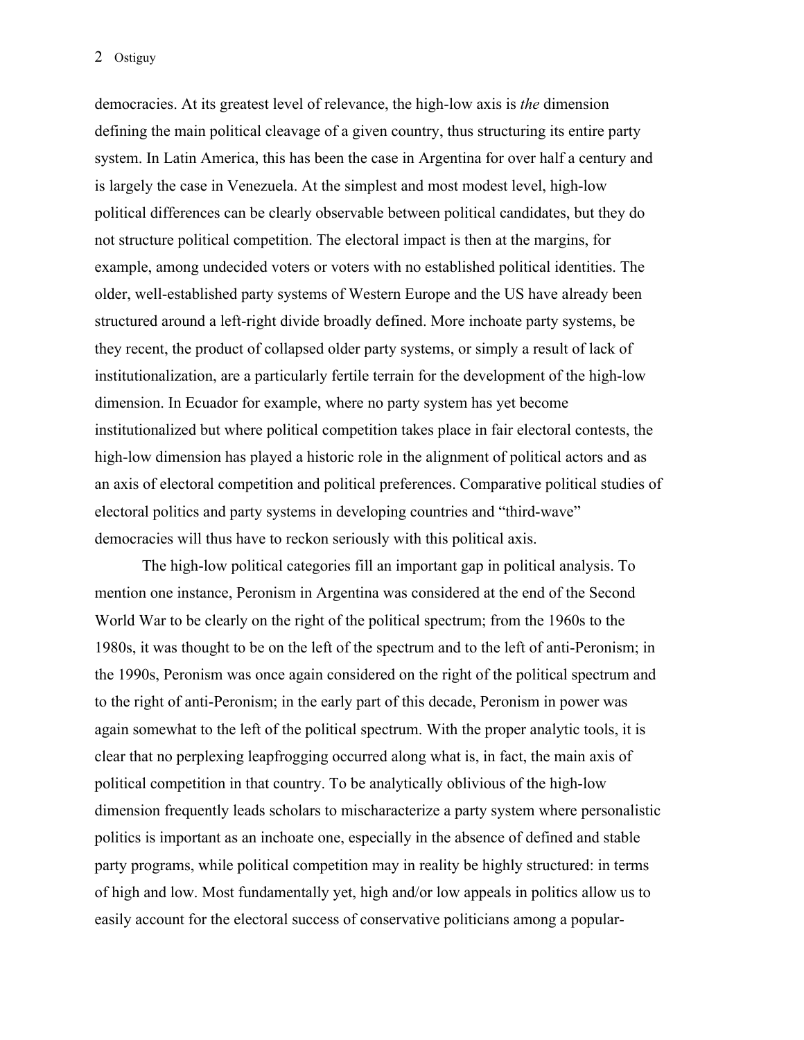democracies. At its greatest level of relevance, the high-low axis is *the* dimension defining the main political cleavage of a given country, thus structuring its entire party system. In Latin America, this has been the case in Argentina for over half a century and is largely the case in Venezuela. At the simplest and most modest level, high-low political differences can be clearly observable between political candidates, but they do not structure political competition. The electoral impact is then at the margins, for example, among undecided voters or voters with no established political identities. The older, well-established party systems of Western Europe and the US have already been structured around a left-right divide broadly defined. More inchoate party systems, be they recent, the product of collapsed older party systems, or simply a result of lack of institutionalization, are a particularly fertile terrain for the development of the high-low dimension. In Ecuador for example, where no party system has yet become institutionalized but where political competition takes place in fair electoral contests, the high-low dimension has played a historic role in the alignment of political actors and as an axis of electoral competition and political preferences. Comparative political studies of electoral politics and party systems in developing countries and "third-wave" democracies will thus have to reckon seriously with this political axis.

The high-low political categories fill an important gap in political analysis. To mention one instance, Peronism in Argentina was considered at the end of the Second World War to be clearly on the right of the political spectrum; from the 1960s to the 1980s, it was thought to be on the left of the spectrum and to the left of anti-Peronism; in the 1990s, Peronism was once again considered on the right of the political spectrum and to the right of anti-Peronism; in the early part of this decade, Peronism in power was again somewhat to the left of the political spectrum. With the proper analytic tools, it is clear that no perplexing leapfrogging occurred along what is, in fact, the main axis of political competition in that country. To be analytically oblivious of the high-low dimension frequently leads scholars to mischaracterize a party system where personalistic politics is important as an inchoate one, especially in the absence of defined and stable party programs, while political competition may in reality be highly structured: in terms of high and low. Most fundamentally yet, high and/or low appeals in politics allow us to easily account for the electoral success of conservative politicians among a popular-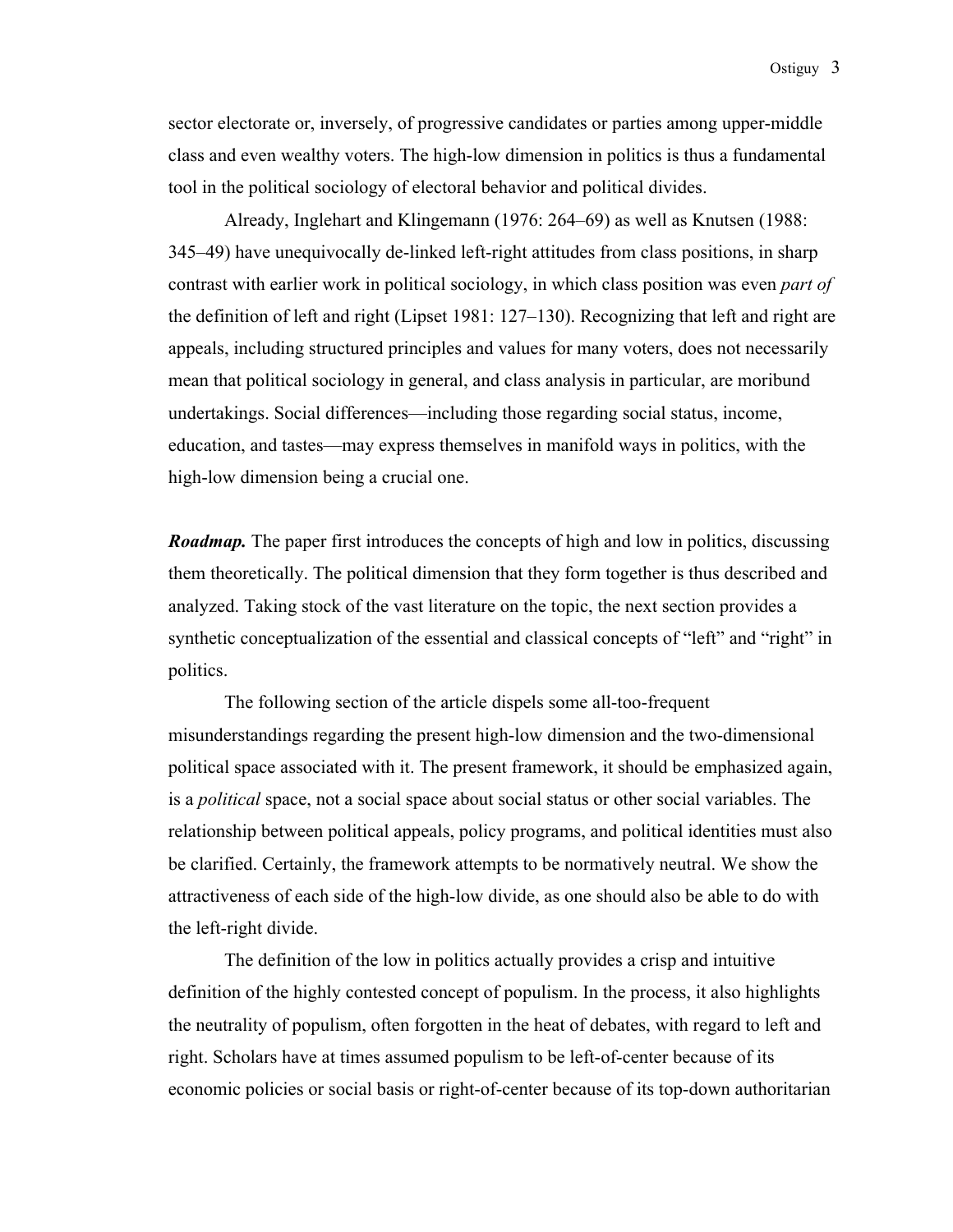sector electorate or, inversely, of progressive candidates or parties among upper-middle class and even wealthy voters. The high-low dimension in politics is thus a fundamental tool in the political sociology of electoral behavior and political divides.

Already, Inglehart and Klingemann (1976: 264–69) as well as Knutsen (1988: 345–49) have unequivocally de-linked left-right attitudes from class positions, in sharp contrast with earlier work in political sociology, in which class position was even *part of* the definition of left and right (Lipset 1981: 127–130). Recognizing that left and right are appeals, including structured principles and values for many voters, does not necessarily mean that political sociology in general, and class analysis in particular, are moribund undertakings. Social differences—including those regarding social status, income, education, and tastes—may express themselves in manifold ways in politics, with the high-low dimension being a crucial one.

***Roadmap.*** The paper first introduces the concepts of high and low in politics, discussing them theoretically. The political dimension that they form together is thus described and analyzed. Taking stock of the vast literature on the topic, the next section provides a synthetic conceptualization of the essential and classical concepts of "left" and "right" in politics.

The following section of the article dispels some all-too-frequent misunderstandings regarding the present high-low dimension and the two-dimensional political space associated with it. The present framework, it should be emphasized again, is a *political* space, not a social space about social status or other social variables. The relationship between political appeals, policy programs, and political identities must also be clarified. Certainly, the framework attempts to be normatively neutral. We show the attractiveness of each side of the high-low divide, as one should also be able to do with the left-right divide.

The definition of the low in politics actually provides a crisp and intuitive definition of the highly contested concept of populism. In the process, it also highlights the neutrality of populism, often forgotten in the heat of debates, with regard to left and right. Scholars have at times assumed populism to be left-of-center because of its economic policies or social basis or right-of-center because of its top-down authoritarian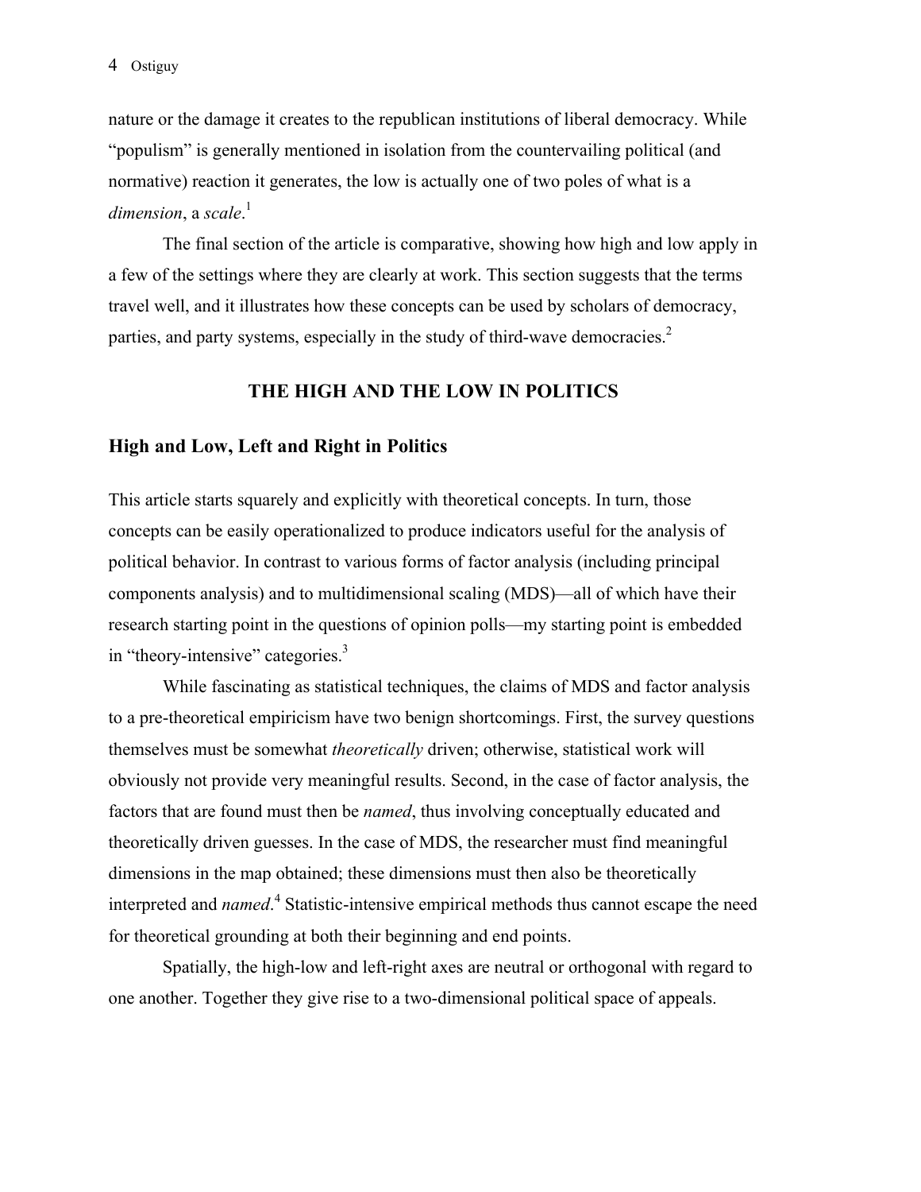nature or the damage it creates to the republican institutions of liberal democracy. While "populism" is generally mentioned in isolation from the countervailing political (and normative) reaction it generates, the low is actually one of two poles of what is a *dimension*, a *scale*.[1]

The final section of the article is comparative, showing how high and low apply in a few of the settings where they are clearly at work. This section suggests that the terms travel well, and it illustrates how these concepts can be used by scholars of democracy, parties, and party systems, especially in the study of third-wave democracies.[2]

## THE HIGH AND THE LOW IN POLITICS

### High and Low, Left and Right in Politics

This article starts squarely and explicitly with theoretical concepts. In turn, those concepts can be easily operationalized to produce indicators useful for the analysis of political behavior. In contrast to various forms of factor analysis (including principal components analysis) and to multidimensional scaling (MDS)—all of which have their research starting point in the questions of opinion polls—my starting point is embedded in "theory-intensive" categories.[3]

While fascinating as statistical techniques, the claims of MDS and factor analysis to a pre-theoretical empiricism have two benign shortcomings. First, the survey questions themselves must be somewhat *theoretically* driven; otherwise, statistical work will obviously not provide very meaningful results. Second, in the case of factor analysis, the factors that are found must then be *named*, thus involving conceptually educated and theoretically driven guesses. In the case of MDS, the researcher must find meaningful dimensions in the map obtained; these dimensions must then also be theoretically interpreted and *named*.[4] Statistic-intensive empirical methods thus cannot escape the need for theoretical grounding at both their beginning and end points.

Spatially, the high-low and left-right axes are neutral or orthogonal with regard to one another. Together they give rise to a two-dimensional political space of appeals.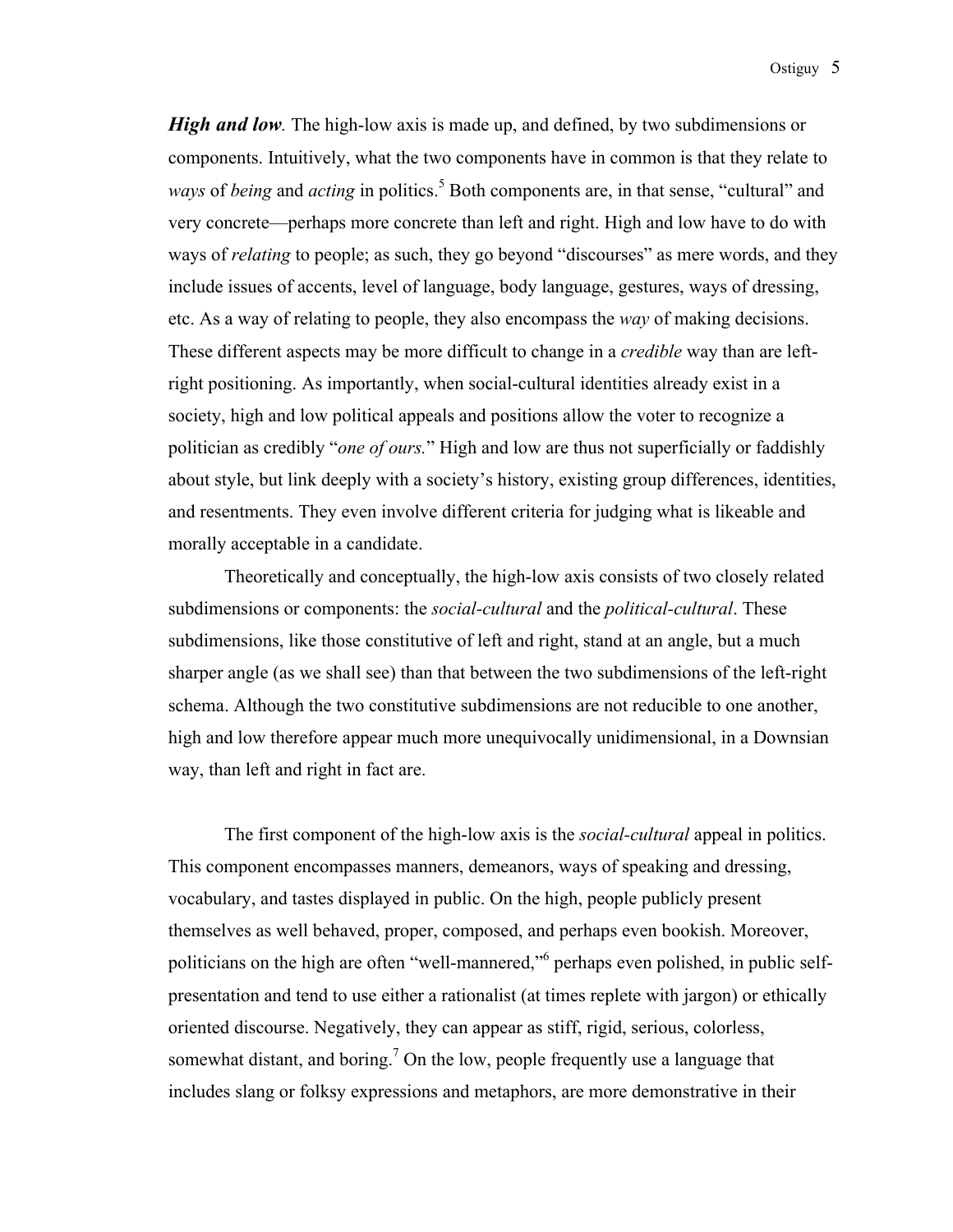***High and low***. The high-low axis is made up, and defined, by two subdimensions or components. Intuitively, what the two components have in common is that they relate to *ways* of *being* and *acting* in politics.[5] Both components are, in that sense, "cultural" and very concrete—perhaps more concrete than left and right. High and low have to do with ways of *relating* to people; as such, they go beyond "discourses" as mere words, and they include issues of accents, level of language, body language, gestures, ways of dressing, etc. As a way of relating to people, they also encompass the *way* of making decisions. These different aspects may be more difficult to change in a *credible* way than are left-right positioning. As importantly, when social-cultural identities already exist in a society, high and low political appeals and positions allow the voter to recognize a politician as credibly "*one of ours.*" High and low are thus not superficially or faddishly about style, but link deeply with a society's history, existing group differences, identities, and resentments. They even involve different criteria for judging what is likeable and morally acceptable in a candidate.

Theoretically and conceptually, the high-low axis consists of two closely related subdimensions or components: the *social-cultural* and the *political-cultural*. These subdimensions, like those constitutive of left and right, stand at an angle, but a much sharper angle (as we shall see) than that between the two subdimensions of the left-right schema. Although the two constitutive subdimensions are not reducible to one another, high and low therefore appear much more unequivocally unidimensional, in a Downsian way, than left and right in fact are.

The first component of the high-low axis is the *social-cultural* appeal in politics. This component encompasses manners, demeanors, ways of speaking and dressing, vocabulary, and tastes displayed in public. On the high, people publicly present themselves as well behaved, proper, composed, and perhaps even bookish. Moreover, politicians on the high are often "well-mannered,"[6] perhaps even polished, in public self-presentation and tend to use either a rationalist (at times replete with jargon) or ethically oriented discourse. Negatively, they can appear as stiff, rigid, serious, colorless, somewhat distant, and boring.[7] On the low, people frequently use a language that includes slang or folksy expressions and metaphors, are more demonstrative in their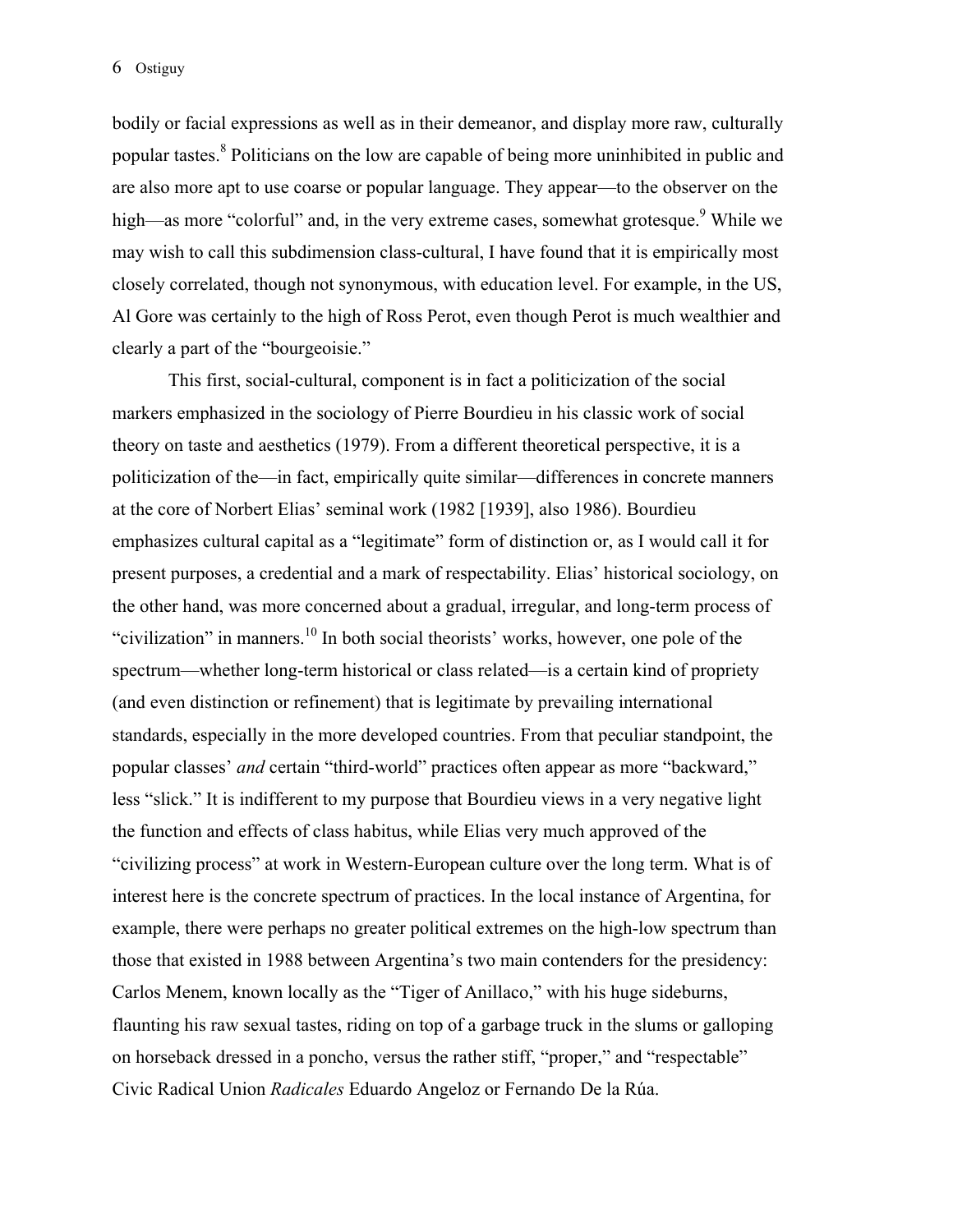bodily or facial expressions as well as in their demeanor, and display more raw, culturally popular tastes.[8] Politicians on the low are capable of being more uninhibited in public and are also more apt to use coarse or popular language. They appear—to the observer on the high—as more "colorful" and, in the very extreme cases, somewhat grotesque.[9] While we may wish to call this subdimension class-cultural, I have found that it is empirically most closely correlated, though not synonymous, with education level. For example, in the US, Al Gore was certainly to the high of Ross Perot, even though Perot is much wealthier and clearly a part of the "bourgeoisie."

This first, social-cultural, component is in fact a politicization of the social markers emphasized in the sociology of Pierre Bourdieu in his classic work of social theory on taste and aesthetics (1979). From a different theoretical perspective, it is a politicization of the—in fact, empirically quite similar—differences in concrete manners at the core of Norbert Elias' seminal work (1982 [1939], also 1986). Bourdieu emphasizes cultural capital as a "legitimate" form of distinction or, as I would call it for present purposes, a credential and a mark of respectability. Elias' historical sociology, on the other hand, was more concerned about a gradual, irregular, and long-term process of "civilization" in manners.[10] In both social theorists' works, however, one pole of the spectrum—whether long-term historical or class related—is a certain kind of propriety (and even distinction or refinement) that is legitimate by prevailing international standards, especially in the more developed countries. From that peculiar standpoint, the popular classes' *and* certain "third-world" practices often appear as more "backward," less "slick." It is indifferent to my purpose that Bourdieu views in a very negative light the function and effects of class habitus, while Elias very much approved of the "civilizing process" at work in Western-European culture over the long term. What is of interest here is the concrete spectrum of practices. In the local instance of Argentina, for example, there were perhaps no greater political extremes on the high-low spectrum than those that existed in 1988 between Argentina's two main contenders for the presidency: Carlos Menem, known locally as the "Tiger of Anillaco," with his huge sideburns, flaunting his raw sexual tastes, riding on top of a garbage truck in the slums or galloping on horseback dressed in a poncho, versus the rather stiff, "proper," and "respectable" Civic Radical Union *Radicales* Eduardo Angeloz or Fernando De la Rúa.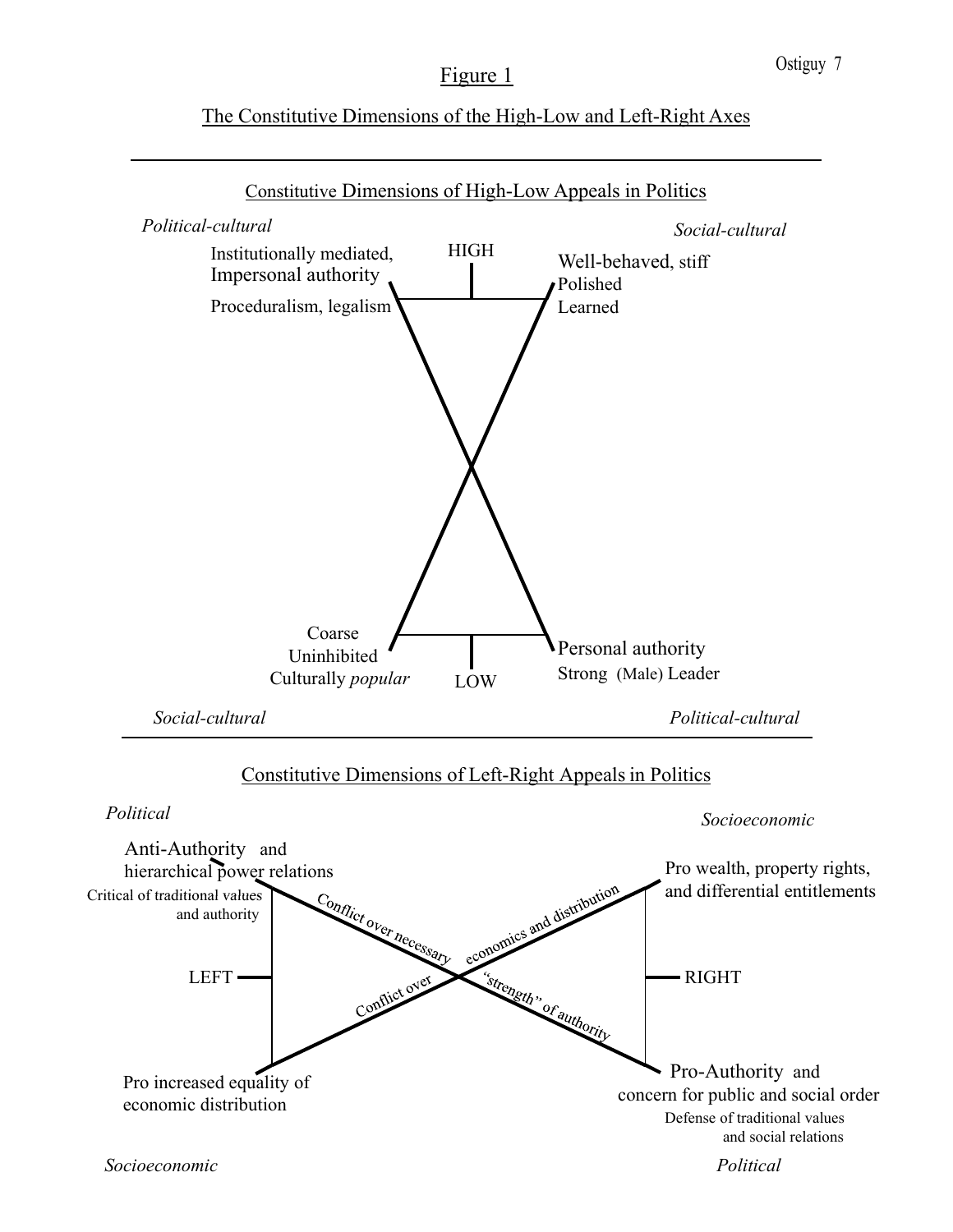# Figure 1

## The Constitutive Dimensions of the High-Low and Left-Right Axes

### Constitutive Dimensions of High-Low Appeals in Politics

*Political-cultural*

Institutionally mediated, Impersonal authority

Proceduralism, legalism

HIGH

*Social-cultural*

Well-behaved, stiff

Polished

Learned

Coarse

Uninhibited

Culturally *popular*

LOW

Personal authority

Strong (Male) Leader

*Social-cultural*

*Political-cultural*

### Constitutive Dimensions of Left-Right Appeals in Politics

*Political*

Anti-Authority and hierarchical power relations

Critical of traditional values and authority

*Socioeconomic*

Pro wealth, property rights, and differential entitlements

Conflict over necessary "strength" of authority

Conflict over economics and distribution

LEFT

RIGHT

Pro increased equality of economic distribution

Pro-Authority and concern for public and social order

Defense of traditional values and social relations

*Socioeconomic*

*Political*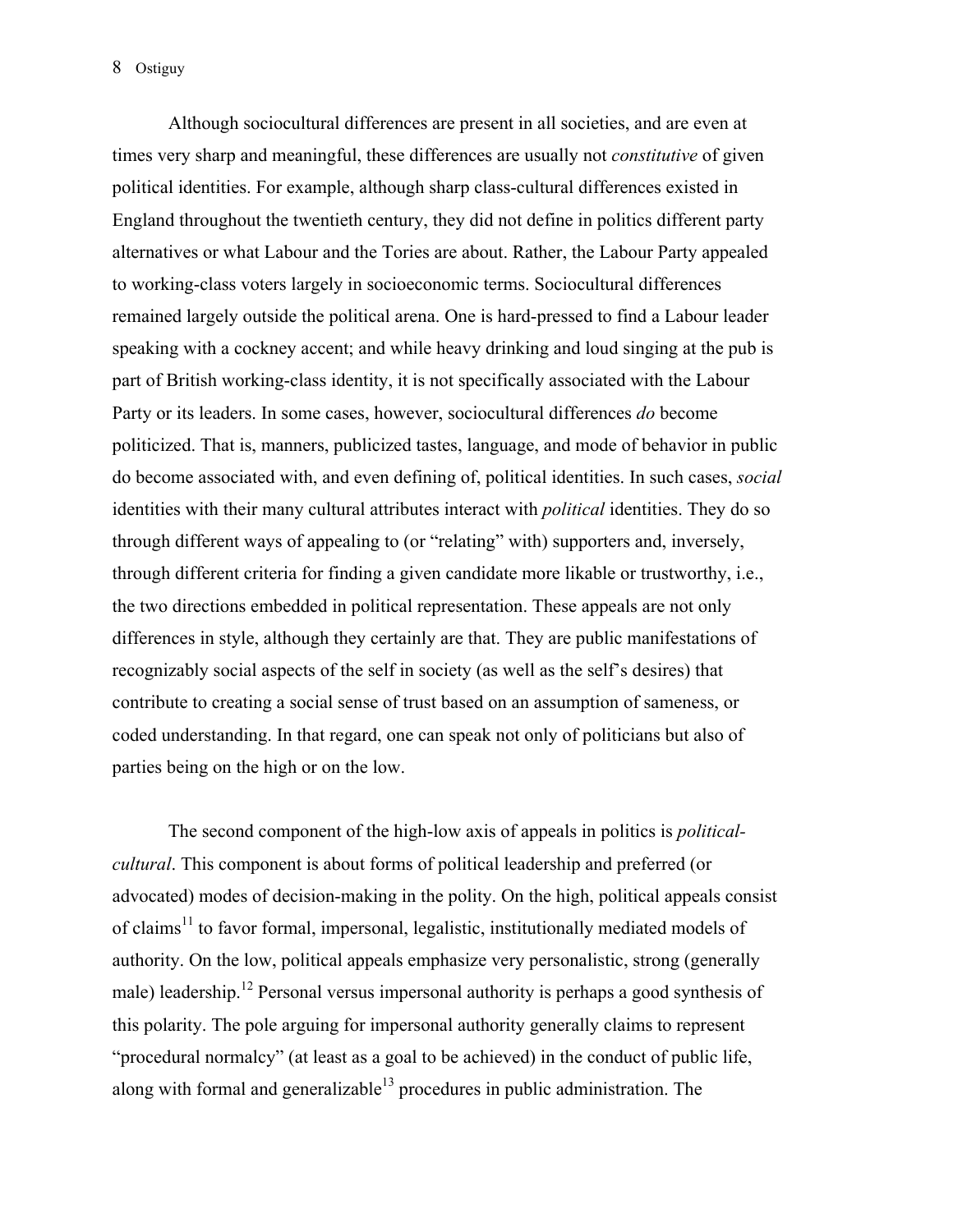Although sociocultural differences are present in all societies, and are even at times very sharp and meaningful, these differences are usually not *constitutive* of given political identities. For example, although sharp class-cultural differences existed in England throughout the twentieth century, they did not define in politics different party alternatives or what Labour and the Tories are about. Rather, the Labour Party appealed to working-class voters largely in socioeconomic terms. Sociocultural differences remained largely outside the political arena. One is hard-pressed to find a Labour leader speaking with a cockney accent; and while heavy drinking and loud singing at the pub is part of British working-class identity, it is not specifically associated with the Labour Party or its leaders. In some cases, however, sociocultural differences *do* become politicized. That is, manners, publicized tastes, language, and mode of behavior in public do become associated with, and even defining of, political identities. In such cases, *social* identities with their many cultural attributes interact with *political* identities. They do so through different ways of appealing to (or "relating" with) supporters and, inversely, through different criteria for finding a given candidate more likable or trustworthy, i.e., the two directions embedded in political representation. These appeals are not only differences in style, although they certainly are that. They are public manifestations of recognizably social aspects of the self in society (as well as the self's desires) that contribute to creating a social sense of trust based on an assumption of sameness, or coded understanding. In that regard, one can speak not only of politicians but also of parties being on the high or on the low.

The second component of the high-low axis of appeals in politics is *political-cultural*. This component is about forms of political leadership and preferred (or advocated) modes of decision-making in the polity. On the high, political appeals consist of claims[11] to favor formal, impersonal, legalistic, institutionally mediated models of authority. On the low, political appeals emphasize very personalistic, strong (generally male) leadership.[12] Personal versus impersonal authority is perhaps a good synthesis of this polarity. The pole arguing for impersonal authority generally claims to represent "procedural normalcy" (at least as a goal to be achieved) in the conduct of public life, along with formal and generalizable[13] procedures in public administration. The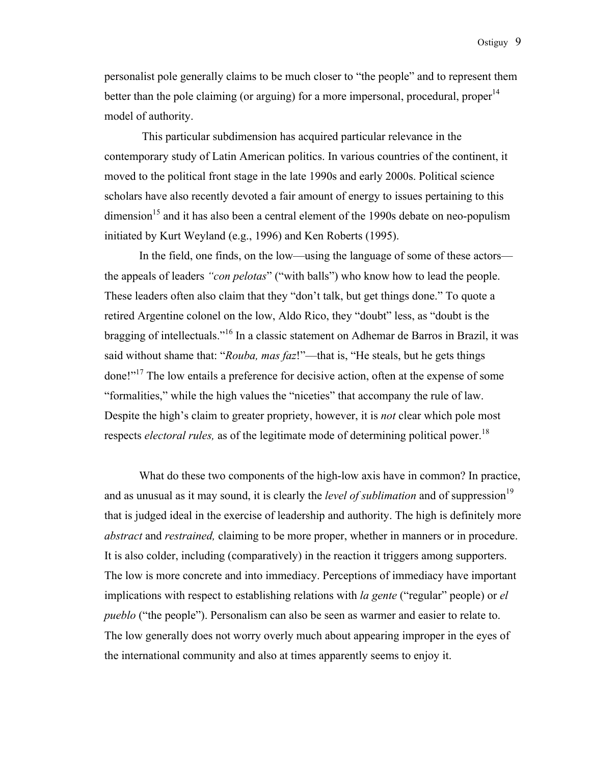personalist pole generally claims to be much closer to "the people" and to represent them better than the pole claiming (or arguing) for a more impersonal, procedural, proper[14] model of authority.

This particular subdimension has acquired particular relevance in the contemporary study of Latin American politics. In various countries of the continent, it moved to the political front stage in the late 1990s and early 2000s. Political science scholars have also recently devoted a fair amount of energy to issues pertaining to this dimension[15] and it has also been a central element of the 1990s debate on neo-populism initiated by Kurt Weyland (e.g., 1996) and Ken Roberts (1995).

In the field, one finds, on the low—using the language of some of these actors—the appeals of leaders *"con pelotas*" ("with balls") who know how to lead the people. These leaders often also claim that they "don't talk, but get things done." To quote a retired Argentine colonel on the low, Aldo Rico, they "doubt" less, as "doubt is the bragging of intellectuals."[16] In a classic statement on Adhemar de Barros in Brazil, it was said without shame that: "*Rouba, mas faz*!"—that is, "He steals, but he gets things done!"[17] The low entails a preference for decisive action, often at the expense of some "formalities," while the high values the "niceties" that accompany the rule of law. Despite the high's claim to greater propriety, however, it is *not* clear which pole most respects *electoral rules,* as of the legitimate mode of determining political power.[18]

What do these two components of the high-low axis have in common? In practice, and as unusual as it may sound, it is clearly the *level of sublimation* and of suppression[19] that is judged ideal in the exercise of leadership and authority. The high is definitely more *abstract* and *restrained,* claiming to be more proper, whether in manners or in procedure. It is also colder, including (comparatively) in the reaction it triggers among supporters. The low is more concrete and into immediacy. Perceptions of immediacy have important implications with respect to establishing relations with *la gente* ("regular" people) or *el pueblo* ("the people"). Personalism can also be seen as warmer and easier to relate to. The low generally does not worry overly much about appearing improper in the eyes of the international community and also at times apparently seems to enjoy it.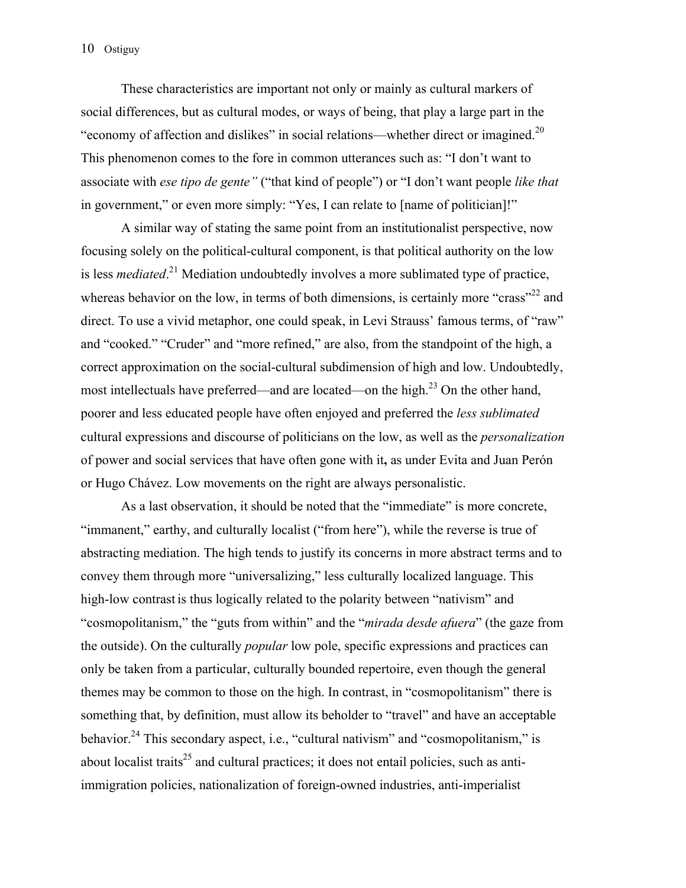These characteristics are important not only or mainly as cultural markers of social differences, but as cultural modes, or ways of being, that play a large part in the "economy of affection and dislikes" in social relations—whether direct or imagined.[20] This phenomenon comes to the fore in common utterances such as: "I don't want to associate with *ese tipo de gente"* ("that kind of people") or "I don't want people *like that* in government," or even more simply: "Yes, I can relate to [name of politician]!"

A similar way of stating the same point from an institutionalist perspective, now focusing solely on the political-cultural component, is that political authority on the low is less *mediated*.[21] Mediation undoubtedly involves a more sublimated type of practice, whereas behavior on the low, in terms of both dimensions, is certainly more "crass"[22] and direct. To use a vivid metaphor, one could speak, in Levi Strauss' famous terms, of "raw" and "cooked." "Cruder" and "more refined," are also, from the standpoint of the high, a correct approximation on the social-cultural subdimension of high and low. Undoubtedly, most intellectuals have preferred—and are located—on the high.[23] On the other hand, poorer and less educated people have often enjoyed and preferred the *less sublimated* cultural expressions and discourse of politicians on the low, as well as the *personalization* of power and social services that have often gone with it**,** as under Evita and Juan Perón or Hugo Chávez. Low movements on the right are always personalistic.

As a last observation, it should be noted that the "immediate" is more concrete, "immanent," earthy, and culturally localist ("from here"), while the reverse is true of abstracting mediation. The high tends to justify its concerns in more abstract terms and to convey them through more "universalizing," less culturally localized language. This high-low contrast is thus logically related to the polarity between "nativism" and "cosmopolitanism," the "guts from within" and the "*mirada desde afuera*" (the gaze from the outside). On the culturally *popular* low pole, specific expressions and practices can only be taken from a particular, culturally bounded repertoire, even though the general themes may be common to those on the high. In contrast, in "cosmopolitanism" there is something that, by definition, must allow its beholder to "travel" and have an acceptable behavior.[24] This secondary aspect, i.e., "cultural nativism" and "cosmopolitanism," is about localist traits[25] and cultural practices; it does not entail policies, such as anti-immigration policies, nationalization of foreign-owned industries, anti-imperialist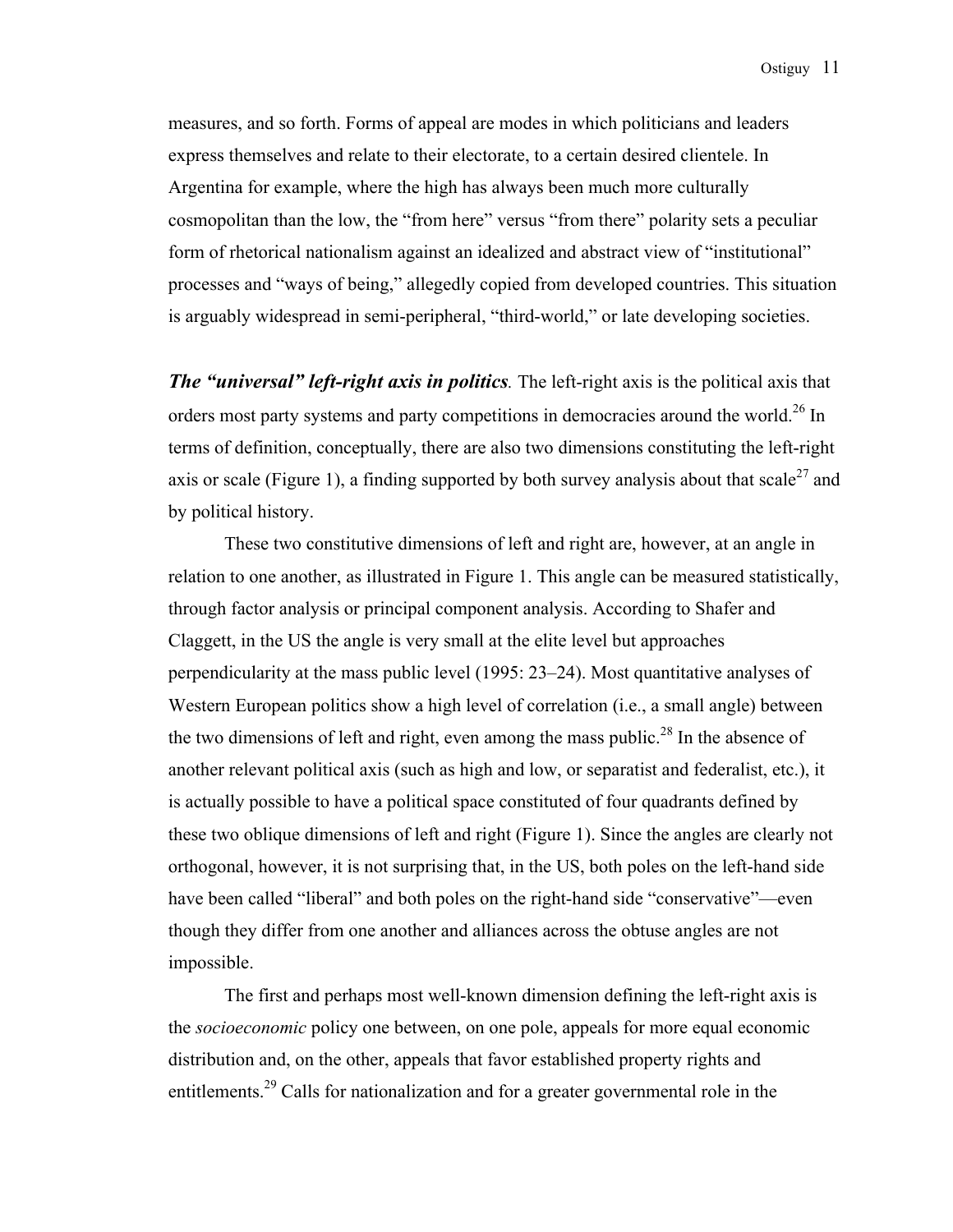measures, and so forth. Forms of appeal are modes in which politicians and leaders express themselves and relate to their electorate, to a certain desired clientele. In Argentina for example, where the high has always been much more culturally cosmopolitan than the low, the "from here" versus "from there" polarity sets a peculiar form of rhetorical nationalism against an idealized and abstract view of "institutional" processes and "ways of being," allegedly copied from developed countries. This situation is arguably widespread in semi-peripheral, "third-world," or late developing societies.

***The "universal" left-right axis in politics**.* The left-right axis is the political axis that orders most party systems and party competitions in democracies around the world.[26] In terms of definition, conceptually, there are also two dimensions constituting the left-right axis or scale (Figure 1), a finding supported by both survey analysis about that scale[27] and by political history.

These two constitutive dimensions of left and right are, however, at an angle in relation to one another, as illustrated in Figure 1. This angle can be measured statistically, through factor analysis or principal component analysis. According to Shafer and Claggett, in the US the angle is very small at the elite level but approaches perpendicularity at the mass public level (1995: 23–24). Most quantitative analyses of Western European politics show a high level of correlation (i.e., a small angle) between the two dimensions of left and right, even among the mass public.[28] In the absence of another relevant political axis (such as high and low, or separatist and federalist, etc.), it is actually possible to have a political space constituted of four quadrants defined by these two oblique dimensions of left and right (Figure 1). Since the angles are clearly not orthogonal, however, it is not surprising that, in the US, both poles on the left-hand side have been called "liberal" and both poles on the right-hand side "conservative"—even though they differ from one another and alliances across the obtuse angles are not impossible.

The first and perhaps most well-known dimension defining the left-right axis is the *socioeconomic* policy one between, on one pole, appeals for more equal economic distribution and, on the other, appeals that favor established property rights and entitlements.[29] Calls for nationalization and for a greater governmental role in the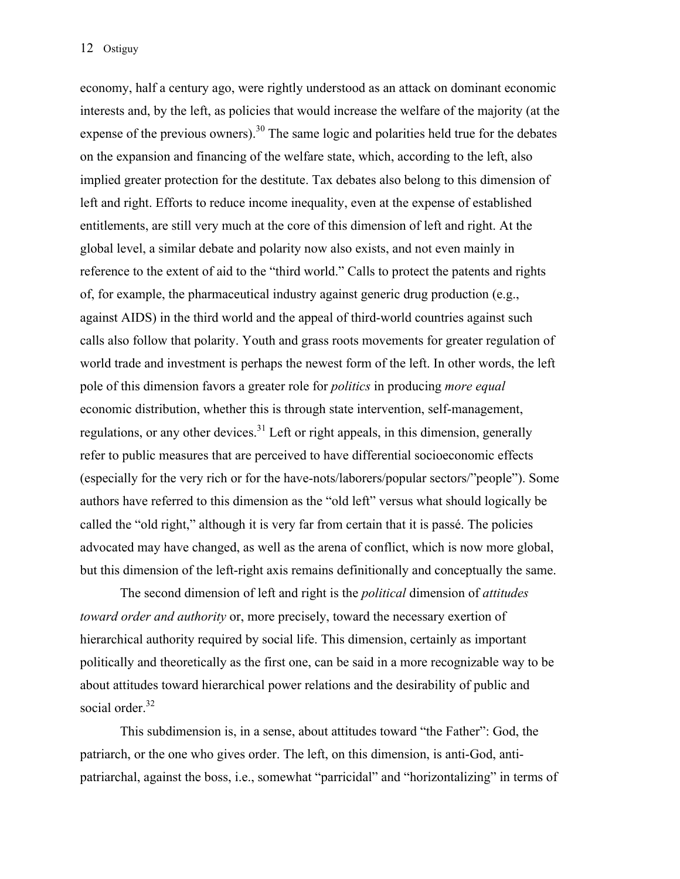economy, half a century ago, were rightly understood as an attack on dominant economic interests and, by the left, as policies that would increase the welfare of the majority (at the expense of the previous owners).[30] The same logic and polarities held true for the debates on the expansion and financing of the welfare state, which, according to the left, also implied greater protection for the destitute. Tax debates also belong to this dimension of left and right. Efforts to reduce income inequality, even at the expense of established entitlements, are still very much at the core of this dimension of left and right. At the global level, a similar debate and polarity now also exists, and not even mainly in reference to the extent of aid to the "third world." Calls to protect the patents and rights of, for example, the pharmaceutical industry against generic drug production (e.g., against AIDS) in the third world and the appeal of third-world countries against such calls also follow that polarity. Youth and grass roots movements for greater regulation of world trade and investment is perhaps the newest form of the left. In other words, the left pole of this dimension favors a greater role for *politics* in producing *more equal* economic distribution, whether this is through state intervention, self-management, regulations, or any other devices.[31] Left or right appeals, in this dimension, generally refer to public measures that are perceived to have differential socioeconomic effects (especially for the very rich or for the have-nots/laborers/popular sectors/"people"). Some authors have referred to this dimension as the "old left" versus what should logically be called the "old right," although it is very far from certain that it is passé. The policies advocated may have changed, as well as the arena of conflict, which is now more global, but this dimension of the left-right axis remains definitionally and conceptually the same.

The second dimension of left and right is the *political* dimension of *attitudes toward order and authority* or, more precisely, toward the necessary exertion of hierarchical authority required by social life. This dimension, certainly as important politically and theoretically as the first one, can be said in a more recognizable way to be about attitudes toward hierarchical power relations and the desirability of public and social order.[32]

This subdimension is, in a sense, about attitudes toward "the Father": God, the patriarch, or the one who gives order. The left, on this dimension, is anti-God, anti-patriarchal, against the boss, i.e., somewhat "parricidal" and "horizontalizing" in terms of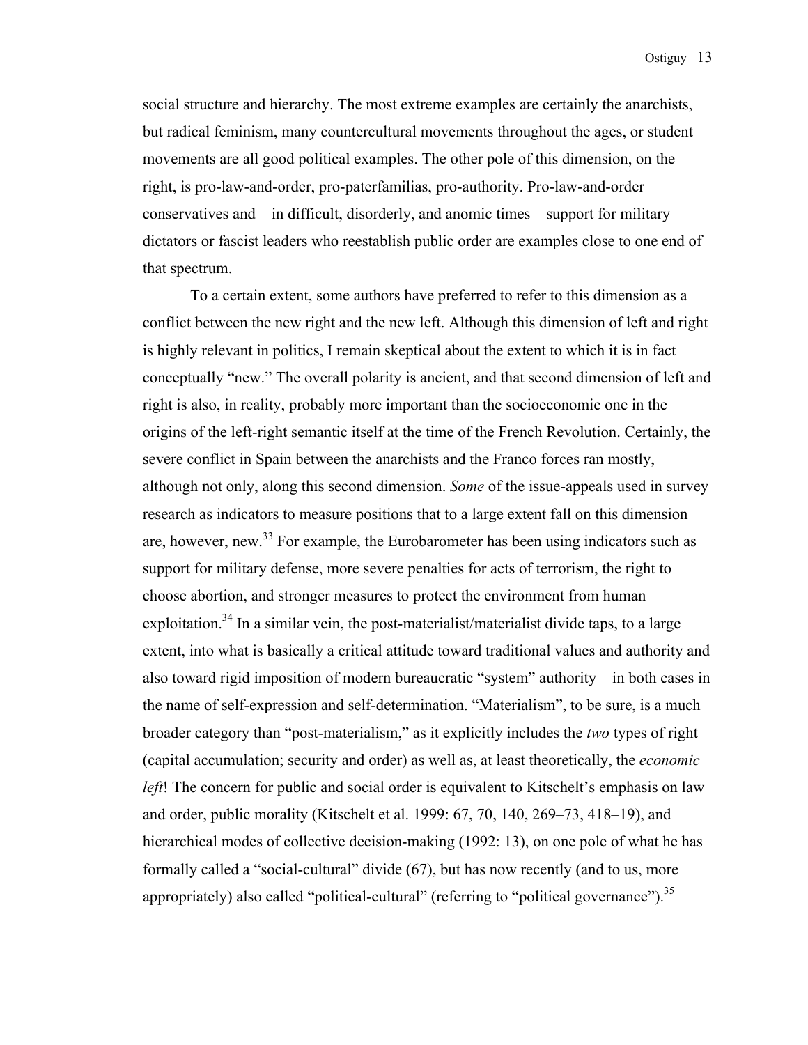social structure and hierarchy. The most extreme examples are certainly the anarchists, but radical feminism, many countercultural movements throughout the ages, or student movements are all good political examples. The other pole of this dimension, on the right, is pro-law-and-order, pro-paterfamilias, pro-authority. Pro-law-and-order conservatives and—in difficult, disorderly, and anomic times—support for military dictators or fascist leaders who reestablish public order are examples close to one end of that spectrum.

To a certain extent, some authors have preferred to refer to this dimension as a conflict between the new right and the new left. Although this dimension of left and right is highly relevant in politics, I remain skeptical about the extent to which it is in fact conceptually "new." The overall polarity is ancient, and that second dimension of left and right is also, in reality, probably more important than the socioeconomic one in the origins of the left-right semantic itself at the time of the French Revolution. Certainly, the severe conflict in Spain between the anarchists and the Franco forces ran mostly, although not only, along this second dimension. *Some* of the issue-appeals used in survey research as indicators to measure positions that to a large extent fall on this dimension are, however, new.[33] For example, the Eurobarometer has been using indicators such as support for military defense, more severe penalties for acts of terrorism, the right to choose abortion, and stronger measures to protect the environment from human exploitation.[34] In a similar vein, the post-materialist/materialist divide taps, to a large extent, into what is basically a critical attitude toward traditional values and authority and also toward rigid imposition of modern bureaucratic "system" authority—in both cases in the name of self-expression and self-determination. "Materialism", to be sure, is a much broader category than "post-materialism," as it explicitly includes the *two* types of right (capital accumulation; security and order) as well as, at least theoretically, the *economic left*! The concern for public and social order is equivalent to Kitschelt's emphasis on law and order, public morality (Kitschelt et al. 1999: 67, 70, 140, 269–73, 418–19), and hierarchical modes of collective decision-making (1992: 13), on one pole of what he has formally called a "social-cultural" divide (67), but has now recently (and to us, more appropriately) also called "political-cultural" (referring to "political governance").[35]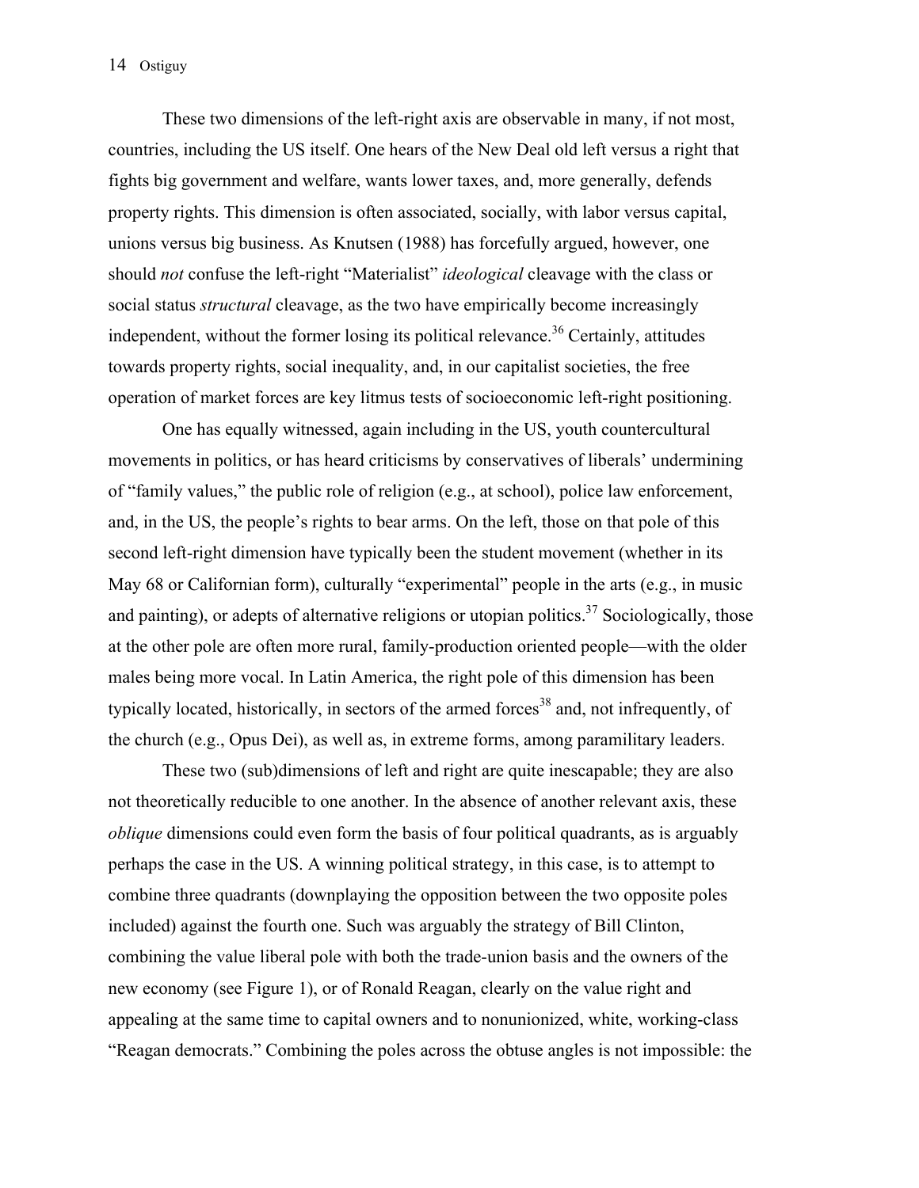These two dimensions of the left-right axis are observable in many, if not most, countries, including the US itself. One hears of the New Deal old left versus a right that fights big government and welfare, wants lower taxes, and, more generally, defends property rights. This dimension is often associated, socially, with labor versus capital, unions versus big business. As Knutsen (1988) has forcefully argued, however, one should *not* confuse the left-right "Materialist" *ideological* cleavage with the class or social status *structural* cleavage, as the two have empirically become increasingly independent, without the former losing its political relevance.[36] Certainly, attitudes towards property rights, social inequality, and, in our capitalist societies, the free operation of market forces are key litmus tests of socioeconomic left-right positioning.

One has equally witnessed, again including in the US, youth countercultural movements in politics, or has heard criticisms by conservatives of liberals' undermining of "family values," the public role of religion (e.g., at school), police law enforcement, and, in the US, the people's rights to bear arms. On the left, those on that pole of this second left-right dimension have typically been the student movement (whether in its May 68 or Californian form), culturally "experimental" people in the arts (e.g., in music and painting), or adepts of alternative religions or utopian politics.[37] Sociologically, those at the other pole are often more rural, family-production oriented people—with the older males being more vocal. In Latin America, the right pole of this dimension has been typically located, historically, in sectors of the armed forces[38] and, not infrequently, of the church (e.g., Opus Dei), as well as, in extreme forms, among paramilitary leaders.

These two (sub)dimensions of left and right are quite inescapable; they are also not theoretically reducible to one another. In the absence of another relevant axis, these *oblique* dimensions could even form the basis of four political quadrants, as is arguably perhaps the case in the US. A winning political strategy, in this case, is to attempt to combine three quadrants (downplaying the opposition between the two opposite poles included) against the fourth one. Such was arguably the strategy of Bill Clinton, combining the value liberal pole with both the trade-union basis and the owners of the new economy (see Figure 1), or of Ronald Reagan, clearly on the value right and appealing at the same time to capital owners and to nonunionized, white, working-class "Reagan democrats." Combining the poles across the obtuse angles is not impossible: the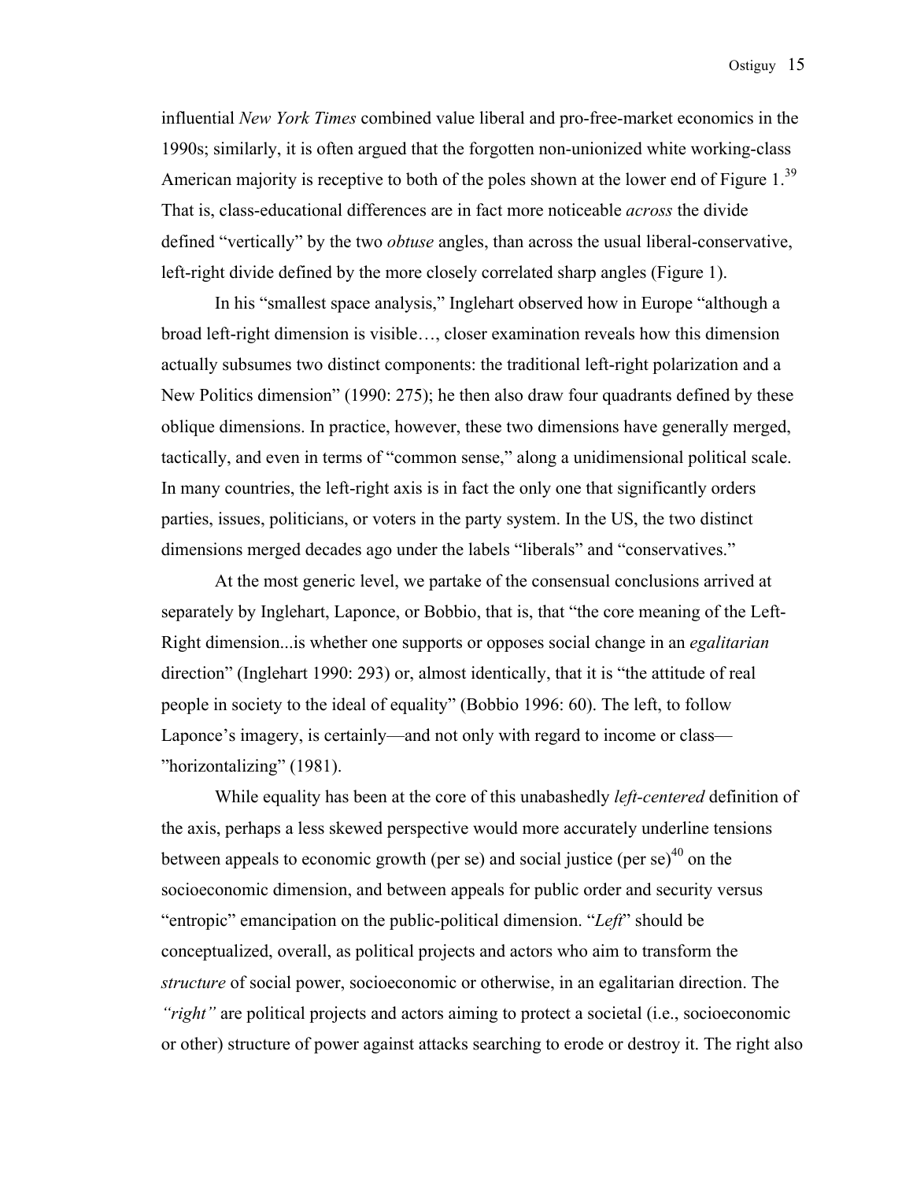influential *New York Times* combined value liberal and pro-free-market economics in the 1990s; similarly, it is often argued that the forgotten non-unionized white working-class American majority is receptive to both of the poles shown at the lower end of Figure 1.[39] That is, class-educational differences are in fact more noticeable *across* the divide defined "vertically" by the two *obtuse* angles, than across the usual liberal-conservative, left-right divide defined by the more closely correlated sharp angles (Figure 1).

In his "smallest space analysis," Inglehart observed how in Europe "although a broad left-right dimension is visible…, closer examination reveals how this dimension actually subsumes two distinct components: the traditional left-right polarization and a New Politics dimension" (1990: 275); he then also draw four quadrants defined by these oblique dimensions. In practice, however, these two dimensions have generally merged, tactically, and even in terms of "common sense," along a unidimensional political scale. In many countries, the left-right axis is in fact the only one that significantly orders parties, issues, politicians, or voters in the party system. In the US, the two distinct dimensions merged decades ago under the labels "liberals" and "conservatives."

At the most generic level, we partake of the consensual conclusions arrived at separately by Inglehart, Laponce, or Bobbio, that is, that "the core meaning of the Left-Right dimension...is whether one supports or opposes social change in an *egalitarian* direction" (Inglehart 1990: 293) or, almost identically, that it is "the attitude of real people in society to the ideal of equality" (Bobbio 1996: 60). The left, to follow Laponce's imagery, is certainly—and not only with regard to income or class—"horizontalizing" (1981).

While equality has been at the core of this unabashedly *left-centered* definition of the axis, perhaps a less skewed perspective would more accurately underline tensions between appeals to economic growth (per se) and social justice (per se)[40] on the socioeconomic dimension, and between appeals for public order and security versus "entropic" emancipation on the public-political dimension. "*Left*" should be conceptualized, overall, as political projects and actors who aim to transform the *structure* of social power, socioeconomic or otherwise, in an egalitarian direction. The *"right"* are political projects and actors aiming to protect a societal (i.e., socioeconomic or other) structure of power against attacks searching to erode or destroy it. The right also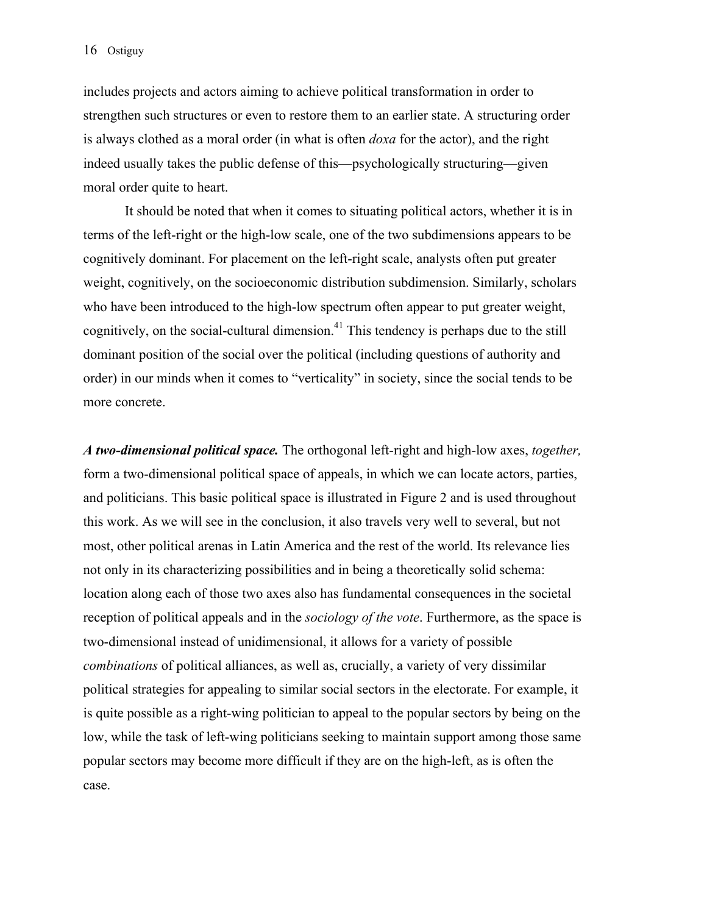includes projects and actors aiming to achieve political transformation in order to strengthen such structures or even to restore them to an earlier state. A structuring order is always clothed as a moral order (in what is often *doxa* for the actor), and the right indeed usually takes the public defense of this—psychologically structuring—given moral order quite to heart.

It should be noted that when it comes to situating political actors, whether it is in terms of the left-right or the high-low scale, one of the two subdimensions appears to be cognitively dominant. For placement on the left-right scale, analysts often put greater weight, cognitively, on the socioeconomic distribution subdimension. Similarly, scholars who have been introduced to the high-low spectrum often appear to put greater weight, cognitively, on the social-cultural dimension.[41] This tendency is perhaps due to the still dominant position of the social over the political (including questions of authority and order) in our minds when it comes to "verticality" in society, since the social tends to be more concrete.

***A two-dimensional political space.*** The orthogonal left-right and high-low axes, *together,* form a two-dimensional political space of appeals, in which we can locate actors, parties, and politicians. This basic political space is illustrated in Figure 2 and is used throughout this work. As we will see in the conclusion, it also travels very well to several, but not most, other political arenas in Latin America and the rest of the world. Its relevance lies not only in its characterizing possibilities and in being a theoretically solid schema: location along each of those two axes also has fundamental consequences in the societal reception of political appeals and in the *sociology of the vote*. Furthermore, as the space is two-dimensional instead of unidimensional, it allows for a variety of possible *combinations* of political alliances, as well as, crucially, a variety of very dissimilar political strategies for appealing to similar social sectors in the electorate. For example, it is quite possible as a right-wing politician to appeal to the popular sectors by being on the low, while the task of left-wing politicians seeking to maintain support among those same popular sectors may become more difficult if they are on the high-left, as is often the case.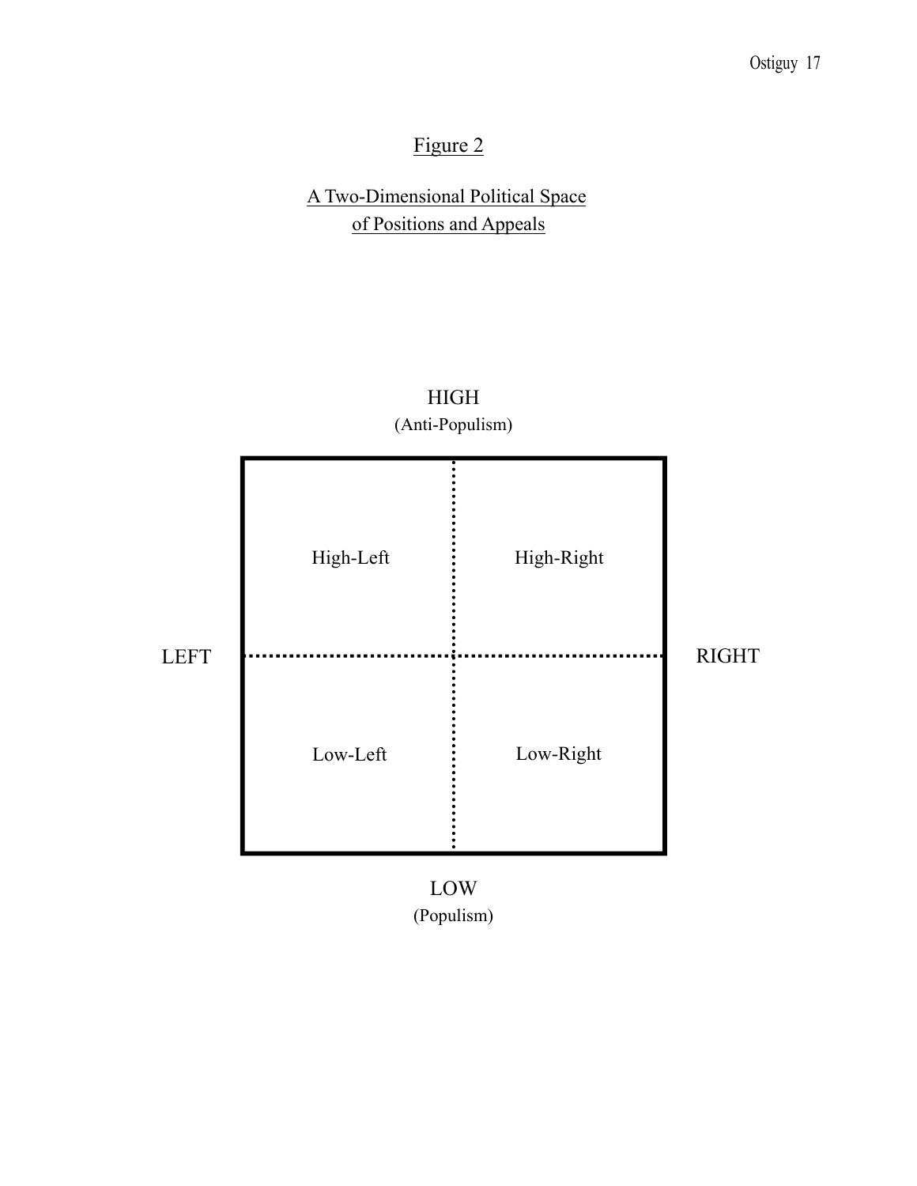Figure 2

A Two-Dimensional Political Space of Positions and Appeals

HIGH
(Anti-Populism)

| | | | |
|---|---|---|---|
| | High-Left | High-Right | |
| LEFT | | | RIGHT |
| | Low-Left | Low-Right | |

LOW
(Populism)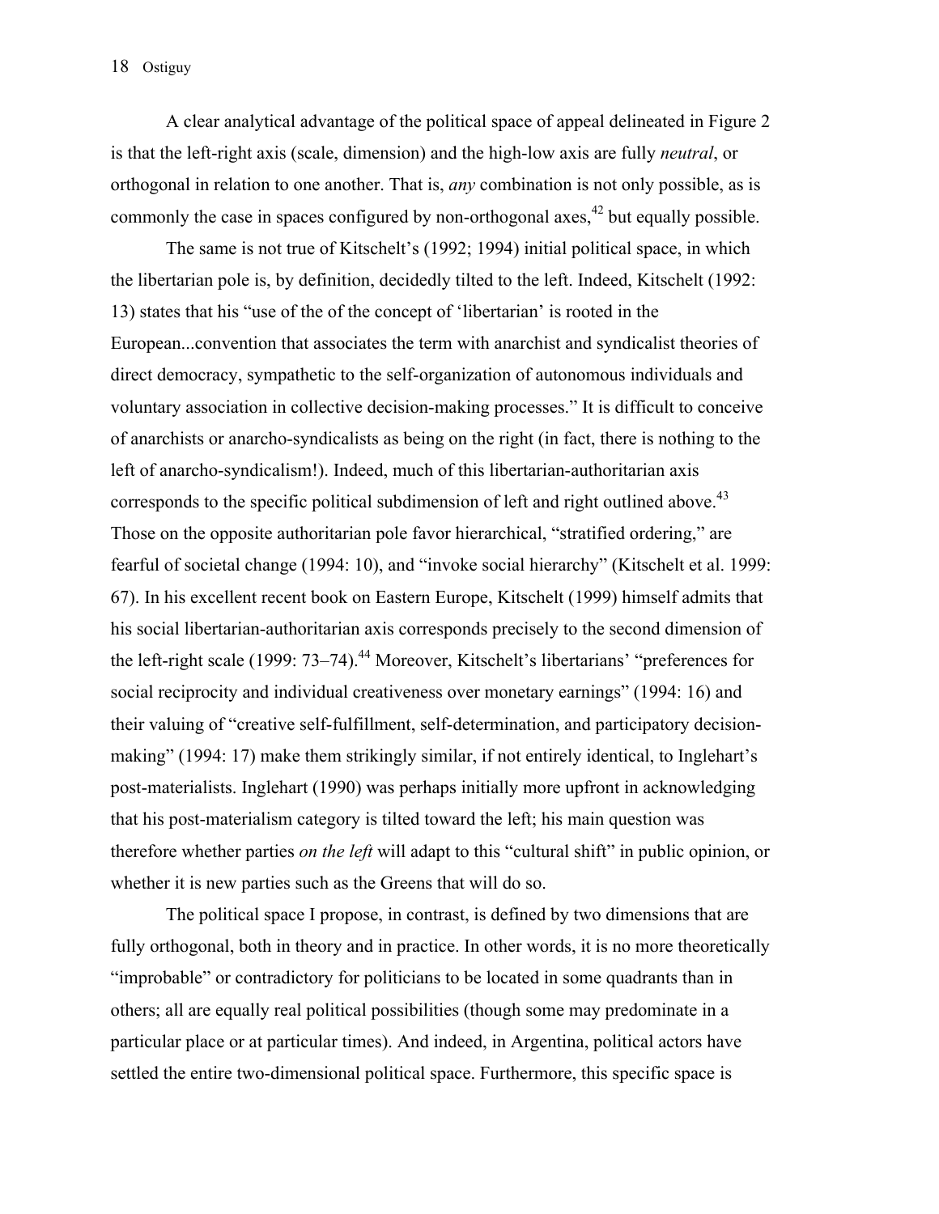A clear analytical advantage of the political space of appeal delineated in Figure 2 is that the left-right axis (scale, dimension) and the high-low axis are fully *neutral*, or orthogonal in relation to one another. That is, *any* combination is not only possible, as is commonly the case in spaces configured by non-orthogonal axes,[42] but equally possible.

The same is not true of Kitschelt's (1992; 1994) initial political space, in which the libertarian pole is, by definition, decidedly tilted to the left. Indeed, Kitschelt (1992: 13) states that his "use of the of the concept of 'libertarian' is rooted in the European...convention that associates the term with anarchist and syndicalist theories of direct democracy, sympathetic to the self-organization of autonomous individuals and voluntary association in collective decision-making processes." It is difficult to conceive of anarchists or anarcho-syndicalists as being on the right (in fact, there is nothing to the left of anarcho-syndicalism!). Indeed, much of this libertarian-authoritarian axis corresponds to the specific political subdimension of left and right outlined above.[43] Those on the opposite authoritarian pole favor hierarchical, "stratified ordering," are fearful of societal change (1994: 10), and "invoke social hierarchy" (Kitschelt et al. 1999: 67). In his excellent recent book on Eastern Europe, Kitschelt (1999) himself admits that his social libertarian-authoritarian axis corresponds precisely to the second dimension of the left-right scale (1999: 73–74).[44] Moreover, Kitschelt's libertarians' "preferences for social reciprocity and individual creativeness over monetary earnings" (1994: 16) and their valuing of "creative self-fulfillment, self-determination, and participatory decision-making" (1994: 17) make them strikingly similar, if not entirely identical, to Inglehart's post-materialists. Inglehart (1990) was perhaps initially more upfront in acknowledging that his post-materialism category is tilted toward the left; his main question was therefore whether parties *on the left* will adapt to this "cultural shift" in public opinion, or whether it is new parties such as the Greens that will do so.

The political space I propose, in contrast, is defined by two dimensions that are fully orthogonal, both in theory and in practice. In other words, it is no more theoretically "improbable" or contradictory for politicians to be located in some quadrants than in others; all are equally real political possibilities (though some may predominate in a particular place or at particular times). And indeed, in Argentina, political actors have settled the entire two-dimensional political space. Furthermore, this specific space is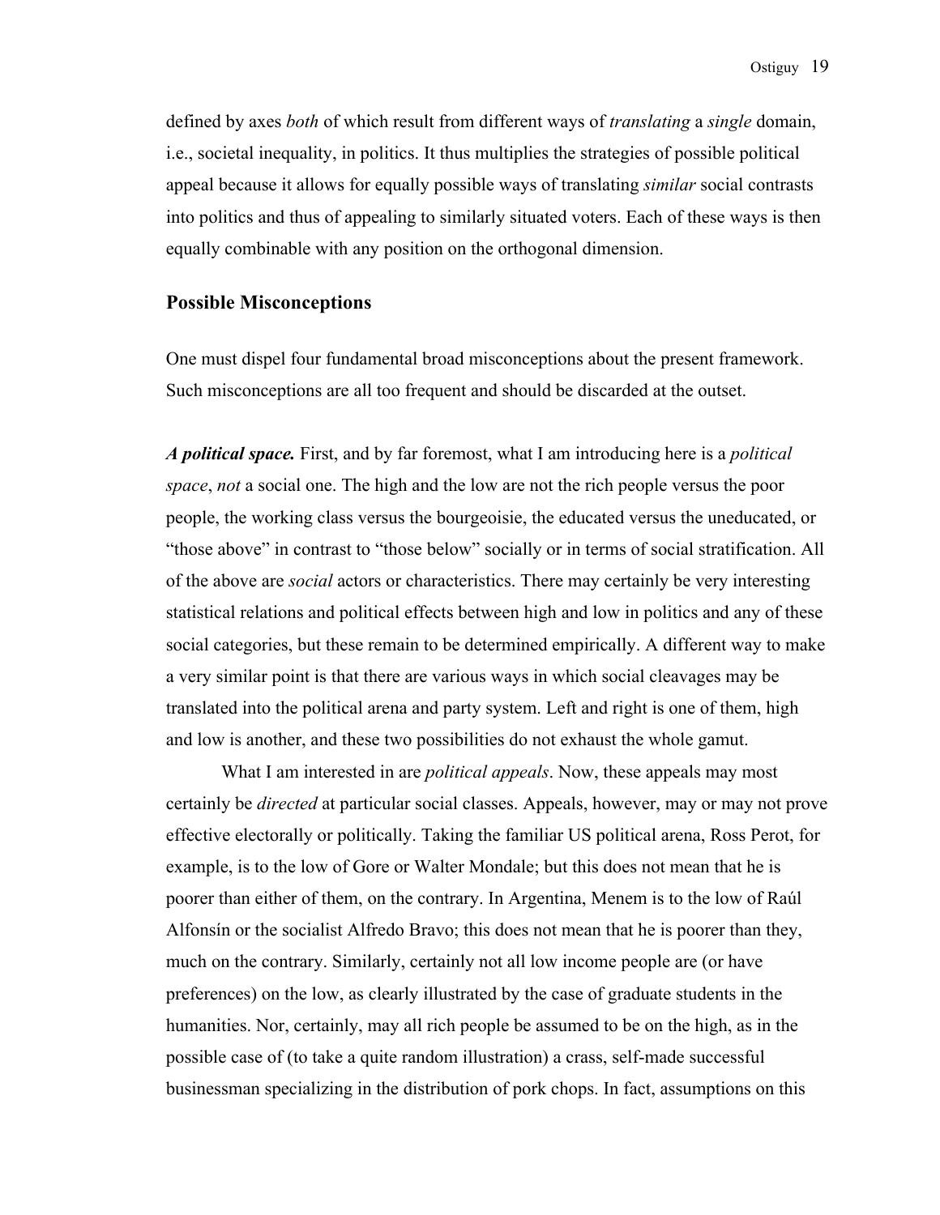defined by axes *both* of which result from different ways of *translating* a *single* domain, i.e., societal inequality, in politics. It thus multiplies the strategies of possible political appeal because it allows for equally possible ways of translating *similar* social contrasts into politics and thus of appealing to similarly situated voters. Each of these ways is then equally combinable with any position on the orthogonal dimension.

## Possible Misconceptions

One must dispel four fundamental broad misconceptions about the present framework. Such misconceptions are all too frequent and should be discarded at the outset.

***A political space.*** First, and by far foremost, what I am introducing here is a *political space*, *not* a social one. The high and the low are not the rich people versus the poor people, the working class versus the bourgeoisie, the educated versus the uneducated, or "those above" in contrast to "those below" socially or in terms of social stratification. All of the above are *social* actors or characteristics. There may certainly be very interesting statistical relations and political effects between high and low in politics and any of these social categories, but these remain to be determined empirically. A different way to make a very similar point is that there are various ways in which social cleavages may be translated into the political arena and party system. Left and right is one of them, high and low is another, and these two possibilities do not exhaust the whole gamut.

What I am interested in are *political appeals*. Now, these appeals may most certainly be *directed* at particular social classes. Appeals, however, may or may not prove effective electorally or politically. Taking the familiar US political arena, Ross Perot, for example, is to the low of Gore or Walter Mondale; but this does not mean that he is poorer than either of them, on the contrary. In Argentina, Menem is to the low of Raúl Alfonsín or the socialist Alfredo Bravo; this does not mean that he is poorer than they, much on the contrary. Similarly, certainly not all low income people are (or have preferences) on the low, as clearly illustrated by the case of graduate students in the humanities. Nor, certainly, may all rich people be assumed to be on the high, as in the possible case of (to take a quite random illustration) a crass, self-made successful businessman specializing in the distribution of pork chops. In fact, assumptions on this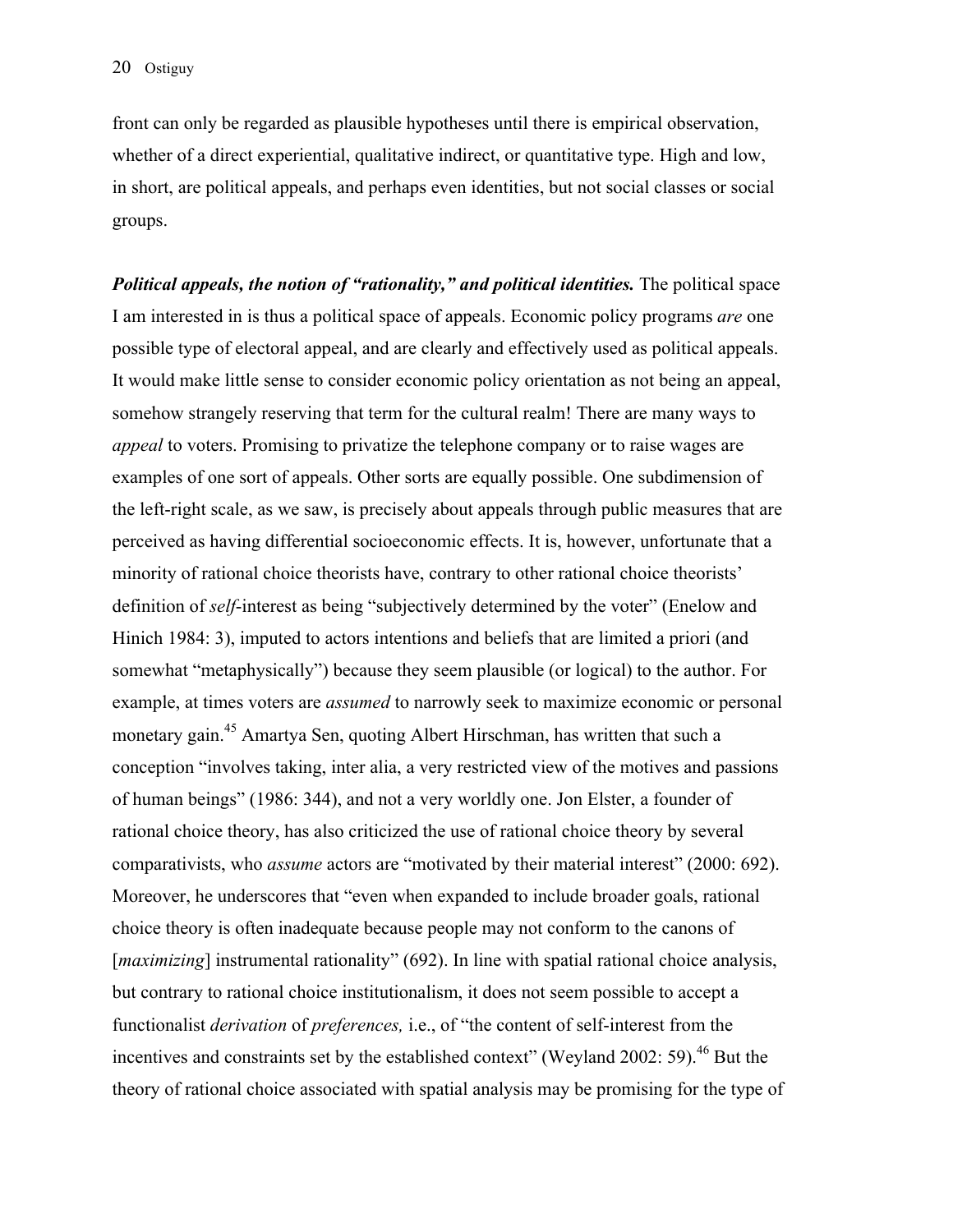front can only be regarded as plausible hypotheses until there is empirical observation, whether of a direct experiential, qualitative indirect, or quantitative type. High and low, in short, are political appeals, and perhaps even identities, but not social classes or social groups.

***Political appeals, the notion of "rationality," and political identities.*** The political space I am interested in is thus a political space of appeals. Economic policy programs *are* one possible type of electoral appeal, and are clearly and effectively used as political appeals. It would make little sense to consider economic policy orientation as not being an appeal, somehow strangely reserving that term for the cultural realm! There are many ways to *appeal* to voters. Promising to privatize the telephone company or to raise wages are examples of one sort of appeals. Other sorts are equally possible. One subdimension of the left-right scale, as we saw, is precisely about appeals through public measures that are perceived as having differential socioeconomic effects. It is, however, unfortunate that a minority of rational choice theorists have, contrary to other rational choice theorists' definition of *self*-interest as being "subjectively determined by the voter" (Enelow and Hinich 1984: 3), imputed to actors intentions and beliefs that are limited a priori (and somewhat "metaphysically") because they seem plausible (or logical) to the author. For example, at times voters are *assumed* to narrowly seek to maximize economic or personal monetary gain.[45] Amartya Sen, quoting Albert Hirschman, has written that such a conception "involves taking, inter alia, a very restricted view of the motives and passions of human beings" (1986: 344), and not a very worldly one. Jon Elster, a founder of rational choice theory, has also criticized the use of rational choice theory by several comparativists, who *assume* actors are "motivated by their material interest" (2000: 692). Moreover, he underscores that "even when expanded to include broader goals, rational choice theory is often inadequate because people may not conform to the canons of [*maximizing*] instrumental rationality" (692). In line with spatial rational choice analysis, but contrary to rational choice institutionalism, it does not seem possible to accept a functionalist *derivation* of *preferences,* i.e., of "the content of self-interest from the incentives and constraints set by the established context" (Weyland 2002: 59).[46] But the theory of rational choice associated with spatial analysis may be promising for the type of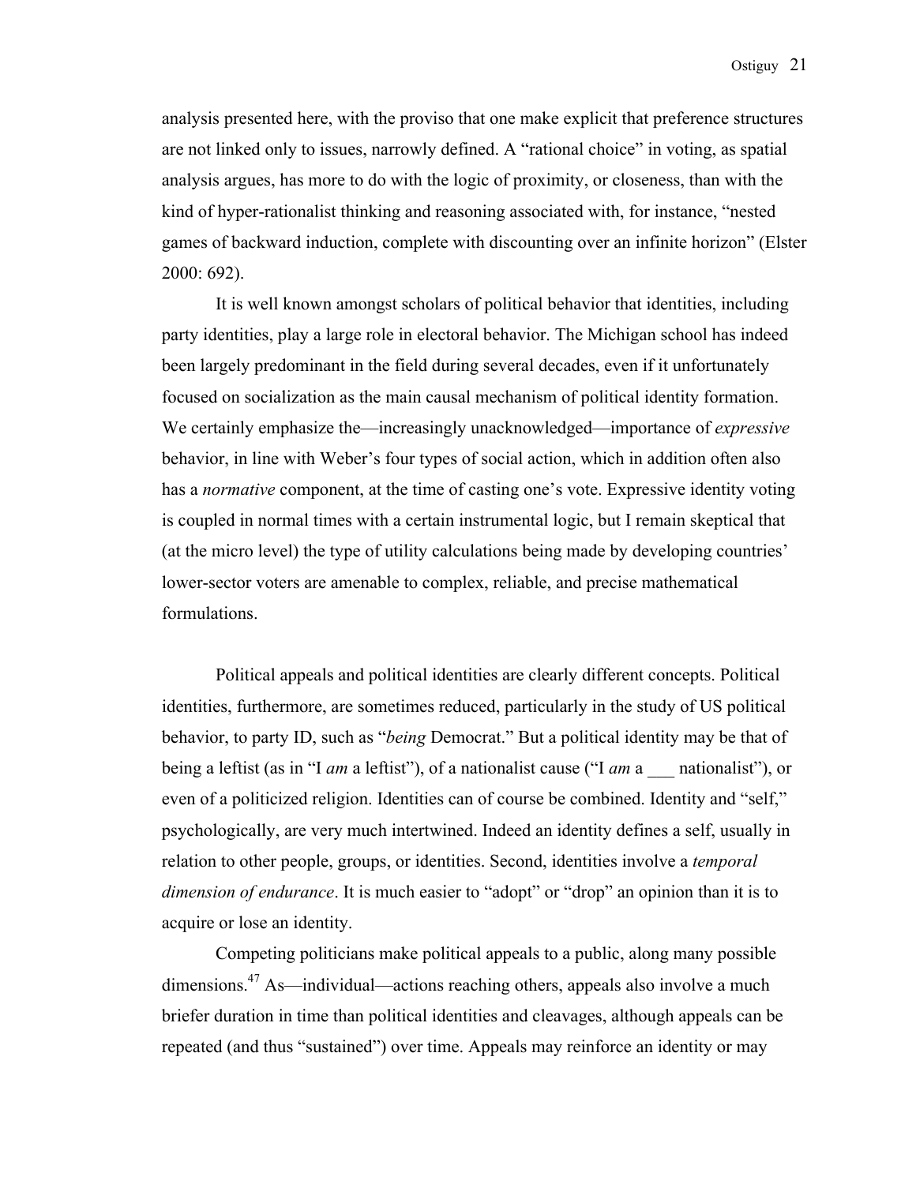analysis presented here, with the proviso that one make explicit that preference structures are not linked only to issues, narrowly defined. A "rational choice" in voting, as spatial analysis argues, has more to do with the logic of proximity, or closeness, than with the kind of hyper-rationalist thinking and reasoning associated with, for instance, "nested games of backward induction, complete with discounting over an infinite horizon" (Elster 2000: 692).

It is well known amongst scholars of political behavior that identities, including party identities, play a large role in electoral behavior. The Michigan school has indeed been largely predominant in the field during several decades, even if it unfortunately focused on socialization as the main causal mechanism of political identity formation. We certainly emphasize the—increasingly unacknowledged—importance of *expressive* behavior, in line with Weber's four types of social action, which in addition often also has a *normative* component, at the time of casting one's vote. Expressive identity voting is coupled in normal times with a certain instrumental logic, but I remain skeptical that (at the micro level) the type of utility calculations being made by developing countries' lower-sector voters are amenable to complex, reliable, and precise mathematical formulations.

Political appeals and political identities are clearly different concepts. Political identities, furthermore, are sometimes reduced, particularly in the study of US political behavior, to party ID, such as "*being* Democrat." But a political identity may be that of being a leftist (as in "I *am* a leftist"), of a nationalist cause ("I *am* a ___ nationalist"), or even of a politicized religion. Identities can of course be combined. Identity and "self," psychologically, are very much intertwined. Indeed an identity defines a self, usually in relation to other people, groups, or identities. Second, identities involve a *temporal dimension of endurance*. It is much easier to "adopt" or "drop" an opinion than it is to acquire or lose an identity.

Competing politicians make political appeals to a public, along many possible dimensions.[47] As—individual—actions reaching others, appeals also involve a much briefer duration in time than political identities and cleavages, although appeals can be repeated (and thus "sustained") over time. Appeals may reinforce an identity or may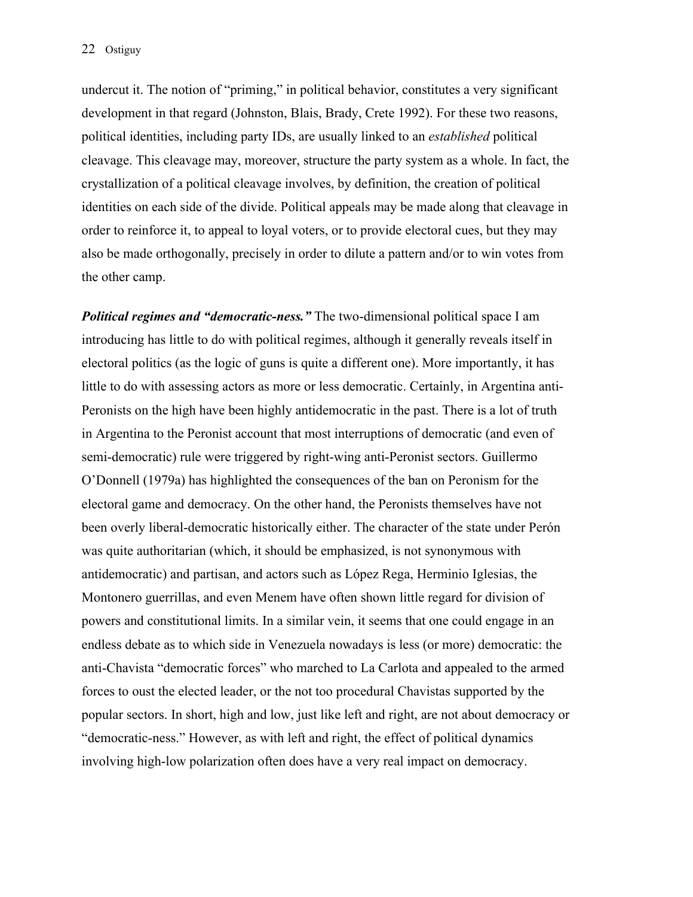undercut it. The notion of "priming," in political behavior, constitutes a very significant development in that regard (Johnston, Blais, Brady, Crete 1992). For these two reasons, political identities, including party IDs, are usually linked to an *established* political cleavage. This cleavage may, moreover, structure the party system as a whole. In fact, the crystallization of a political cleavage involves, by definition, the creation of political identities on each side of the divide. Political appeals may be made along that cleavage in order to reinforce it, to appeal to loyal voters, or to provide electoral cues, but they may also be made orthogonally, precisely in order to dilute a pattern and/or to win votes from the other camp.

***Political regimes and "democratic-ness."*** The two-dimensional political space I am introducing has little to do with political regimes, although it generally reveals itself in electoral politics (as the logic of guns is quite a different one). More importantly, it has little to do with assessing actors as more or less democratic. Certainly, in Argentina anti-Peronists on the high have been highly antidemocratic in the past. There is a lot of truth in Argentina to the Peronist account that most interruptions of democratic (and even of semi-democratic) rule were triggered by right-wing anti-Peronist sectors. Guillermo O'Donnell (1979a) has highlighted the consequences of the ban on Peronism for the electoral game and democracy. On the other hand, the Peronists themselves have not been overly liberal-democratic historically either. The character of the state under Perón was quite authoritarian (which, it should be emphasized, is not synonymous with antidemocratic) and partisan, and actors such as López Rega, Herminio Iglesias, the Montonero guerrillas, and even Menem have often shown little regard for division of powers and constitutional limits. In a similar vein, it seems that one could engage in an endless debate as to which side in Venezuela nowadays is less (or more) democratic: the anti-Chavista "democratic forces" who marched to La Carlota and appealed to the armed forces to oust the elected leader, or the not too procedural Chavistas supported by the popular sectors. In short, high and low, just like left and right, are not about democracy or "democratic-ness." However, as with left and right, the effect of political dynamics involving high-low polarization often does have a very real impact on democracy.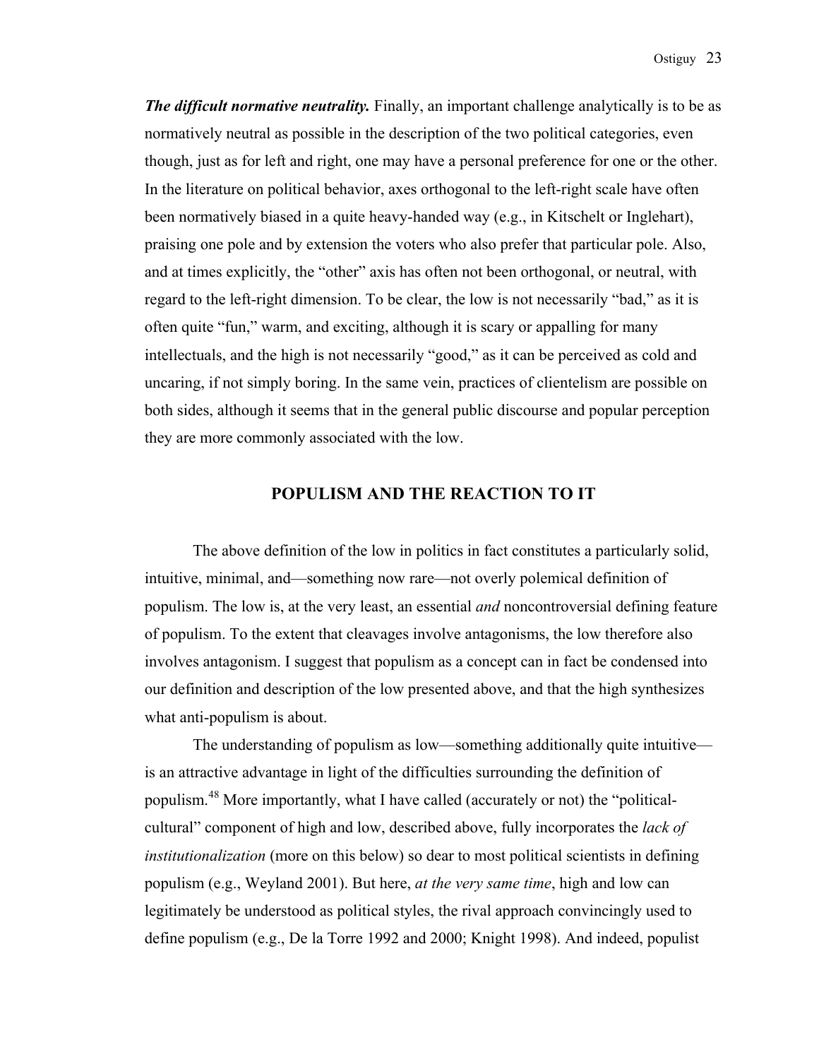***The difficult normative neutrality.*** Finally, an important challenge analytically is to be as normatively neutral as possible in the description of the two political categories, even though, just as for left and right, one may have a personal preference for one or the other. In the literature on political behavior, axes orthogonal to the left-right scale have often been normatively biased in a quite heavy-handed way (e.g., in Kitschelt or Inglehart), praising one pole and by extension the voters who also prefer that particular pole. Also, and at times explicitly, the "other" axis has often not been orthogonal, or neutral, with regard to the left-right dimension. To be clear, the low is not necessarily "bad," as it is often quite "fun," warm, and exciting, although it is scary or appalling for many intellectuals, and the high is not necessarily "good," as it can be perceived as cold and uncaring, if not simply boring. In the same vein, practices of clientelism are possible on both sides, although it seems that in the general public discourse and popular perception they are more commonly associated with the low.

## POPULISM AND THE REACTION TO IT

The above definition of the low in politics in fact constitutes a particularly solid, intuitive, minimal, and—something now rare—not overly polemical definition of populism. The low is, at the very least, an essential *and* noncontroversial defining feature of populism. To the extent that cleavages involve antagonisms, the low therefore also involves antagonism. I suggest that populism as a concept can in fact be condensed into our definition and description of the low presented above, and that the high synthesizes what anti-populism is about.

The understanding of populism as low—something additionally quite intuitive—is an attractive advantage in light of the difficulties surrounding the definition of populism.[48] More importantly, what I have called (accurately or not) the "political-cultural" component of high and low, described above, fully incorporates the *lack of institutionalization* (more on this below) so dear to most political scientists in defining populism (e.g., Weyland 2001). But here, *at the very same time*, high and low can legitimately be understood as political styles, the rival approach convincingly used to define populism (e.g., De la Torre 1992 and 2000; Knight 1998). And indeed, populist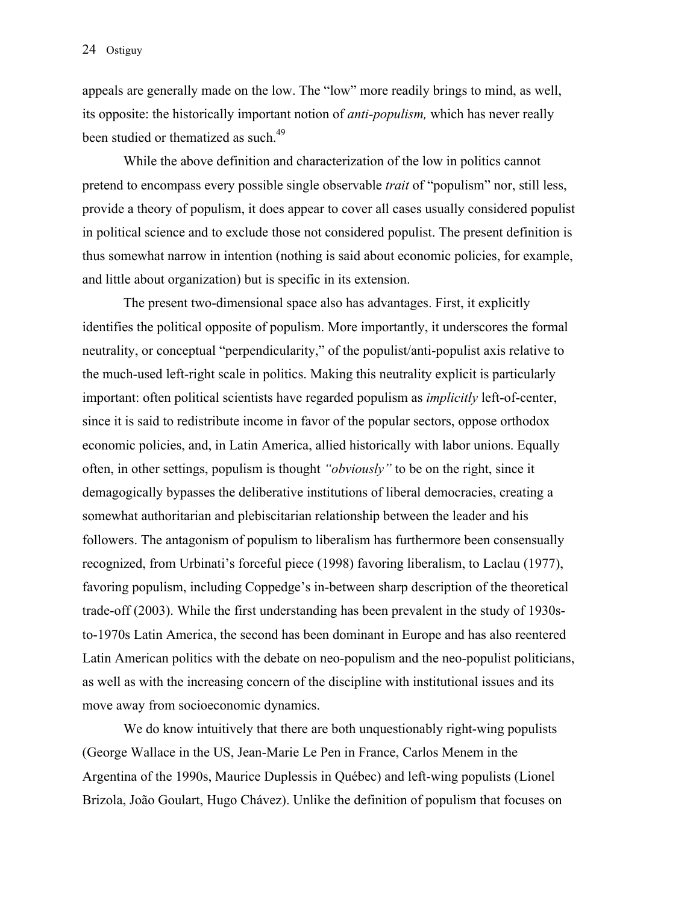appeals are generally made on the low. The "low" more readily brings to mind, as well, its opposite: the historically important notion of *anti-populism,* which has never really been studied or thematized as such.[49]

While the above definition and characterization of the low in politics cannot pretend to encompass every possible single observable *trait* of "populism" nor, still less, provide a theory of populism, it does appear to cover all cases usually considered populist in political science and to exclude those not considered populist. The present definition is thus somewhat narrow in intention (nothing is said about economic policies, for example, and little about organization) but is specific in its extension.

The present two-dimensional space also has advantages. First, it explicitly identifies the political opposite of populism. More importantly, it underscores the formal neutrality, or conceptual "perpendicularity," of the populist/anti-populist axis relative to the much-used left-right scale in politics. Making this neutrality explicit is particularly important: often political scientists have regarded populism as *implicitly* left-of-center, since it is said to redistribute income in favor of the popular sectors, oppose orthodox economic policies, and, in Latin America, allied historically with labor unions. Equally often, in other settings, populism is thought *"obviously"* to be on the right, since it demagogically bypasses the deliberative institutions of liberal democracies, creating a somewhat authoritarian and plebiscitarian relationship between the leader and his followers. The antagonism of populism to liberalism has furthermore been consensually recognized, from Urbinati's forceful piece (1998) favoring liberalism, to Laclau (1977), favoring populism, including Coppedge's in-between sharp description of the theoretical trade-off (2003). While the first understanding has been prevalent in the study of 1930s-to-1970s Latin America, the second has been dominant in Europe and has also reentered Latin American politics with the debate on neo-populism and the neo-populist politicians, as well as with the increasing concern of the discipline with institutional issues and its move away from socioeconomic dynamics.

We do know intuitively that there are both unquestionably right-wing populists (George Wallace in the US, Jean-Marie Le Pen in France, Carlos Menem in the Argentina of the 1990s, Maurice Duplessis in Québec) and left-wing populists (Lionel Brizola, João Goulart, Hugo Chávez). Unlike the definition of populism that focuses on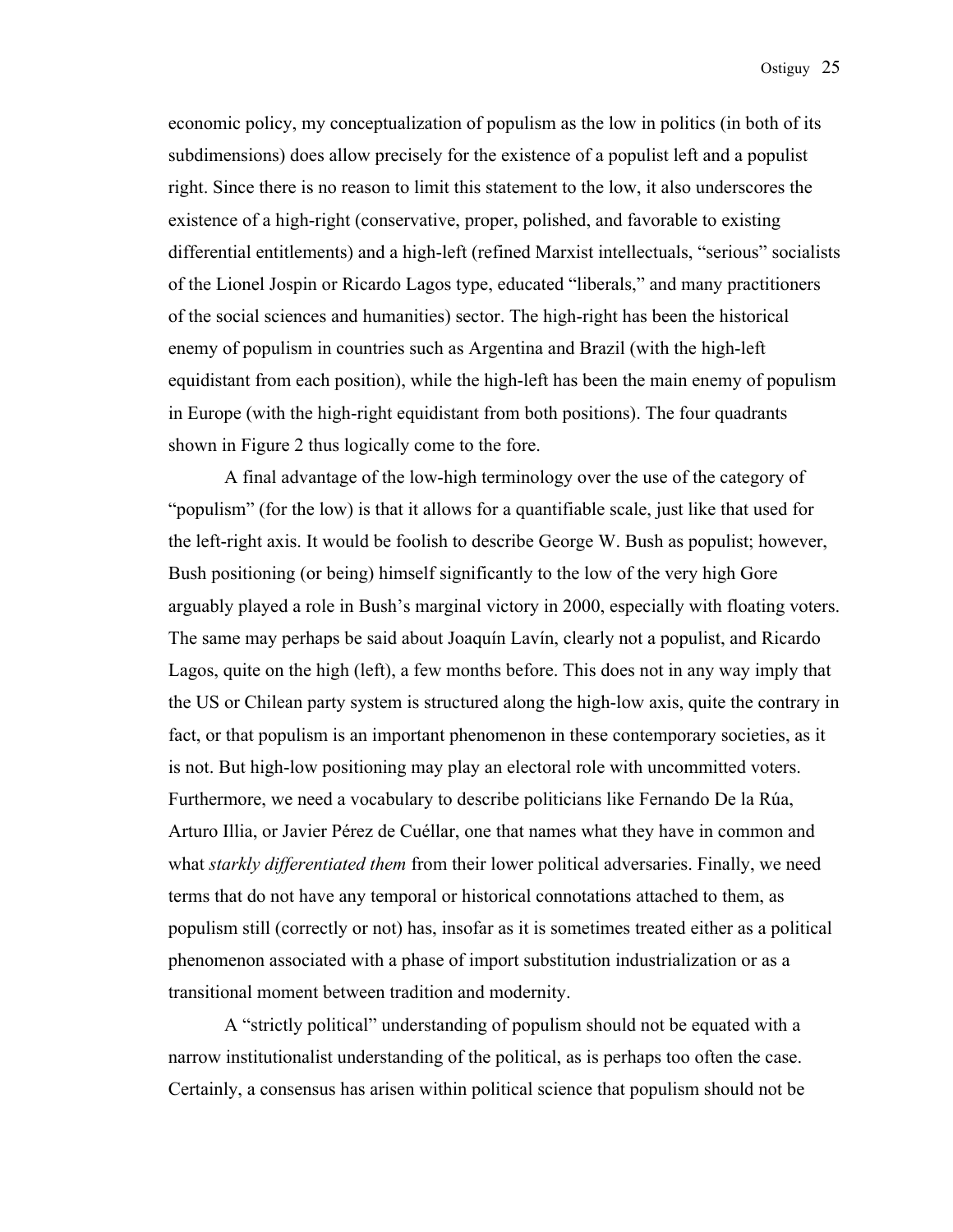economic policy, my conceptualization of populism as the low in politics (in both of its subdimensions) does allow precisely for the existence of a populist left and a populist right. Since there is no reason to limit this statement to the low, it also underscores the existence of a high-right (conservative, proper, polished, and favorable to existing differential entitlements) and a high-left (refined Marxist intellectuals, "serious" socialists of the Lionel Jospin or Ricardo Lagos type, educated "liberals," and many practitioners of the social sciences and humanities) sector. The high-right has been the historical enemy of populism in countries such as Argentina and Brazil (with the high-left equidistant from each position), while the high-left has been the main enemy of populism in Europe (with the high-right equidistant from both positions). The four quadrants shown in Figure 2 thus logically come to the fore.

A final advantage of the low-high terminology over the use of the category of "populism" (for the low) is that it allows for a quantifiable scale, just like that used for the left-right axis. It would be foolish to describe George W. Bush as populist; however, Bush positioning (or being) himself significantly to the low of the very high Gore arguably played a role in Bush's marginal victory in 2000, especially with floating voters. The same may perhaps be said about Joaquín Lavín, clearly not a populist, and Ricardo Lagos, quite on the high (left), a few months before. This does not in any way imply that the US or Chilean party system is structured along the high-low axis, quite the contrary in fact, or that populism is an important phenomenon in these contemporary societies, as it is not. But high-low positioning may play an electoral role with uncommitted voters. Furthermore, we need a vocabulary to describe politicians like Fernando De la Rúa, Arturo Illia, or Javier Pérez de Cuéllar, one that names what they have in common and what *starkly differentiated them* from their lower political adversaries. Finally, we need terms that do not have any temporal or historical connotations attached to them, as populism still (correctly or not) has, insofar as it is sometimes treated either as a political phenomenon associated with a phase of import substitution industrialization or as a transitional moment between tradition and modernity.

A "strictly political" understanding of populism should not be equated with a narrow institutionalist understanding of the political, as is perhaps too often the case. Certainly, a consensus has arisen within political science that populism should not be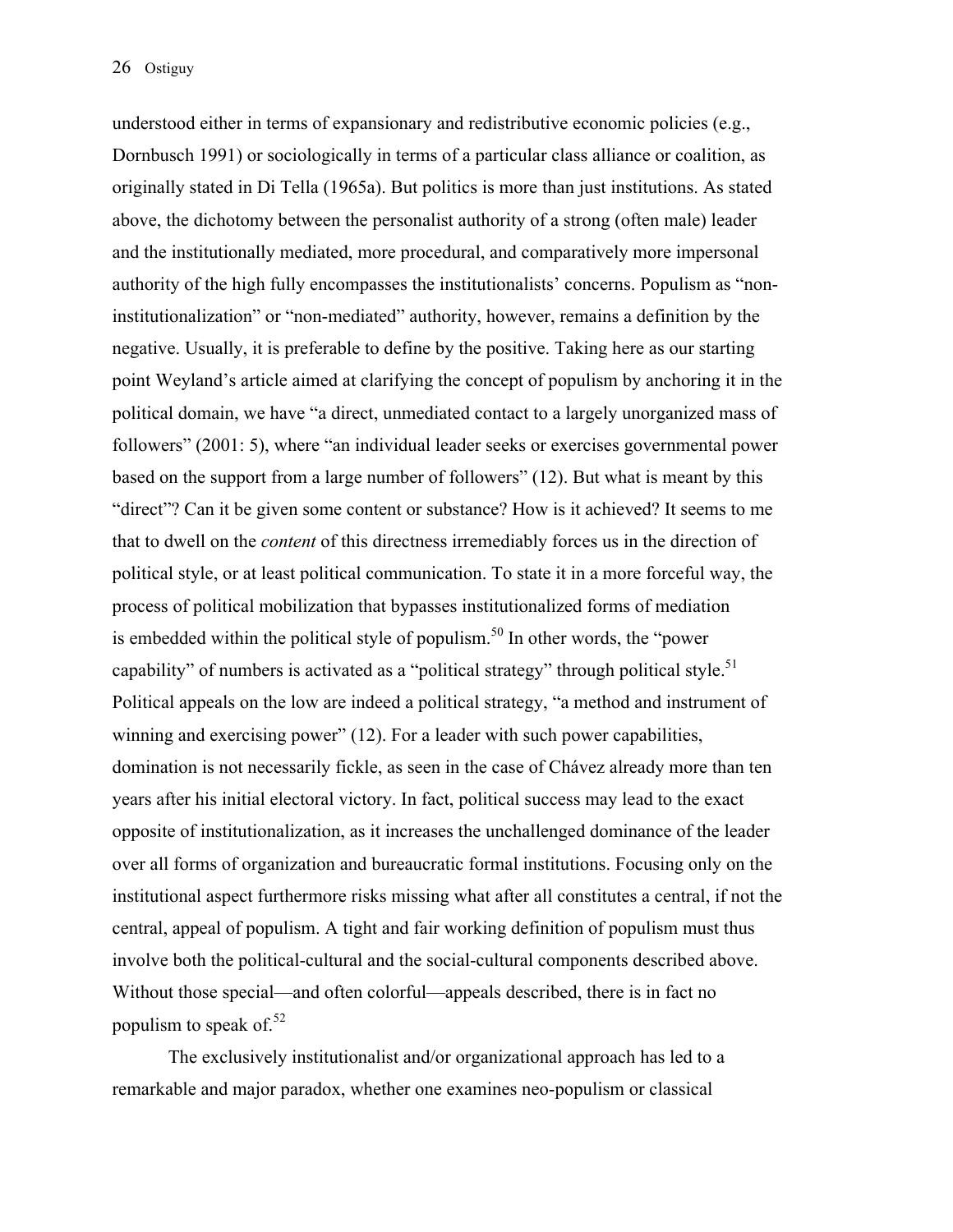understood either in terms of expansionary and redistributive economic policies (e.g., Dornbusch 1991) or sociologically in terms of a particular class alliance or coalition, as originally stated in Di Tella (1965a). But politics is more than just institutions. As stated above, the dichotomy between the personalist authority of a strong (often male) leader and the institutionally mediated, more procedural, and comparatively more impersonal authority of the high fully encompasses the institutionalists' concerns. Populism as "non-institutionalization" or "non-mediated" authority, however, remains a definition by the negative. Usually, it is preferable to define by the positive. Taking here as our starting point Weyland's article aimed at clarifying the concept of populism by anchoring it in the political domain, we have "a direct, unmediated contact to a largely unorganized mass of followers" (2001: 5), where "an individual leader seeks or exercises governmental power based on the support from a large number of followers" (12). But what is meant by this "direct"? Can it be given some content or substance? How is it achieved? It seems to me that to dwell on the *content* of this directness irremediably forces us in the direction of political style, or at least political communication. To state it in a more forceful way, the process of political mobilization that bypasses institutionalized forms of mediation is embedded within the political style of populism.[50] In other words, the "power capability" of numbers is activated as a "political strategy" through political style.[51] Political appeals on the low are indeed a political strategy, "a method and instrument of winning and exercising power" (12). For a leader with such power capabilities, domination is not necessarily fickle, as seen in the case of Chávez already more than ten years after his initial electoral victory. In fact, political success may lead to the exact opposite of institutionalization, as it increases the unchallenged dominance of the leader over all forms of organization and bureaucratic formal institutions. Focusing only on the institutional aspect furthermore risks missing what after all constitutes a central, if not the central, appeal of populism. A tight and fair working definition of populism must thus involve both the political-cultural and the social-cultural components described above. Without those special—and often colorful—appeals described, there is in fact no populism to speak of.[52]

The exclusively institutionalist and/or organizational approach has led to a remarkable and major paradox, whether one examines neo-populism or classical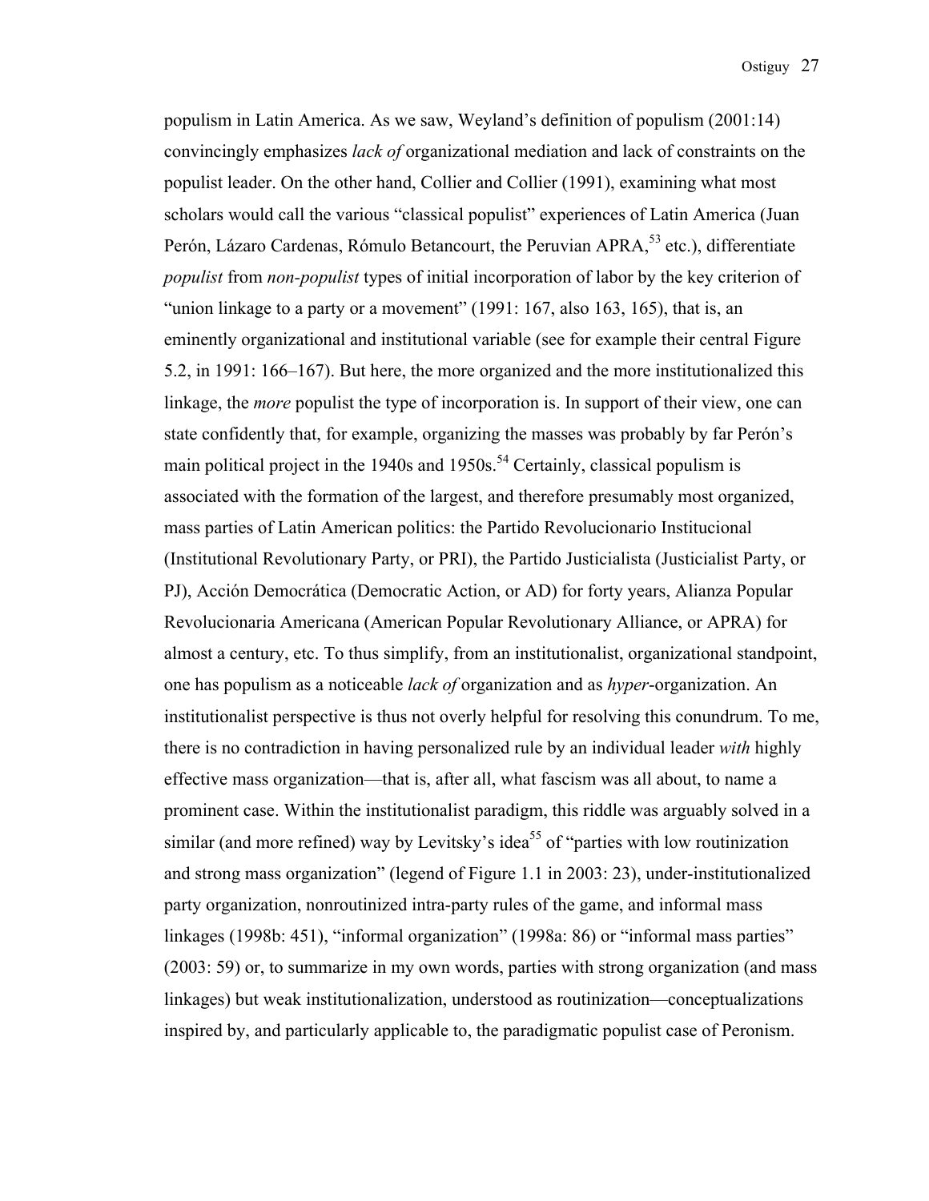populism in Latin America. As we saw, Weyland's definition of populism (2001:14) convincingly emphasizes *lack of* organizational mediation and lack of constraints on the populist leader. On the other hand, Collier and Collier (1991), examining what most scholars would call the various "classical populist" experiences of Latin America (Juan Perón, Lázaro Cardenas, Rómulo Betancourt, the Peruvian APRA,[53] etc.), differentiate *populist* from *non-populist* types of initial incorporation of labor by the key criterion of "union linkage to a party or a movement" (1991: 167, also 163, 165), that is, an eminently organizational and institutional variable (see for example their central Figure 5.2, in 1991: 166–167). But here, the more organized and the more institutionalized this linkage, the *more* populist the type of incorporation is. In support of their view, one can state confidently that, for example, organizing the masses was probably by far Perón's main political project in the 1940s and 1950s.[54] Certainly, classical populism is associated with the formation of the largest, and therefore presumably most organized, mass parties of Latin American politics: the Partido Revolucionario Institucional (Institutional Revolutionary Party, or PRI), the Partido Justicialista (Justicialist Party, or PJ), Acción Democrática (Democratic Action, or AD) for forty years, Alianza Popular Revolucionaria Americana (American Popular Revolutionary Alliance, or APRA) for almost a century, etc. To thus simplify, from an institutionalist, organizational standpoint, one has populism as a noticeable *lack of* organization and as *hyper*-organization. An institutionalist perspective is thus not overly helpful for resolving this conundrum. To me, there is no contradiction in having personalized rule by an individual leader *with* highly effective mass organization—that is, after all, what fascism was all about, to name a prominent case. Within the institutionalist paradigm, this riddle was arguably solved in a similar (and more refined) way by Levitsky's idea[55] of "parties with low routinization and strong mass organization" (legend of Figure 1.1 in 2003: 23), under-institutionalized party organization, nonroutinized intra-party rules of the game, and informal mass linkages (1998b: 451), "informal organization" (1998a: 86) or "informal mass parties" (2003: 59) or, to summarize in my own words, parties with strong organization (and mass linkages) but weak institutionalization, understood as routinization—conceptualizations inspired by, and particularly applicable to, the paradigmatic populist case of Peronism.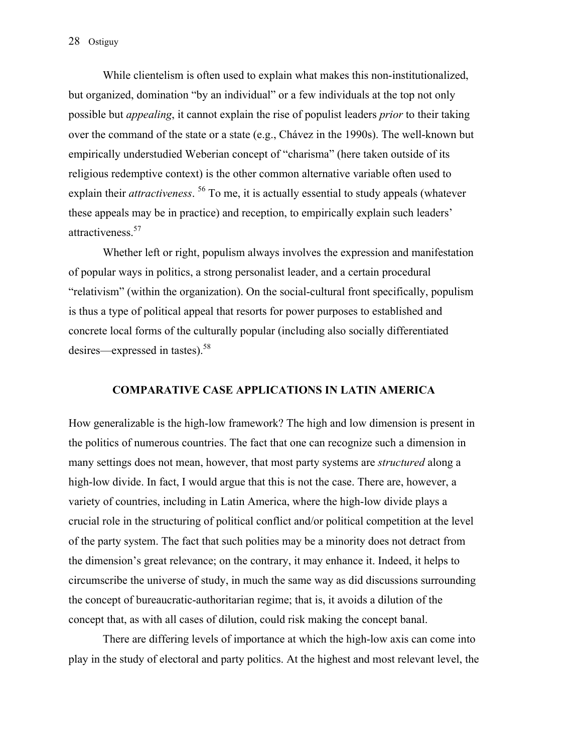While clientelism is often used to explain what makes this non-institutionalized, but organized, domination "by an individual" or a few individuals at the top not only possible but *appealing*, it cannot explain the rise of populist leaders *prior* to their taking over the command of the state or a state (e.g., Chávez in the 1990s). The well-known but empirically understudied Weberian concept of "charisma" (here taken outside of its religious redemptive context) is the other common alternative variable often used to explain their *attractiveness*. [56] To me, it is actually essential to study appeals (whatever these appeals may be in practice) and reception, to empirically explain such leaders' attractiveness.[57]

Whether left or right, populism always involves the expression and manifestation of popular ways in politics, a strong personalist leader, and a certain procedural "relativism" (within the organization). On the social-cultural front specifically, populism is thus a type of political appeal that resorts for power purposes to established and concrete local forms of the culturally popular (including also socially differentiated desires—expressed in tastes).[58]

## COMPARATIVE CASE APPLICATIONS IN LATIN AMERICA

How generalizable is the high-low framework? The high and low dimension is present in the politics of numerous countries. The fact that one can recognize such a dimension in many settings does not mean, however, that most party systems are *structured* along a high-low divide. In fact, I would argue that this is not the case. There are, however, a variety of countries, including in Latin America, where the high-low divide plays a crucial role in the structuring of political conflict and/or political competition at the level of the party system. The fact that such polities may be a minority does not detract from the dimension's great relevance; on the contrary, it may enhance it. Indeed, it helps to circumscribe the universe of study, in much the same way as did discussions surrounding the concept of bureaucratic-authoritarian regime; that is, it avoids a dilution of the concept that, as with all cases of dilution, could risk making the concept banal.

There are differing levels of importance at which the high-low axis can come into play in the study of electoral and party politics. At the highest and most relevant level, the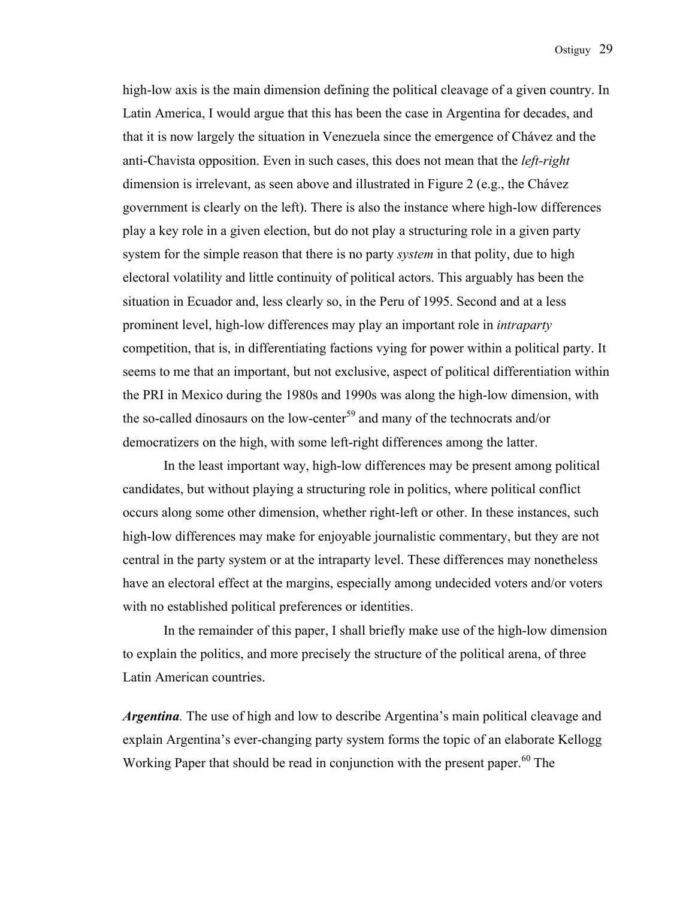high-low axis is the main dimension defining the political cleavage of a given country. In Latin America, I would argue that this has been the case in Argentina for decades, and that it is now largely the situation in Venezuela since the emergence of Chávez and the anti-Chavista opposition. Even in such cases, this does not mean that the *left-right* dimension is irrelevant, as seen above and illustrated in Figure 2 (e.g., the Chávez government is clearly on the left). There is also the instance where high-low differences play a key role in a given election, but do not play a structuring role in a given party system for the simple reason that there is no party *system* in that polity, due to high electoral volatility and little continuity of political actors. This arguably has been the situation in Ecuador and, less clearly so, in the Peru of 1995. Second and at a less prominent level, high-low differences may play an important role in *intraparty* competition, that is, in differentiating factions vying for power within a political party. It seems to me that an important, but not exclusive, aspect of political differentiation within the PRI in Mexico during the 1980s and 1990s was along the high-low dimension, with the so-called dinosaurs on the low-center[59] and many of the technocrats and/or democratizers on the high, with some left-right differences among the latter.

In the least important way, high-low differences may be present among political candidates, but without playing a structuring role in politics, where political conflict occurs along some other dimension, whether right-left or other. In these instances, such high-low differences may make for enjoyable journalistic commentary, but they are not central in the party system or at the intraparty level. These differences may nonetheless have an electoral effect at the margins, especially among undecided voters and/or voters with no established political preferences or identities.

In the remainder of this paper, I shall briefly make use of the high-low dimension to explain the politics, and more precisely the structure of the political arena, of three Latin American countries.

***Argentina***. The use of high and low to describe Argentina's main political cleavage and explain Argentina's ever-changing party system forms the topic of an elaborate Kellogg Working Paper that should be read in conjunction with the present paper.[60] The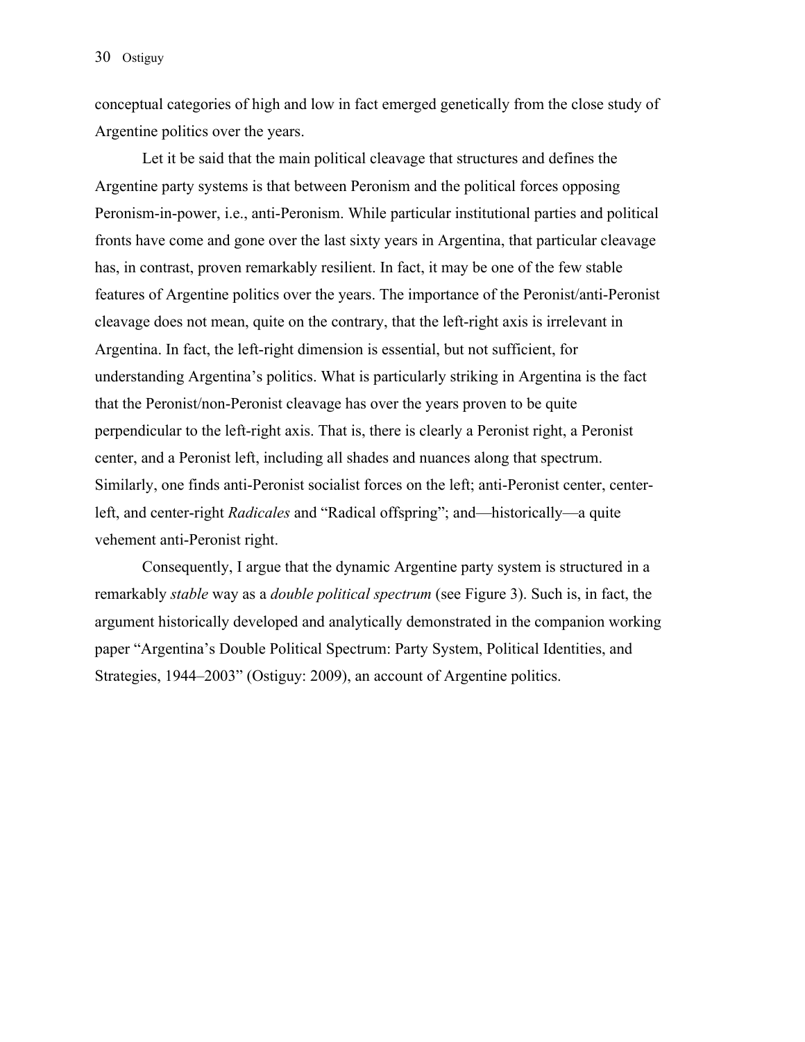conceptual categories of high and low in fact emerged genetically from the close study of Argentine politics over the years.

Let it be said that the main political cleavage that structures and defines the Argentine party systems is that between Peronism and the political forces opposing Peronism-in-power, i.e., anti-Peronism. While particular institutional parties and political fronts have come and gone over the last sixty years in Argentina, that particular cleavage has, in contrast, proven remarkably resilient. In fact, it may be one of the few stable features of Argentine politics over the years. The importance of the Peronist/anti-Peronist cleavage does not mean, quite on the contrary, that the left-right axis is irrelevant in Argentina. In fact, the left-right dimension is essential, but not sufficient, for understanding Argentina's politics. What is particularly striking in Argentina is the fact that the Peronist/non-Peronist cleavage has over the years proven to be quite perpendicular to the left-right axis. That is, there is clearly a Peronist right, a Peronist center, and a Peronist left, including all shades and nuances along that spectrum. Similarly, one finds anti-Peronist socialist forces on the left; anti-Peronist center, center-left, and center-right *Radicales* and "Radical offspring"; and—historically—a quite vehement anti-Peronist right.

Consequently, I argue that the dynamic Argentine party system is structured in a remarkably *stable* way as a *double political spectrum* (see Figure 3). Such is, in fact, the argument historically developed and analytically demonstrated in the companion working paper "Argentina's Double Political Spectrum: Party System, Political Identities, and Strategies, 1944–2003" (Ostiguy: 2009), an account of Argentine politics.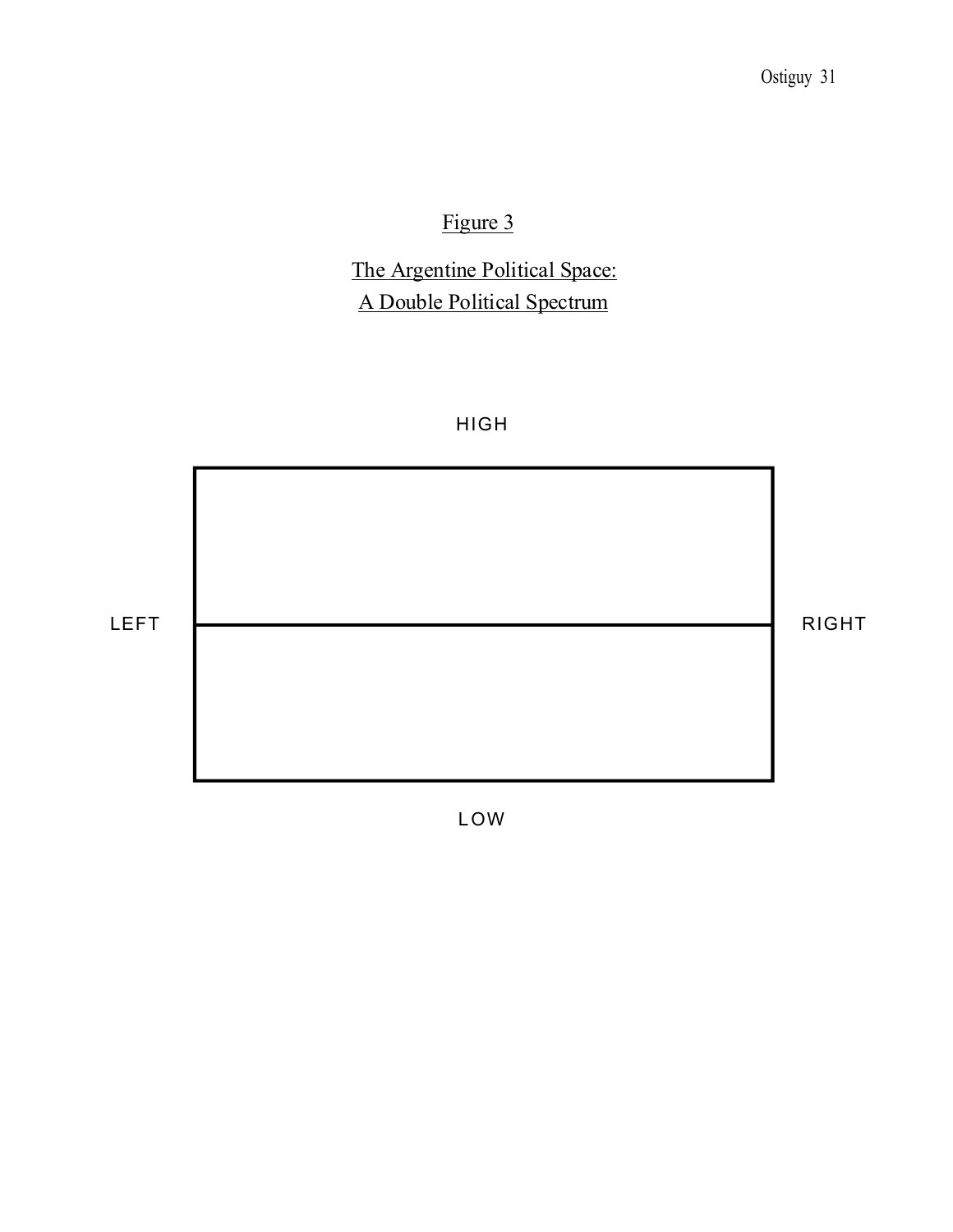Figure 3

The Argentine Political Space:
A Double Political Spectrum

HIGH

LEFT

RIGHT

LOW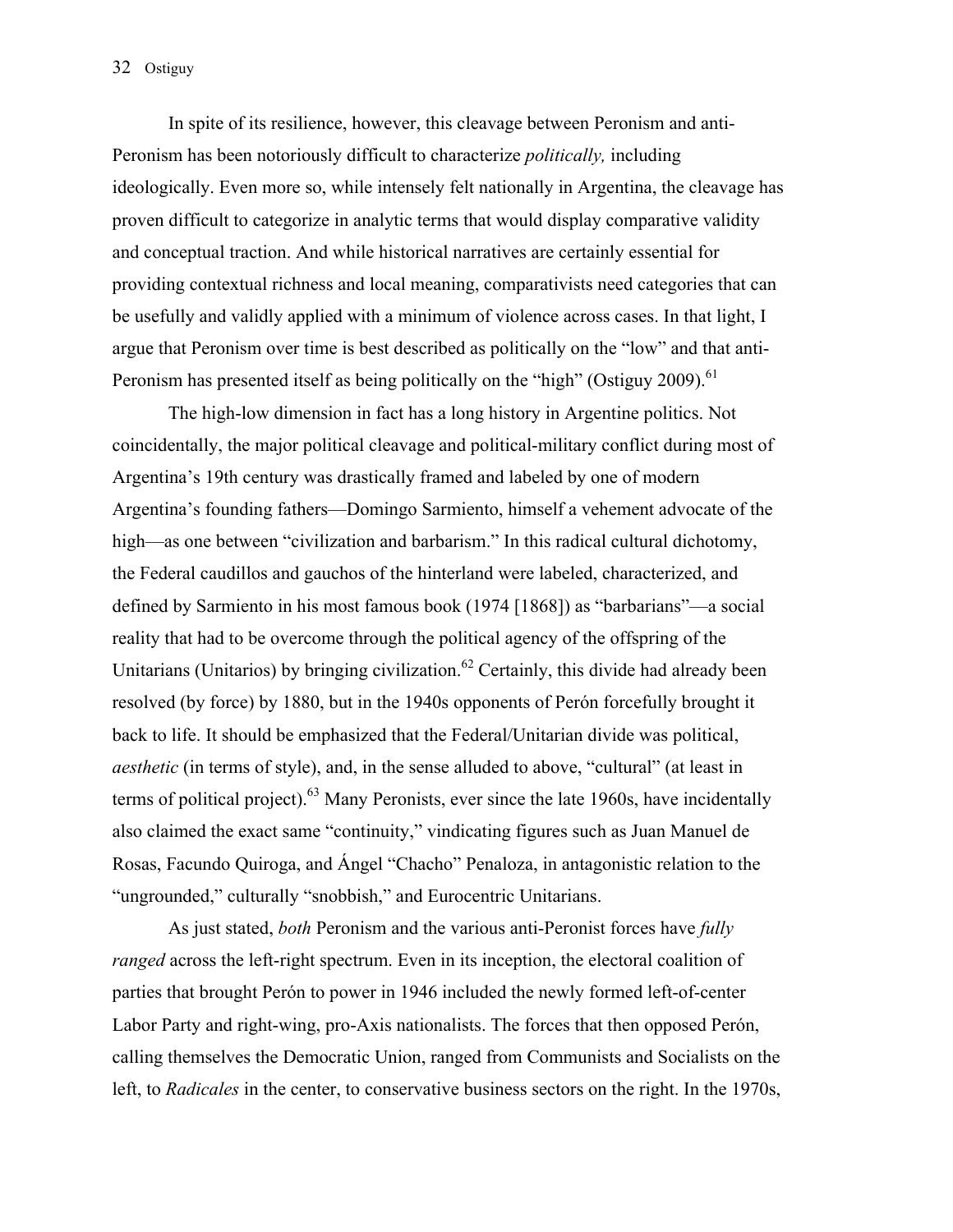In spite of its resilience, however, this cleavage between Peronism and anti-Peronism has been notoriously difficult to characterize *politically,* including ideologically. Even more so, while intensely felt nationally in Argentina, the cleavage has proven difficult to categorize in analytic terms that would display comparative validity and conceptual traction. And while historical narratives are certainly essential for providing contextual richness and local meaning, comparativists need categories that can be usefully and validly applied with a minimum of violence across cases. In that light, I argue that Peronism over time is best described as politically on the "low" and that anti-Peronism has presented itself as being politically on the "high" (Ostiguy 2009).[61]

The high-low dimension in fact has a long history in Argentine politics. Not coincidentally, the major political cleavage and political-military conflict during most of Argentina's 19th century was drastically framed and labeled by one of modern Argentina's founding fathers—Domingo Sarmiento, himself a vehement advocate of the high—as one between "civilization and barbarism." In this radical cultural dichotomy, the Federal caudillos and gauchos of the hinterland were labeled, characterized, and defined by Sarmiento in his most famous book (1974 [1868]) as "barbarians"—a social reality that had to be overcome through the political agency of the offspring of the Unitarians (Unitarios) by bringing civilization.[62] Certainly, this divide had already been resolved (by force) by 1880, but in the 1940s opponents of Perón forcefully brought it back to life. It should be emphasized that the Federal/Unitarian divide was political, *aesthetic* (in terms of style), and, in the sense alluded to above, "cultural" (at least in terms of political project).[63] Many Peronists, ever since the late 1960s, have incidentally also claimed the exact same "continuity," vindicating figures such as Juan Manuel de Rosas, Facundo Quiroga, and Ángel "Chacho" Penaloza, in antagonistic relation to the "ungrounded," culturally "snobbish," and Eurocentric Unitarians.

As just stated, *both* Peronism and the various anti-Peronist forces have *fully ranged* across the left-right spectrum. Even in its inception, the electoral coalition of parties that brought Perón to power in 1946 included the newly formed left-of-center Labor Party and right-wing, pro-Axis nationalists. The forces that then opposed Perón, calling themselves the Democratic Union, ranged from Communists and Socialists on the left, to *Radicales* in the center, to conservative business sectors on the right. In the 1970s,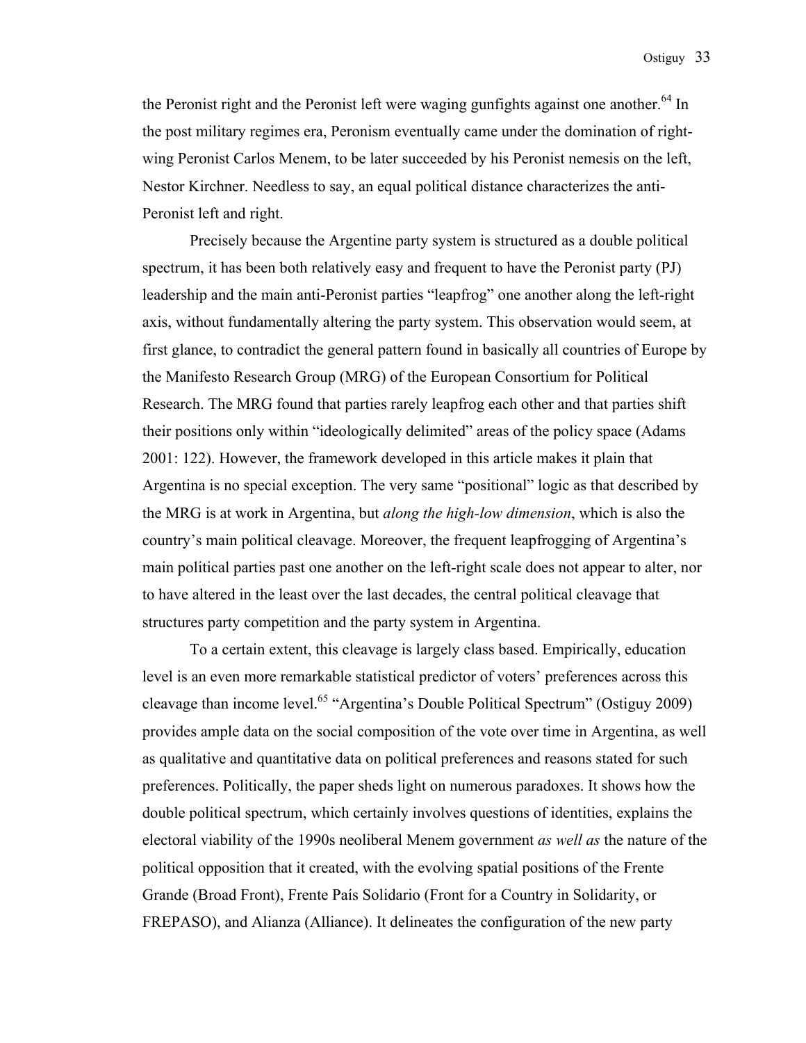the Peronist right and the Peronist left were waging gunfights against one another.[64] In the post military regimes era, Peronism eventually came under the domination of right-wing Peronist Carlos Menem, to be later succeeded by his Peronist nemesis on the left, Nestor Kirchner. Needless to say, an equal political distance characterizes the anti-Peronist left and right.

Precisely because the Argentine party system is structured as a double political spectrum, it has been both relatively easy and frequent to have the Peronist party (PJ) leadership and the main anti-Peronist parties "leapfrog" one another along the left-right axis, without fundamentally altering the party system. This observation would seem, at first glance, to contradict the general pattern found in basically all countries of Europe by the Manifesto Research Group (MRG) of the European Consortium for Political Research. The MRG found that parties rarely leapfrog each other and that parties shift their positions only within "ideologically delimited" areas of the policy space (Adams 2001: 122). However, the framework developed in this article makes it plain that Argentina is no special exception. The very same "positional" logic as that described by the MRG is at work in Argentina, but *along the high-low dimension*, which is also the country's main political cleavage. Moreover, the frequent leapfrogging of Argentina's main political parties past one another on the left-right scale does not appear to alter, nor to have altered in the least over the last decades, the central political cleavage that structures party competition and the party system in Argentina.

To a certain extent, this cleavage is largely class based. Empirically, education level is an even more remarkable statistical predictor of voters' preferences across this cleavage than income level.[65] "Argentina's Double Political Spectrum" (Ostiguy 2009) provides ample data on the social composition of the vote over time in Argentina, as well as qualitative and quantitative data on political preferences and reasons stated for such preferences. Politically, the paper sheds light on numerous paradoxes. It shows how the double political spectrum, which certainly involves questions of identities, explains the electoral viability of the 1990s neoliberal Menem government *as well as* the nature of the political opposition that it created, with the evolving spatial positions of the Frente Grande (Broad Front), Frente País Solidario (Front for a Country in Solidarity, or FREPASO), and Alianza (Alliance). It delineates the configuration of the new party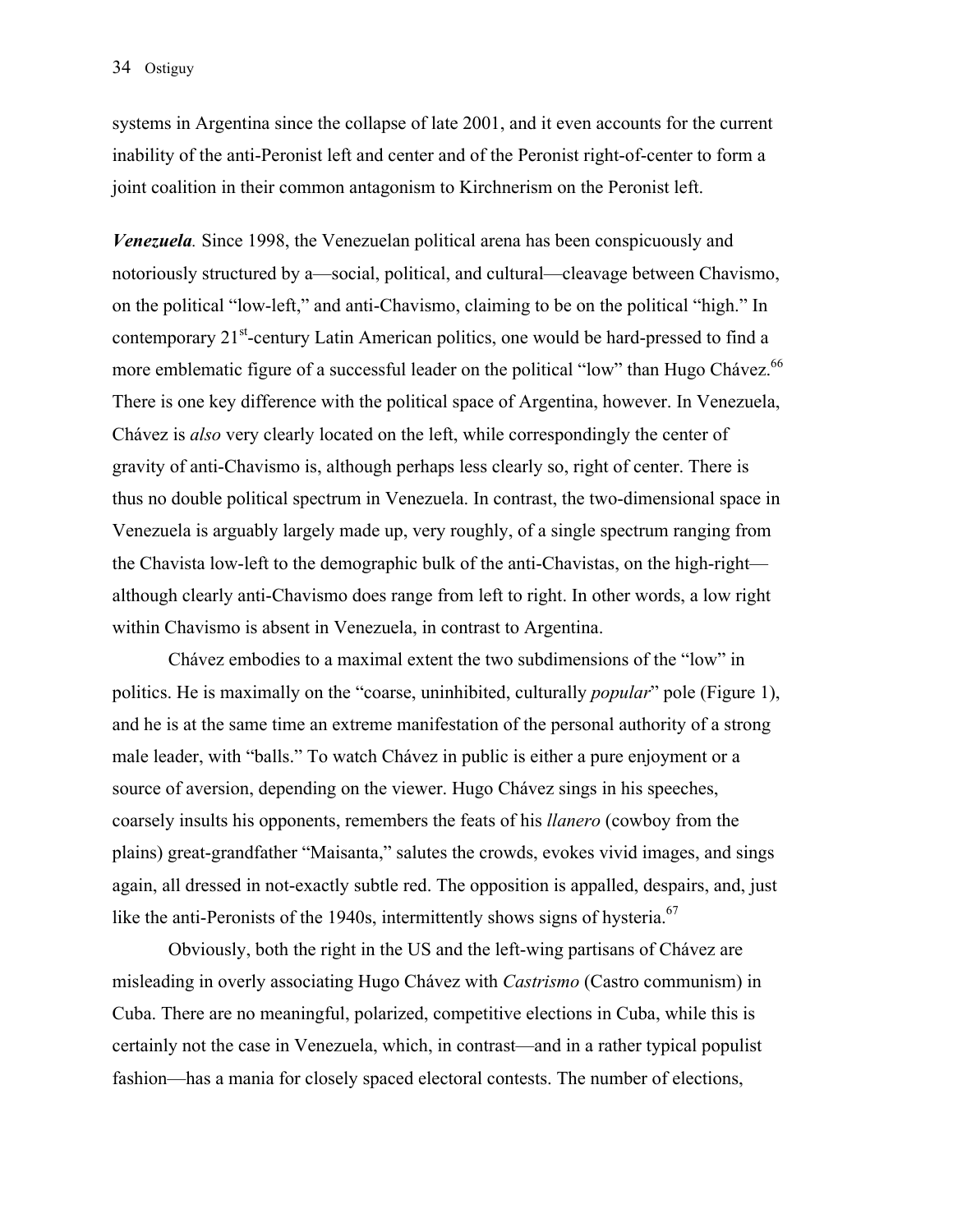systems in Argentina since the collapse of late 2001, and it even accounts for the current inability of the anti-Peronist left and center and of the Peronist right-of-center to form a joint coalition in their common antagonism to Kirchnerism on the Peronist left.

***Venezuela.*** Since 1998, the Venezuelan political arena has been conspicuously and notoriously structured by a—social, political, and cultural—cleavage between Chavismo, on the political "low-left," and anti-Chavismo, claiming to be on the political "high." In contemporary 21st-century Latin American politics, one would be hard-pressed to find a more emblematic figure of a successful leader on the political "low" than Hugo Chávez.[66] There is one key difference with the political space of Argentina, however. In Venezuela, Chávez is *also* very clearly located on the left, while correspondingly the center of gravity of anti-Chavismo is, although perhaps less clearly so, right of center. There is thus no double political spectrum in Venezuela. In contrast, the two-dimensional space in Venezuela is arguably largely made up, very roughly, of a single spectrum ranging from the Chavista low-left to the demographic bulk of the anti-Chavistas, on the high-right—although clearly anti-Chavismo does range from left to right. In other words, a low right within Chavismo is absent in Venezuela, in contrast to Argentina.

Chávez embodies to a maximal extent the two subdimensions of the "low" in politics. He is maximally on the "coarse, uninhibited, culturally *popular*" pole (Figure 1), and he is at the same time an extreme manifestation of the personal authority of a strong male leader, with "balls." To watch Chávez in public is either a pure enjoyment or a source of aversion, depending on the viewer. Hugo Chávez sings in his speeches, coarsely insults his opponents, remembers the feats of his *llanero* (cowboy from the plains) great-grandfather "Maisanta," salutes the crowds, evokes vivid images, and sings again, all dressed in not-exactly subtle red. The opposition is appalled, despairs, and, just like the anti-Peronists of the 1940s, intermittently shows signs of hysteria.[67]

Obviously, both the right in the US and the left-wing partisans of Chávez are misleading in overly associating Hugo Chávez with *Castrismo* (Castro communism) in Cuba. There are no meaningful, polarized, competitive elections in Cuba, while this is certainly not the case in Venezuela, which, in contrast—and in a rather typical populist fashion—has a mania for closely spaced electoral contests. The number of elections,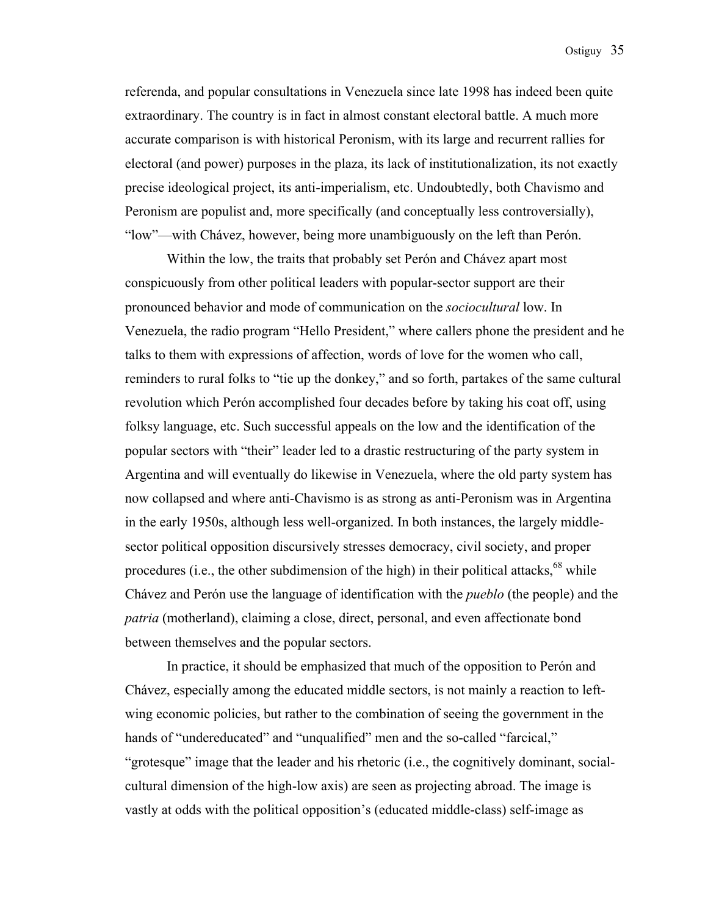referenda, and popular consultations in Venezuela since late 1998 has indeed been quite extraordinary. The country is in fact in almost constant electoral battle. A much more accurate comparison is with historical Peronism, with its large and recurrent rallies for electoral (and power) purposes in the plaza, its lack of institutionalization, its not exactly precise ideological project, its anti-imperialism, etc. Undoubtedly, both Chavismo and Peronism are populist and, more specifically (and conceptually less controversially), "low"—with Chávez, however, being more unambiguously on the left than Perón.

Within the low, the traits that probably set Perón and Chávez apart most conspicuously from other political leaders with popular-sector support are their pronounced behavior and mode of communication on the *sociocultural* low. In Venezuela, the radio program "Hello President," where callers phone the president and he talks to them with expressions of affection, words of love for the women who call, reminders to rural folks to "tie up the donkey," and so forth, partakes of the same cultural revolution which Perón accomplished four decades before by taking his coat off, using folksy language, etc. Such successful appeals on the low and the identification of the popular sectors with "their" leader led to a drastic restructuring of the party system in Argentina and will eventually do likewise in Venezuela, where the old party system has now collapsed and where anti-Chavismo is as strong as anti-Peronism was in Argentina in the early 1950s, although less well-organized. In both instances, the largely middle-sector political opposition discursively stresses democracy, civil society, and proper procedures (i.e., the other subdimension of the high) in their political attacks,[68] while Chávez and Perón use the language of identification with the *pueblo* (the people) and the *patria* (motherland), claiming a close, direct, personal, and even affectionate bond between themselves and the popular sectors.

In practice, it should be emphasized that much of the opposition to Perón and Chávez, especially among the educated middle sectors, is not mainly a reaction to left-wing economic policies, but rather to the combination of seeing the government in the hands of "undereducated" and "unqualified" men and the so-called "farcical," "grotesque" image that the leader and his rhetoric (i.e., the cognitively dominant, social-cultural dimension of the high-low axis) are seen as projecting abroad. The image is vastly at odds with the political opposition's (educated middle-class) self-image as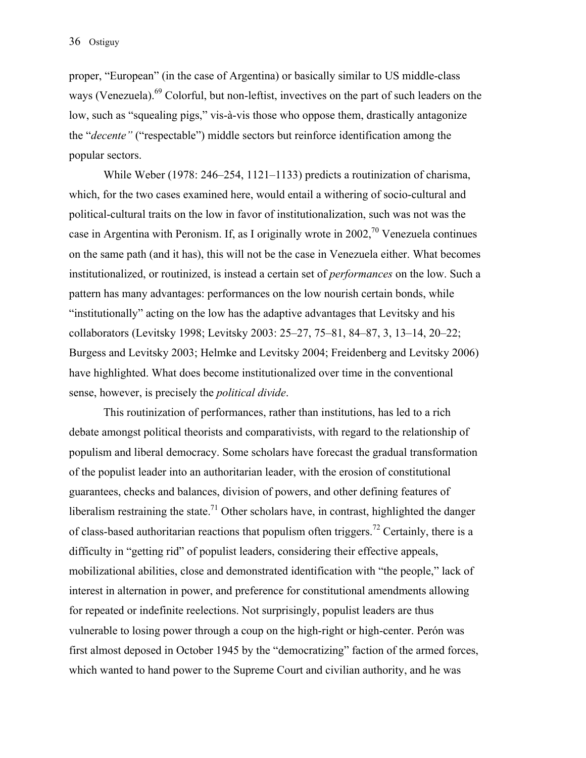proper, "European" (in the case of Argentina) or basically similar to US middle-class ways (Venezuela).[69] Colorful, but non-leftist, invectives on the part of such leaders on the low, such as "squealing pigs," vis-à-vis those who oppose them, drastically antagonize the "*decente"* ("respectable") middle sectors but reinforce identification among the popular sectors.

While Weber (1978: 246–254, 1121–1133) predicts a routinization of charisma, which, for the two cases examined here, would entail a withering of socio-cultural and political-cultural traits on the low in favor of institutionalization, such was not was the case in Argentina with Peronism. If, as I originally wrote in 2002,[70] Venezuela continues on the same path (and it has), this will not be the case in Venezuela either. What becomes institutionalized, or routinized, is instead a certain set of *performances* on the low. Such a pattern has many advantages: performances on the low nourish certain bonds, while "institutionally" acting on the low has the adaptive advantages that Levitsky and his collaborators (Levitsky 1998; Levitsky 2003: 25–27, 75–81, 84–87, 3, 13–14, 20–22; Burgess and Levitsky 2003; Helmke and Levitsky 2004; Freidenberg and Levitsky 2006) have highlighted. What does become institutionalized over time in the conventional sense, however, is precisely the *political divide*.

This routinization of performances, rather than institutions, has led to a rich debate amongst political theorists and comparativists, with regard to the relationship of populism and liberal democracy. Some scholars have forecast the gradual transformation of the populist leader into an authoritarian leader, with the erosion of constitutional guarantees, checks and balances, division of powers, and other defining features of liberalism restraining the state.[71] Other scholars have, in contrast, highlighted the danger of class-based authoritarian reactions that populism often triggers.[72] Certainly, there is a difficulty in "getting rid" of populist leaders, considering their effective appeals, mobilizational abilities, close and demonstrated identification with "the people," lack of interest in alternation in power, and preference for constitutional amendments allowing for repeated or indefinite reelections. Not surprisingly, populist leaders are thus vulnerable to losing power through a coup on the high-right or high-center. Perón was first almost deposed in October 1945 by the "democratizing" faction of the armed forces, which wanted to hand power to the Supreme Court and civilian authority, and he was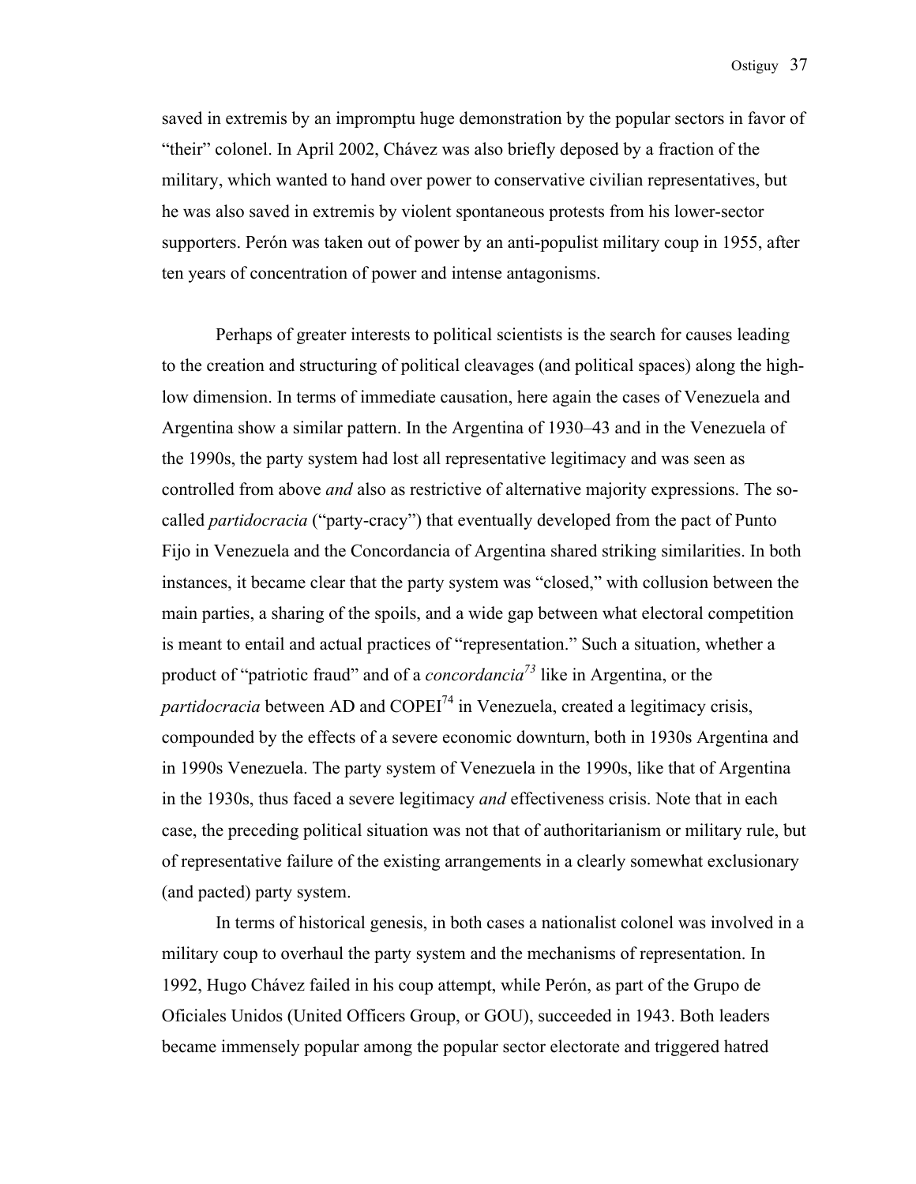saved in extremis by an impromptu huge demonstration by the popular sectors in favor of "their" colonel. In April 2002, Chávez was also briefly deposed by a fraction of the military, which wanted to hand over power to conservative civilian representatives, but he was also saved in extremis by violent spontaneous protests from his lower-sector supporters. Perón was taken out of power by an anti-populist military coup in 1955, after ten years of concentration of power and intense antagonisms.

Perhaps of greater interests to political scientists is the search for causes leading to the creation and structuring of political cleavages (and political spaces) along the high-low dimension. In terms of immediate causation, here again the cases of Venezuela and Argentina show a similar pattern. In the Argentina of 1930–43 and in the Venezuela of the 1990s, the party system had lost all representative legitimacy and was seen as controlled from above *and* also as restrictive of alternative majority expressions. The so-called *partidocracia* ("party-cracy") that eventually developed from the pact of Punto Fijo in Venezuela and the Concordancia of Argentina shared striking similarities. In both instances, it became clear that the party system was "closed," with collusion between the main parties, a sharing of the spoils, and a wide gap between what electoral competition is meant to entail and actual practices of "representation." Such a situation, whether a product of "patriotic fraud" and of a *concordancia*[73] like in Argentina, or the *partidocracia* between AD and COPEI[74] in Venezuela, created a legitimacy crisis, compounded by the effects of a severe economic downturn, both in 1930s Argentina and in 1990s Venezuela. The party system of Venezuela in the 1990s, like that of Argentina in the 1930s, thus faced a severe legitimacy *and* effectiveness crisis. Note that in each case, the preceding political situation was not that of authoritarianism or military rule, but of representative failure of the existing arrangements in a clearly somewhat exclusionary (and pacted) party system.

In terms of historical genesis, in both cases a nationalist colonel was involved in a military coup to overhaul the party system and the mechanisms of representation. In 1992, Hugo Chávez failed in his coup attempt, while Perón, as part of the Grupo de Oficiales Unidos (United Officers Group, or GOU), succeeded in 1943. Both leaders became immensely popular among the popular sector electorate and triggered hatred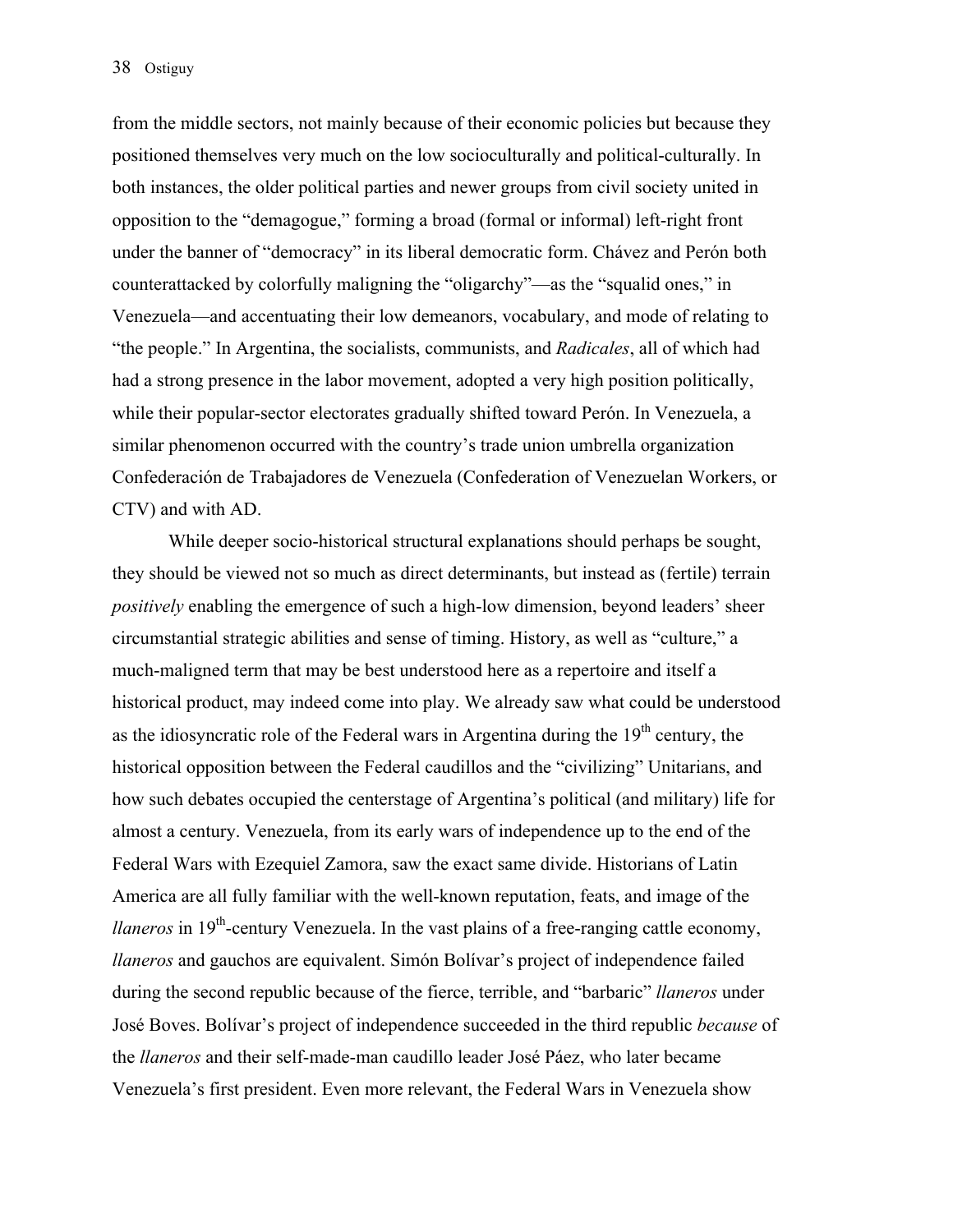from the middle sectors, not mainly because of their economic policies but because they positioned themselves very much on the low socioculturally and political-culturally. In both instances, the older political parties and newer groups from civil society united in opposition to the "demagogue," forming a broad (formal or informal) left-right front under the banner of "democracy" in its liberal democratic form. Chávez and Perón both counterattacked by colorfully maligning the "oligarchy"—as the "squalid ones," in Venezuela—and accentuating their low demeanors, vocabulary, and mode of relating to "the people." In Argentina, the socialists, communists, and *Radicales*, all of which had had a strong presence in the labor movement, adopted a very high position politically, while their popular-sector electorates gradually shifted toward Perón. In Venezuela, a similar phenomenon occurred with the country's trade union umbrella organization Confederación de Trabajadores de Venezuela (Confederation of Venezuelan Workers, or CTV) and with AD.

While deeper socio-historical structural explanations should perhaps be sought, they should be viewed not so much as direct determinants, but instead as (fertile) terrain *positively* enabling the emergence of such a high-low dimension, beyond leaders' sheer circumstantial strategic abilities and sense of timing. History, as well as "culture," a much-maligned term that may be best understood here as a repertoire and itself a historical product, may indeed come into play. We already saw what could be understood as the idiosyncratic role of the Federal wars in Argentina during the 19th century, the historical opposition between the Federal caudillos and the "civilizing" Unitarians, and how such debates occupied the centerstage of Argentina's political (and military) life for almost a century. Venezuela, from its early wars of independence up to the end of the Federal Wars with Ezequiel Zamora, saw the exact same divide. Historians of Latin America are all fully familiar with the well-known reputation, feats, and image of the *llaneros* in 19th-century Venezuela. In the vast plains of a free-ranging cattle economy, *llaneros* and gauchos are equivalent. Simón Bolívar's project of independence failed during the second republic because of the fierce, terrible, and "barbaric" *llaneros* under José Boves. Bolívar's project of independence succeeded in the third republic *because* of the *llaneros* and their self-made-man caudillo leader José Páez, who later became Venezuela's first president. Even more relevant, the Federal Wars in Venezuela show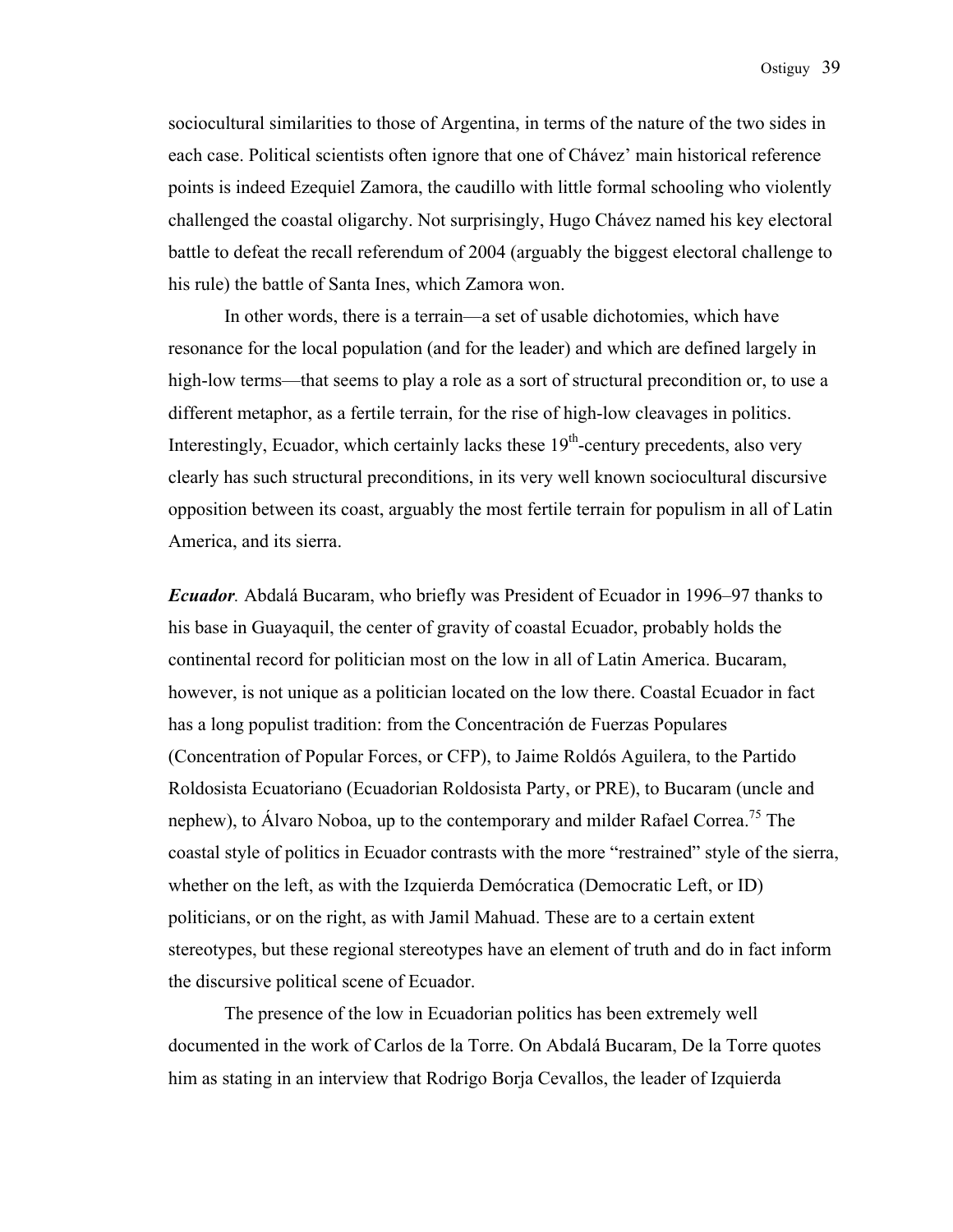sociocultural similarities to those of Argentina, in terms of the nature of the two sides in each case. Political scientists often ignore that one of Chávez' main historical reference points is indeed Ezequiel Zamora, the caudillo with little formal schooling who violently challenged the coastal oligarchy. Not surprisingly, Hugo Chávez named his key electoral battle to defeat the recall referendum of 2004 (arguably the biggest electoral challenge to his rule) the battle of Santa Ines, which Zamora won.

In other words, there is a terrain—a set of usable dichotomies, which have resonance for the local population (and for the leader) and which are defined largely in high-low terms—that seems to play a role as a sort of structural precondition or, to use a different metaphor, as a fertile terrain, for the rise of high-low cleavages in politics. Interestingly, Ecuador, which certainly lacks these 19th-century precedents, also very clearly has such structural preconditions, in its very well known sociocultural discursive opposition between its coast, arguably the most fertile terrain for populism in all of Latin America, and its sierra.

***Ecuador*.** Abdalá Bucaram, who briefly was President of Ecuador in 1996–97 thanks to his base in Guayaquil, the center of gravity of coastal Ecuador, probably holds the continental record for politician most on the low in all of Latin America. Bucaram, however, is not unique as a politician located on the low there. Coastal Ecuador in fact has a long populist tradition: from the Concentración de Fuerzas Populares (Concentration of Popular Forces, or CFP), to Jaime Roldós Aguilera, to the Partido Roldosista Ecuatoriano (Ecuadorian Roldosista Party, or PRE), to Bucaram (uncle and nephew), to Álvaro Noboa, up to the contemporary and milder Rafael Correa.[75] The coastal style of politics in Ecuador contrasts with the more "restrained" style of the sierra, whether on the left, as with the Izquierda Demócratica (Democratic Left, or ID) politicians, or on the right, as with Jamil Mahuad. These are to a certain extent stereotypes, but these regional stereotypes have an element of truth and do in fact inform the discursive political scene of Ecuador.

The presence of the low in Ecuadorian politics has been extremely well documented in the work of Carlos de la Torre. On Abdalá Bucaram, De la Torre quotes him as stating in an interview that Rodrigo Borja Cevallos, the leader of Izquierda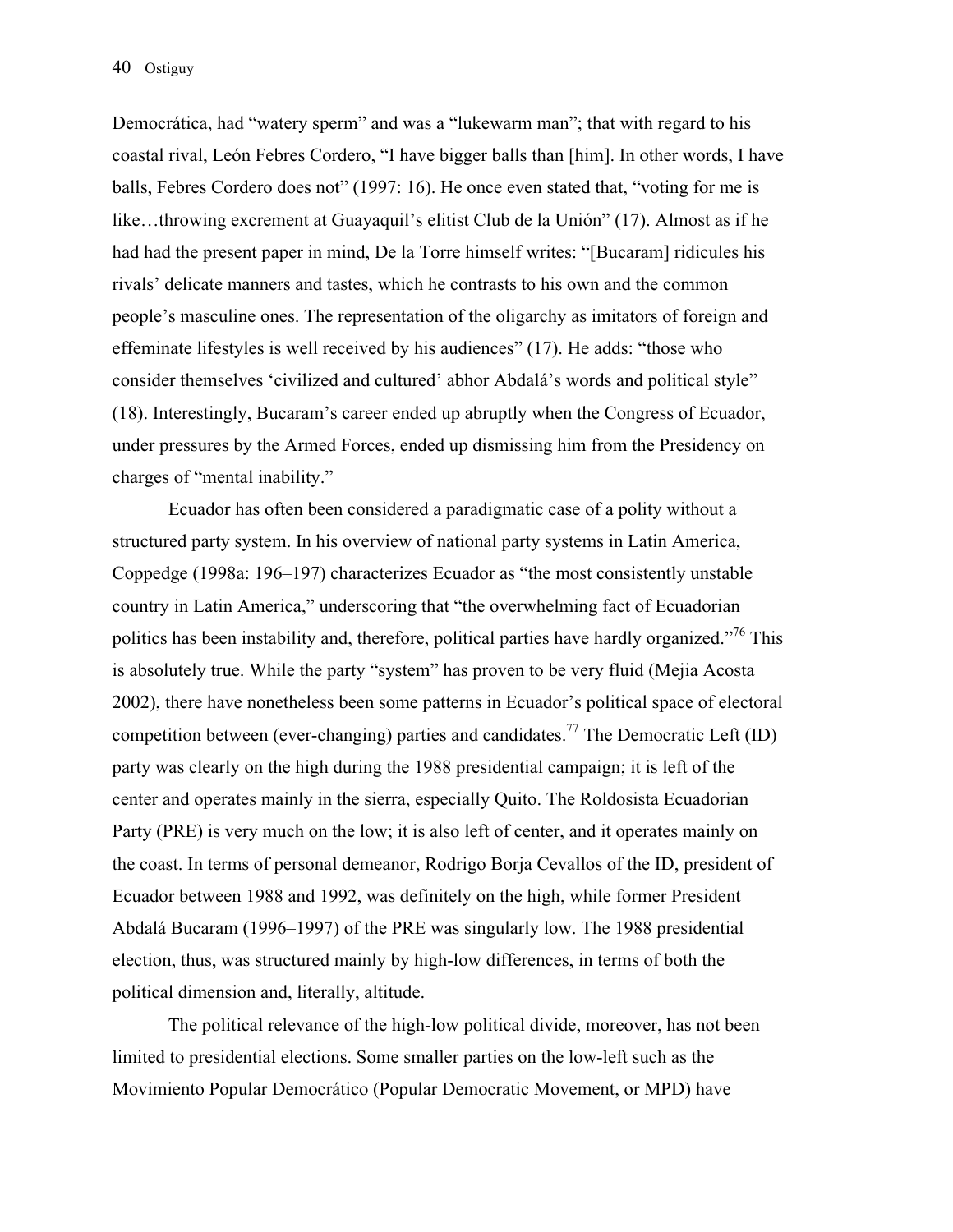Democrática, had "watery sperm" and was a "lukewarm man"; that with regard to his coastal rival, León Febres Cordero, "I have bigger balls than [him]. In other words, I have balls, Febres Cordero does not" (1997: 16). He once even stated that, "voting for me is like…throwing excrement at Guayaquil's elitist Club de la Unión" (17). Almost as if he had had the present paper in mind, De la Torre himself writes: "[Bucaram] ridicules his rivals' delicate manners and tastes, which he contrasts to his own and the common people's masculine ones. The representation of the oligarchy as imitators of foreign and effeminate lifestyles is well received by his audiences" (17). He adds: "those who consider themselves 'civilized and cultured' abhor Abdalá's words and political style" (18). Interestingly, Bucaram's career ended up abruptly when the Congress of Ecuador, under pressures by the Armed Forces, ended up dismissing him from the Presidency on charges of "mental inability."

Ecuador has often been considered a paradigmatic case of a polity without a structured party system. In his overview of national party systems in Latin America, Coppedge (1998a: 196–197) characterizes Ecuador as "the most consistently unstable country in Latin America," underscoring that "the overwhelming fact of Ecuadorian politics has been instability and, therefore, political parties have hardly organized."[76] This is absolutely true. While the party "system" has proven to be very fluid (Mejia Acosta 2002), there have nonetheless been some patterns in Ecuador's political space of electoral competition between (ever-changing) parties and candidates.[77] The Democratic Left (ID) party was clearly on the high during the 1988 presidential campaign; it is left of the center and operates mainly in the sierra, especially Quito. The Roldosista Ecuadorian Party (PRE) is very much on the low; it is also left of center, and it operates mainly on the coast. In terms of personal demeanor, Rodrigo Borja Cevallos of the ID, president of Ecuador between 1988 and 1992, was definitely on the high, while former President Abdalá Bucaram (1996–1997) of the PRE was singularly low. The 1988 presidential election, thus, was structured mainly by high-low differences, in terms of both the political dimension and, literally, altitude.

The political relevance of the high-low political divide, moreover, has not been limited to presidential elections. Some smaller parties on the low-left such as the Movimiento Popular Democrático (Popular Democratic Movement, or MPD) have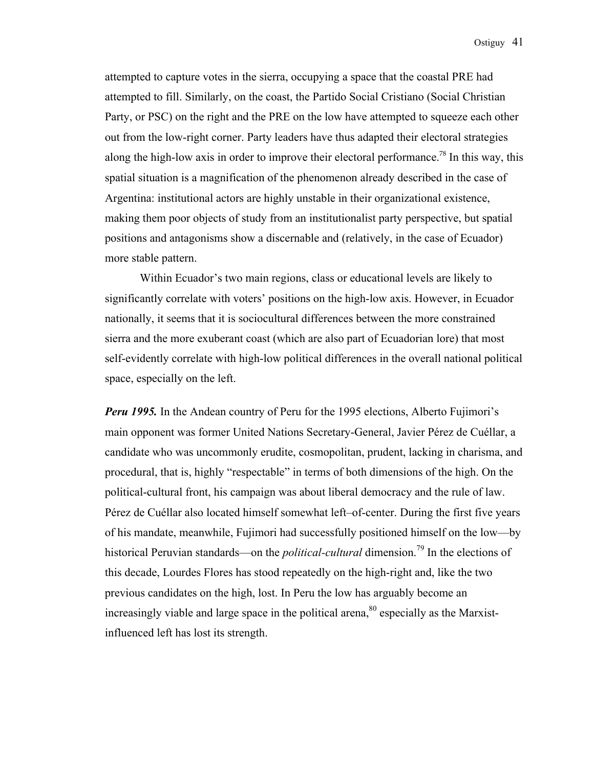attempted to capture votes in the sierra, occupying a space that the coastal PRE had attempted to fill. Similarly, on the coast, the Partido Social Cristiano (Social Christian Party, or PSC) on the right and the PRE on the low have attempted to squeeze each other out from the low-right corner. Party leaders have thus adapted their electoral strategies along the high-low axis in order to improve their electoral performance.[78] In this way, this spatial situation is a magnification of the phenomenon already described in the case of Argentina: institutional actors are highly unstable in their organizational existence, making them poor objects of study from an institutionalist party perspective, but spatial positions and antagonisms show a discernable and (relatively, in the case of Ecuador) more stable pattern.

Within Ecuador's two main regions, class or educational levels are likely to significantly correlate with voters' positions on the high-low axis. However, in Ecuador nationally, it seems that it is sociocultural differences between the more constrained sierra and the more exuberant coast (which are also part of Ecuadorian lore) that most self-evidently correlate with high-low political differences in the overall national political space, especially on the left.

***Peru 1995.*** In the Andean country of Peru for the 1995 elections, Alberto Fujimori's main opponent was former United Nations Secretary-General, Javier Pérez de Cuéllar, a candidate who was uncommonly erudite, cosmopolitan, prudent, lacking in charisma, and procedural, that is, highly "respectable" in terms of both dimensions of the high. On the political-cultural front, his campaign was about liberal democracy and the rule of law. Pérez de Cuéllar also located himself somewhat left–of-center. During the first five years of his mandate, meanwhile, Fujimori had successfully positioned himself on the low—by historical Peruvian standards—on the *political-cultural* dimension.[79] In the elections of this decade, Lourdes Flores has stood repeatedly on the high-right and, like the two previous candidates on the high, lost. In Peru the low has arguably become an increasingly viable and large space in the political arena,[80] especially as the Marxist-influenced left has lost its strength.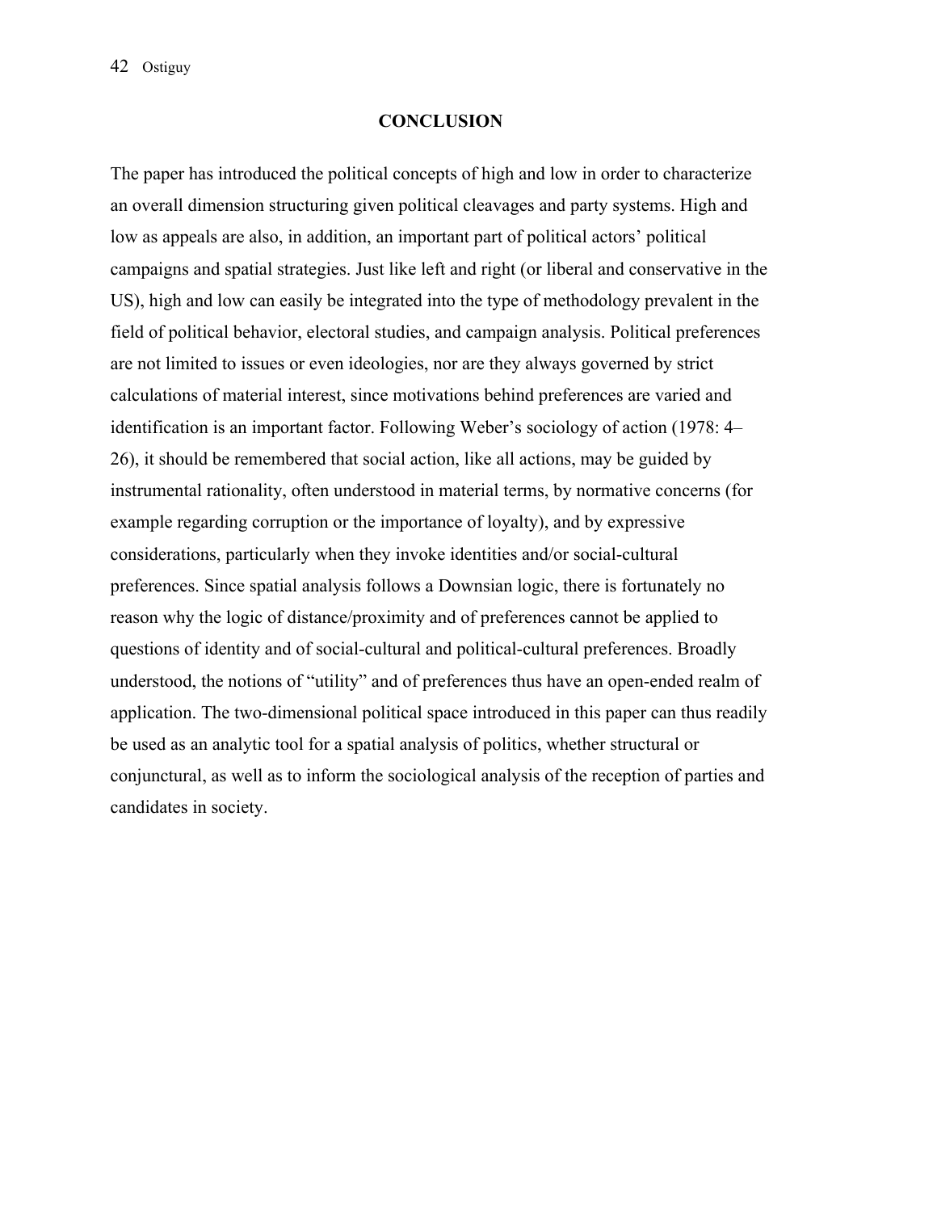## CONCLUSION

The paper has introduced the political concepts of high and low in order to characterize an overall dimension structuring given political cleavages and party systems. High and low as appeals are also, in addition, an important part of political actors' political campaigns and spatial strategies. Just like left and right (or liberal and conservative in the US), high and low can easily be integrated into the type of methodology prevalent in the field of political behavior, electoral studies, and campaign analysis. Political preferences are not limited to issues or even ideologies, nor are they always governed by strict calculations of material interest, since motivations behind preferences are varied and identification is an important factor. Following Weber's sociology of action (1978: 4–26), it should be remembered that social action, like all actions, may be guided by instrumental rationality, often understood in material terms, by normative concerns (for example regarding corruption or the importance of loyalty), and by expressive considerations, particularly when they invoke identities and/or social-cultural preferences. Since spatial analysis follows a Downsian logic, there is fortunately no reason why the logic of distance/proximity and of preferences cannot be applied to questions of identity and of social-cultural and political-cultural preferences. Broadly understood, the notions of "utility" and of preferences thus have an open-ended realm of application. The two-dimensional political space introduced in this paper can thus readily be used as an analytic tool for a spatial analysis of politics, whether structural or conjunctural, as well as to inform the sociological analysis of the reception of parties and candidates in society.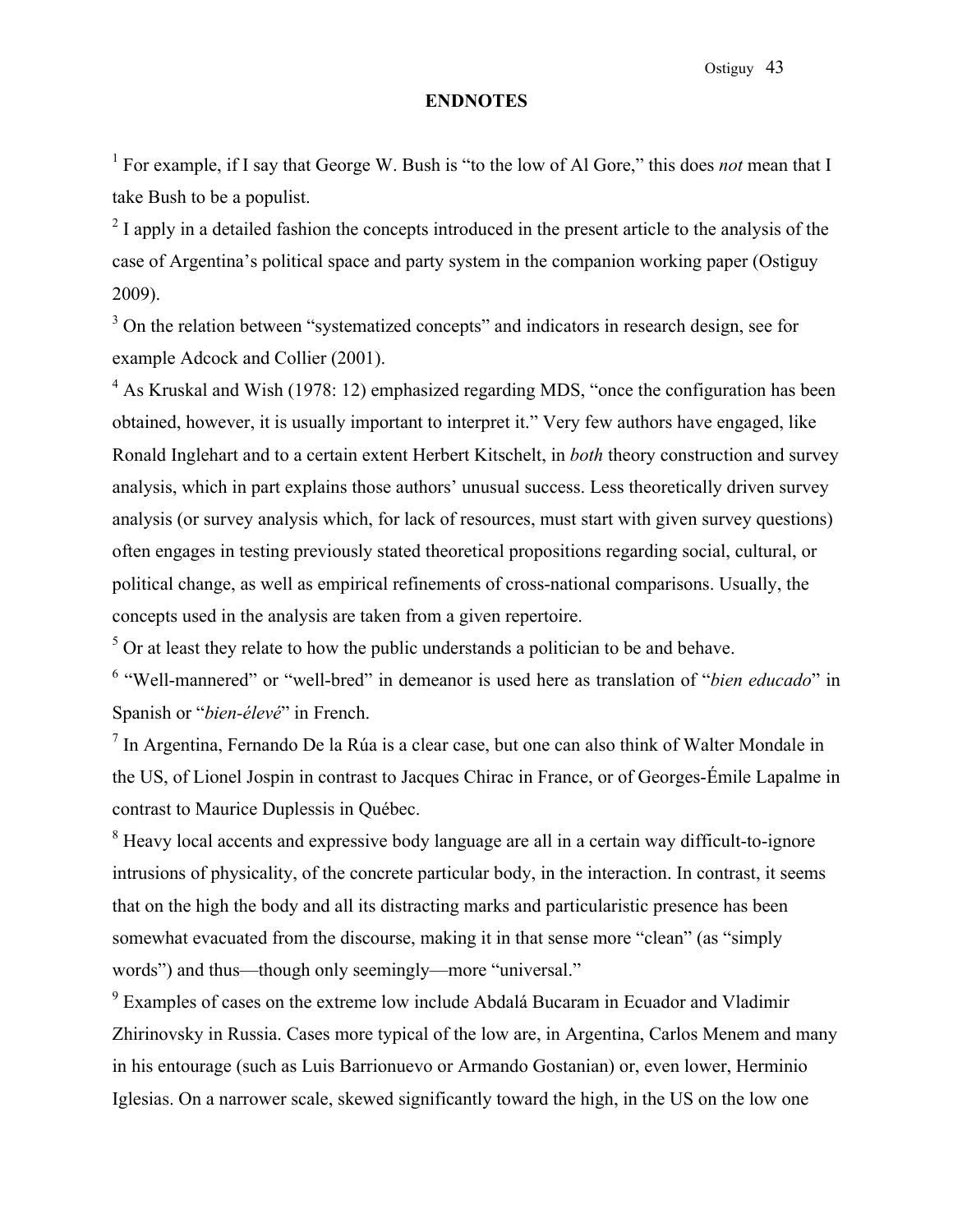## ENDNOTES

[1] For example, if I say that George W. Bush is "to the low of Al Gore," this does *not* mean that I take Bush to be a populist.

[2] I apply in a detailed fashion the concepts introduced in the present article to the analysis of the case of Argentina's political space and party system in the companion working paper (Ostiguy 2009).

[3] On the relation between "systematized concepts" and indicators in research design, see for example Adcock and Collier (2001).

[4] As Kruskal and Wish (1978: 12) emphasized regarding MDS, "once the configuration has been obtained, however, it is usually important to interpret it." Very few authors have engaged, like Ronald Inglehart and to a certain extent Herbert Kitschelt, in *both* theory construction and survey analysis, which in part explains those authors' unusual success. Less theoretically driven survey analysis (or survey analysis which, for lack of resources, must start with given survey questions) often engages in testing previously stated theoretical propositions regarding social, cultural, or political change, as well as empirical refinements of cross-national comparisons. Usually, the concepts used in the analysis are taken from a given repertoire.

[5] Or at least they relate to how the public understands a politician to be and behave.

[6] "Well-mannered" or "well-bred" in demeanor is used here as translation of "*bien educado*" in Spanish or "*bien-élevé*" in French.

[7] In Argentina, Fernando De la Rúa is a clear case, but one can also think of Walter Mondale in the US, of Lionel Jospin in contrast to Jacques Chirac in France, or of Georges-Émile Lapalme in contrast to Maurice Duplessis in Québec.

[8] Heavy local accents and expressive body language are all in a certain way difficult-to-ignore intrusions of physicality, of the concrete particular body, in the interaction. In contrast, it seems that on the high the body and all its distracting marks and particularistic presence has been somewhat evacuated from the discourse, making it in that sense more "clean" (as "simply words") and thus—though only seemingly—more "universal."

[9] Examples of cases on the extreme low include Abdalá Bucaram in Ecuador and Vladimir Zhirinovsky in Russia. Cases more typical of the low are, in Argentina, Carlos Menem and many in his entourage (such as Luis Barrionuevo or Armando Gostanian) or, even lower, Herminio Iglesias. On a narrower scale, skewed significantly toward the high, in the US on the low one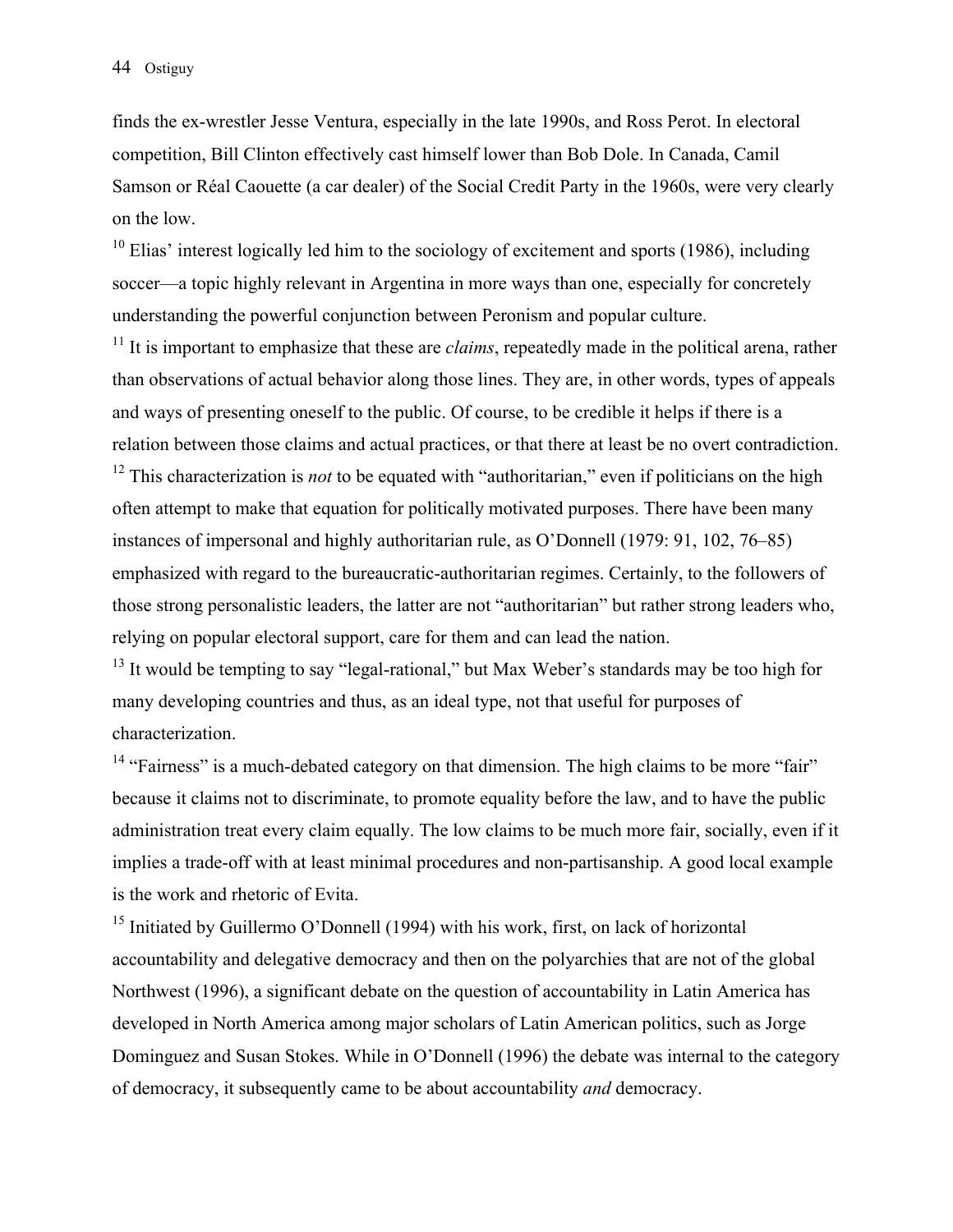finds the ex-wrestler Jesse Ventura, especially in the late 1990s, and Ross Perot. In electoral competition, Bill Clinton effectively cast himself lower than Bob Dole. In Canada, Camil Samson or Réal Caouette (a car dealer) of the Social Credit Party in the 1960s, were very clearly on the low.

[10] Elias' interest logically led him to the sociology of excitement and sports (1986), including soccer—a topic highly relevant in Argentina in more ways than one, especially for concretely understanding the powerful conjunction between Peronism and popular culture.

[11] It is important to emphasize that these are *claims*, repeatedly made in the political arena, rather than observations of actual behavior along those lines. They are, in other words, types of appeals and ways of presenting oneself to the public. Of course, to be credible it helps if there is a relation between those claims and actual practices, or that there at least be no overt contradiction.

[12] This characterization is *not* to be equated with "authoritarian," even if politicians on the high often attempt to make that equation for politically motivated purposes. There have been many instances of impersonal and highly authoritarian rule, as O'Donnell (1979: 91, 102, 76–85) emphasized with regard to the bureaucratic-authoritarian regimes. Certainly, to the followers of those strong personalistic leaders, the latter are not "authoritarian" but rather strong leaders who, relying on popular electoral support, care for them and can lead the nation.

[13] It would be tempting to say "legal-rational," but Max Weber's standards may be too high for many developing countries and thus, as an ideal type, not that useful for purposes of characterization.

[14] "Fairness" is a much-debated category on that dimension. The high claims to be more "fair" because it claims not to discriminate, to promote equality before the law, and to have the public administration treat every claim equally. The low claims to be much more fair, socially, even if it implies a trade-off with at least minimal procedures and non-partisanship. A good local example is the work and rhetoric of Evita.

[15] Initiated by Guillermo O'Donnell (1994) with his work, first, on lack of horizontal accountability and delegative democracy and then on the polyarchies that are not of the global Northwest (1996), a significant debate on the question of accountability in Latin America has developed in North America among major scholars of Latin American politics, such as Jorge Dominguez and Susan Stokes. While in O'Donnell (1996) the debate was internal to the category of democracy, it subsequently came to be about accountability *and* democracy.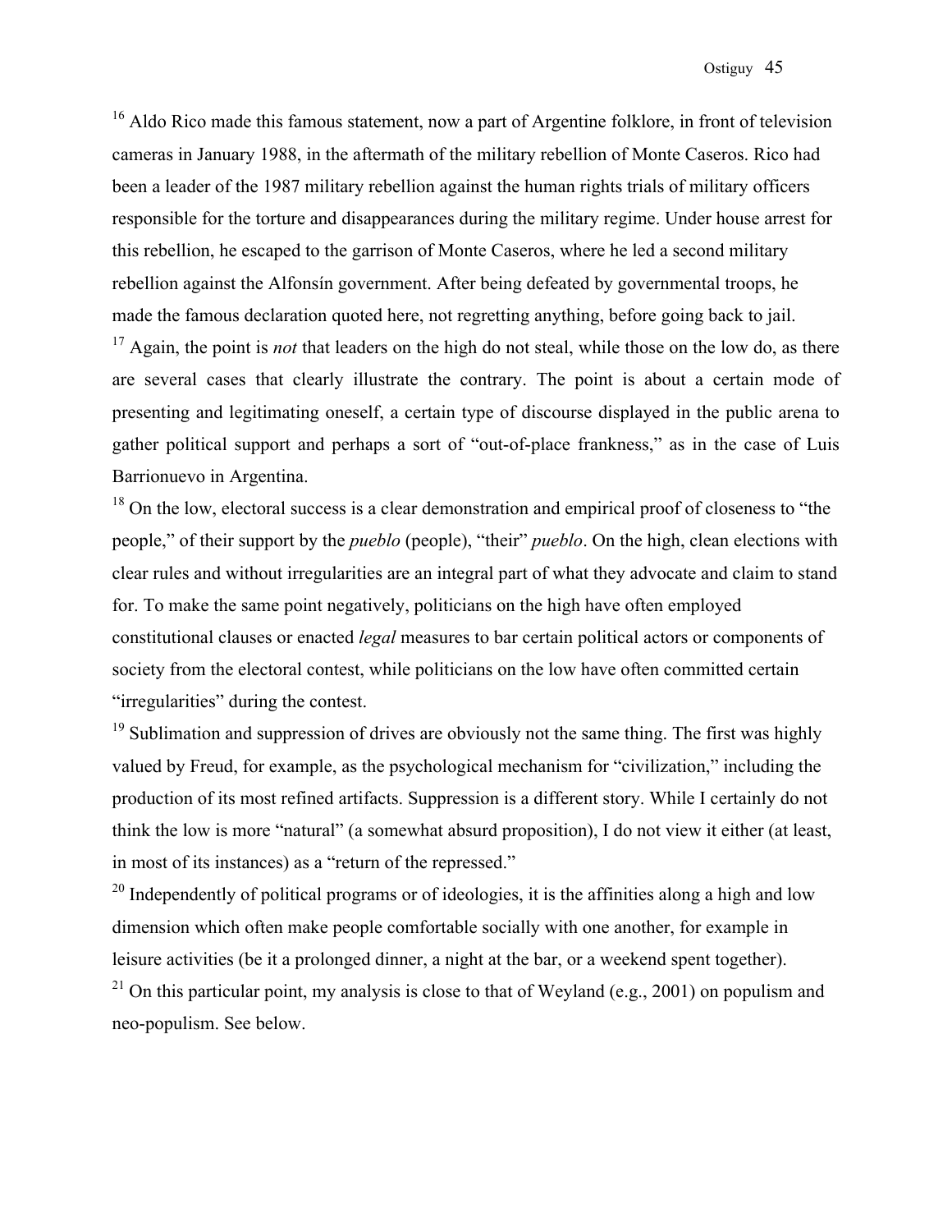[16] Aldo Rico made this famous statement, now a part of Argentine folklore, in front of television cameras in January 1988, in the aftermath of the military rebellion of Monte Caseros. Rico had been a leader of the 1987 military rebellion against the human rights trials of military officers responsible for the torture and disappearances during the military regime. Under house arrest for this rebellion, he escaped to the garrison of Monte Caseros, where he led a second military rebellion against the Alfonsín government. After being defeated by governmental troops, he made the famous declaration quoted here, not regretting anything, before going back to jail.

[17] Again, the point is *not* that leaders on the high do not steal, while those on the low do, as there are several cases that clearly illustrate the contrary. The point is about a certain mode of presenting and legitimating oneself, a certain type of discourse displayed in the public arena to gather political support and perhaps a sort of "out-of-place frankness," as in the case of Luis Barrionuevo in Argentina.

[18] On the low, electoral success is a clear demonstration and empirical proof of closeness to "the people," of their support by the *pueblo* (people), "their" *pueblo*. On the high, clean elections with clear rules and without irregularities are an integral part of what they advocate and claim to stand for. To make the same point negatively, politicians on the high have often employed constitutional clauses or enacted *legal* measures to bar certain political actors or components of society from the electoral contest, while politicians on the low have often committed certain "irregularities" during the contest.

[19] Sublimation and suppression of drives are obviously not the same thing. The first was highly valued by Freud, for example, as the psychological mechanism for "civilization," including the production of its most refined artifacts. Suppression is a different story. While I certainly do not think the low is more "natural" (a somewhat absurd proposition), I do not view it either (at least, in most of its instances) as a "return of the repressed."

[20] Independently of political programs or of ideologies, it is the affinities along a high and low dimension which often make people comfortable socially with one another, for example in leisure activities (be it a prolonged dinner, a night at the bar, or a weekend spent together).

[21] On this particular point, my analysis is close to that of Weyland (e.g., 2001) on populism and neo-populism. See below.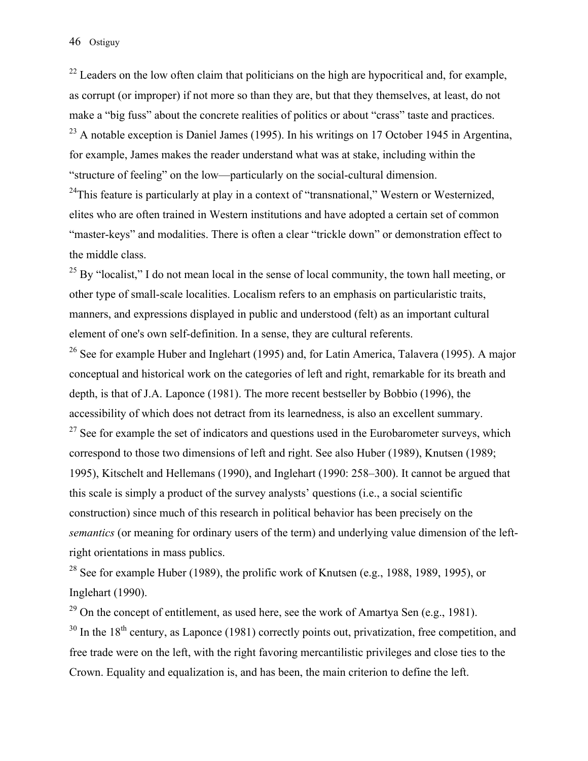[22] Leaders on the low often claim that politicians on the high are hypocritical and, for example, as corrupt (or improper) if not more so than they are, but that they themselves, at least, do not make a "big fuss" about the concrete realities of politics or about "crass" taste and practices.

[23] A notable exception is Daniel James (1995). In his writings on 17 October 1945 in Argentina, for example, James makes the reader understand what was at stake, including within the "structure of feeling" on the low—particularly on the social-cultural dimension.

[24] This feature is particularly at play in a context of "transnational," Western or Westernized, elites who are often trained in Western institutions and have adopted a certain set of common "master-keys" and modalities. There is often a clear "trickle down" or demonstration effect to the middle class.

[25] By "localist," I do not mean local in the sense of local community, the town hall meeting, or other type of small-scale localities. Localism refers to an emphasis on particularistic traits, manners, and expressions displayed in public and understood (felt) as an important cultural element of one's own self-definition. In a sense, they are cultural referents.

[26] See for example Huber and Inglehart (1995) and, for Latin America, Talavera (1995). A major conceptual and historical work on the categories of left and right, remarkable for its breath and depth, is that of J.A. Laponce (1981). The more recent bestseller by Bobbio (1996), the accessibility of which does not detract from its learnedness, is also an excellent summary.

[27] See for example the set of indicators and questions used in the Eurobarometer surveys, which correspond to those two dimensions of left and right. See also Huber (1989), Knutsen (1989; 1995), Kitschelt and Hellemans (1990), and Inglehart (1990: 258–300). It cannot be argued that this scale is simply a product of the survey analysts' questions (i.e., a social scientific construction) since much of this research in political behavior has been precisely on the *semantics* (or meaning for ordinary users of the term) and underlying value dimension of the left-right orientations in mass publics.

[28] See for example Huber (1989), the prolific work of Knutsen (e.g., 1988, 1989, 1995), or Inglehart (1990).

[29] On the concept of entitlement, as used here, see the work of Amartya Sen (e.g., 1981).

[30] In the 18th century, as Laponce (1981) correctly points out, privatization, free competition, and free trade were on the left, with the right favoring mercantilistic privileges and close ties to the Crown. Equality and equalization is, and has been, the main criterion to define the left.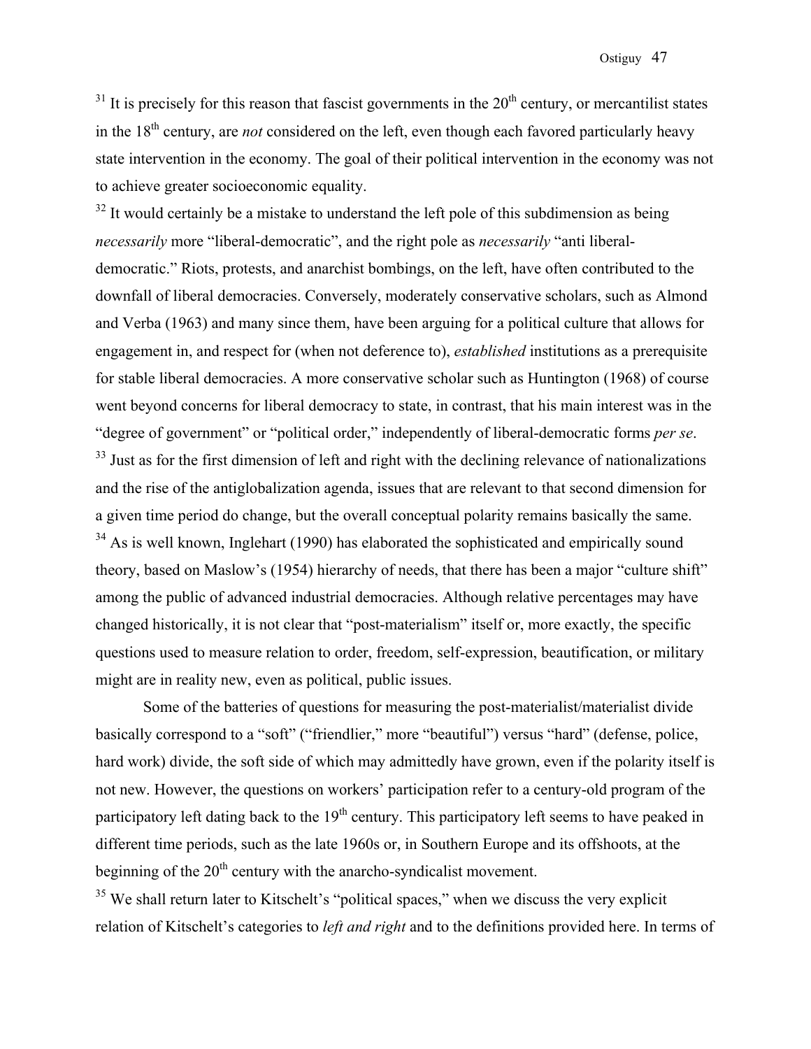[31] It is precisely for this reason that fascist governments in the 20th century, or mercantilist states in the 18th century, are *not* considered on the left, even though each favored particularly heavy state intervention in the economy. The goal of their political intervention in the economy was not to achieve greater socioeconomic equality.

[32] It would certainly be a mistake to understand the left pole of this subdimension as being *necessarily* more "liberal-democratic", and the right pole as *necessarily* "anti liberal-democratic." Riots, protests, and anarchist bombings, on the left, have often contributed to the downfall of liberal democracies. Conversely, moderately conservative scholars, such as Almond and Verba (1963) and many since them, have been arguing for a political culture that allows for engagement in, and respect for (when not deference to), *established* institutions as a prerequisite for stable liberal democracies. A more conservative scholar such as Huntington (1968) of course went beyond concerns for liberal democracy to state, in contrast, that his main interest was in the "degree of government" or "political order," independently of liberal-democratic forms *per se*.

[33] Just as for the first dimension of left and right with the declining relevance of nationalizations and the rise of the antiglobalization agenda, issues that are relevant to that second dimension for a given time period do change, but the overall conceptual polarity remains basically the same.

[34] As is well known, Inglehart (1990) has elaborated the sophisticated and empirically sound theory, based on Maslow's (1954) hierarchy of needs, that there has been a major "culture shift" among the public of advanced industrial democracies. Although relative percentages may have changed historically, it is not clear that "post-materialism" itself or, more exactly, the specific questions used to measure relation to order, freedom, self-expression, beautification, or military might are in reality new, even as political, public issues.

Some of the batteries of questions for measuring the post-materialist/materialist divide basically correspond to a "soft" ("friendlier," more "beautiful") versus "hard" (defense, police, hard work) divide, the soft side of which may admittedly have grown, even if the polarity itself is not new. However, the questions on workers' participation refer to a century-old program of the participatory left dating back to the 19th century. This participatory left seems to have peaked in different time periods, such as the late 1960s or, in Southern Europe and its offshoots, at the beginning of the 20th century with the anarcho-syndicalist movement.

[35] We shall return later to Kitschelt's "political spaces," when we discuss the very explicit relation of Kitschelt's categories to *left and right* and to the definitions provided here. In terms of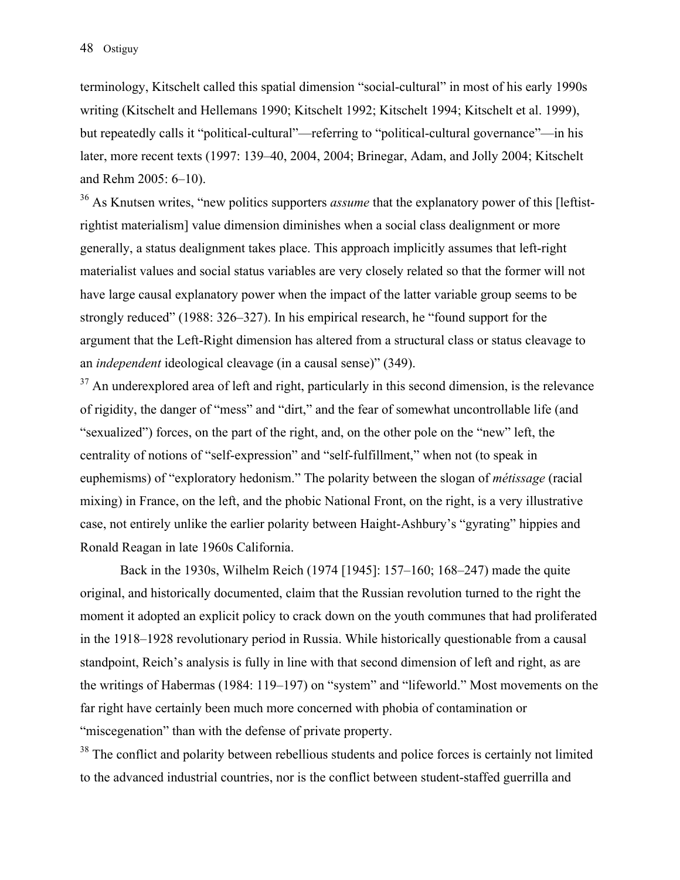terminology, Kitschelt called this spatial dimension "social-cultural" in most of his early 1990s writing (Kitschelt and Hellemans 1990; Kitschelt 1992; Kitschelt 1994; Kitschelt et al. 1999), but repeatedly calls it "political-cultural"—referring to "political-cultural governance"—in his later, more recent texts (1997: 139–40, 2004, 2004; Brinegar, Adam, and Jolly 2004; Kitschelt and Rehm 2005: 6–10).

[36] As Knutsen writes, "new politics supporters *assume* that the explanatory power of this [leftist-rightist materialism] value dimension diminishes when a social class dealignment or more generally, a status dealignment takes place. This approach implicitly assumes that left-right materialist values and social status variables are very closely related so that the former will not have large causal explanatory power when the impact of the latter variable group seems to be strongly reduced" (1988: 326–327). In his empirical research, he "found support for the argument that the Left-Right dimension has altered from a structural class or status cleavage to an *independent* ideological cleavage (in a causal sense)" (349).

[37] An underexplored area of left and right, particularly in this second dimension, is the relevance of rigidity, the danger of "mess" and "dirt," and the fear of somewhat uncontrollable life (and "sexualized") forces, on the part of the right, and, on the other pole on the "new" left, the centrality of notions of "self-expression" and "self-fulfillment," when not (to speak in euphemisms) of "exploratory hedonism." The polarity between the slogan of *métissage* (racial mixing) in France, on the left, and the phobic National Front, on the right, is a very illustrative case, not entirely unlike the earlier polarity between Haight-Ashbury's "gyrating" hippies and Ronald Reagan in late 1960s California.

Back in the 1930s, Wilhelm Reich (1974 [1945]: 157–160; 168–247) made the quite original, and historically documented, claim that the Russian revolution turned to the right the moment it adopted an explicit policy to crack down on the youth communes that had proliferated in the 1918–1928 revolutionary period in Russia. While historically questionable from a causal standpoint, Reich's analysis is fully in line with that second dimension of left and right, as are the writings of Habermas (1984: 119–197) on "system" and "lifeworld." Most movements on the far right have certainly been much more concerned with phobia of contamination or "miscegenation" than with the defense of private property.

[38] The conflict and polarity between rebellious students and police forces is certainly not limited to the advanced industrial countries, nor is the conflict between student-staffed guerrilla and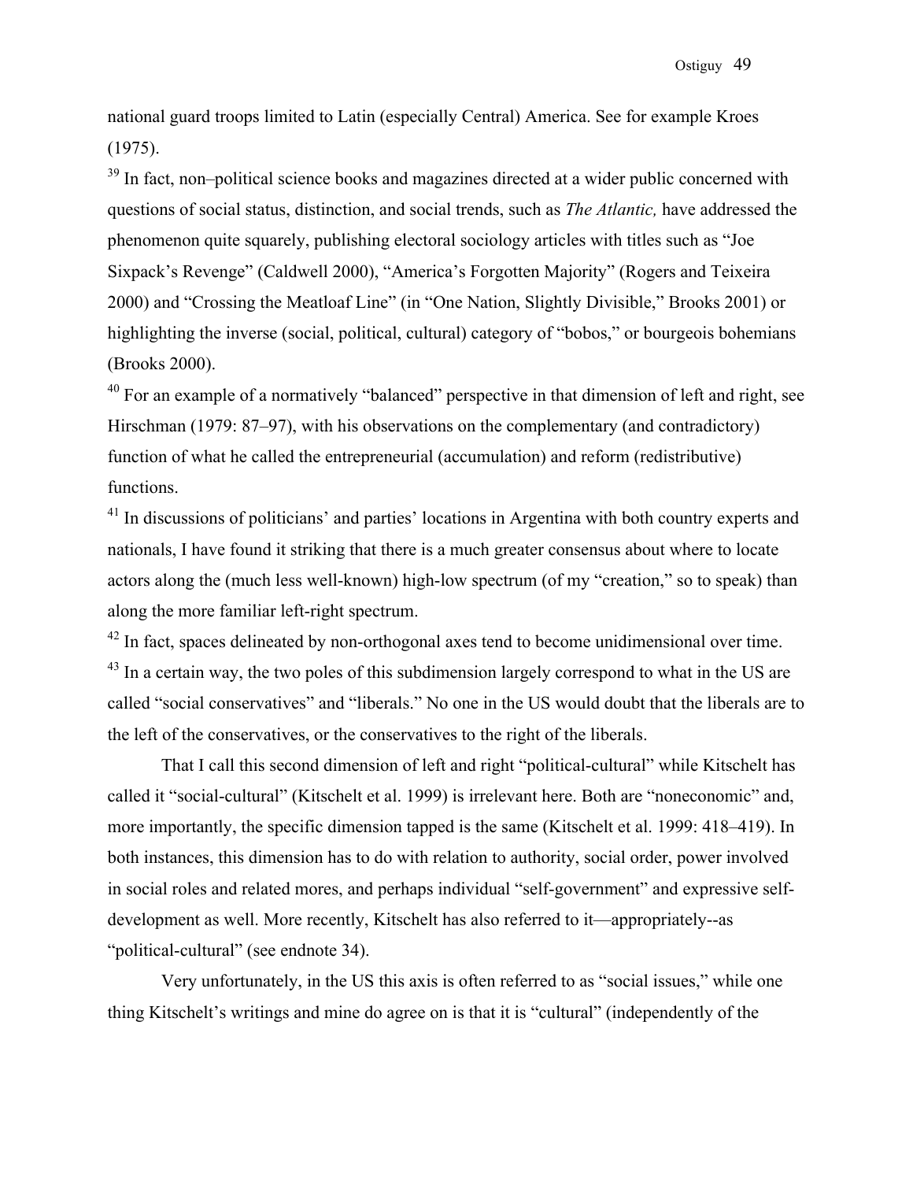national guard troops limited to Latin (especially Central) America. See for example Kroes (1975).

[39] In fact, non–political science books and magazines directed at a wider public concerned with questions of social status, distinction, and social trends, such as *The Atlantic,* have addressed the phenomenon quite squarely, publishing electoral sociology articles with titles such as "Joe Sixpack's Revenge" (Caldwell 2000), "America's Forgotten Majority" (Rogers and Teixeira 2000) and "Crossing the Meatloaf Line" (in "One Nation, Slightly Divisible," Brooks 2001) or highlighting the inverse (social, political, cultural) category of "bobos," or bourgeois bohemians (Brooks 2000).

[40] For an example of a normatively "balanced" perspective in that dimension of left and right, see Hirschman (1979: 87–97), with his observations on the complementary (and contradictory) function of what he called the entrepreneurial (accumulation) and reform (redistributive) functions.

[41] In discussions of politicians' and parties' locations in Argentina with both country experts and nationals, I have found it striking that there is a much greater consensus about where to locate actors along the (much less well-known) high-low spectrum (of my "creation," so to speak) than along the more familiar left-right spectrum.

[42] In fact, spaces delineated by non-orthogonal axes tend to become unidimensional over time.

[43] In a certain way, the two poles of this subdimension largely correspond to what in the US are called "social conservatives" and "liberals." No one in the US would doubt that the liberals are to the left of the conservatives, or the conservatives to the right of the liberals.

That I call this second dimension of left and right "political-cultural" while Kitschelt has called it "social-cultural" (Kitschelt et al. 1999) is irrelevant here. Both are "noneconomic" and, more importantly, the specific dimension tapped is the same (Kitschelt et al. 1999: 418–419). In both instances, this dimension has to do with relation to authority, social order, power involved in social roles and related mores, and perhaps individual "self-government" and expressive self-development as well. More recently, Kitschelt has also referred to it—appropriately--as "political-cultural" (see endnote 34).

Very unfortunately, in the US this axis is often referred to as "social issues," while one thing Kitschelt's writings and mine do agree on is that it is "cultural" (independently of the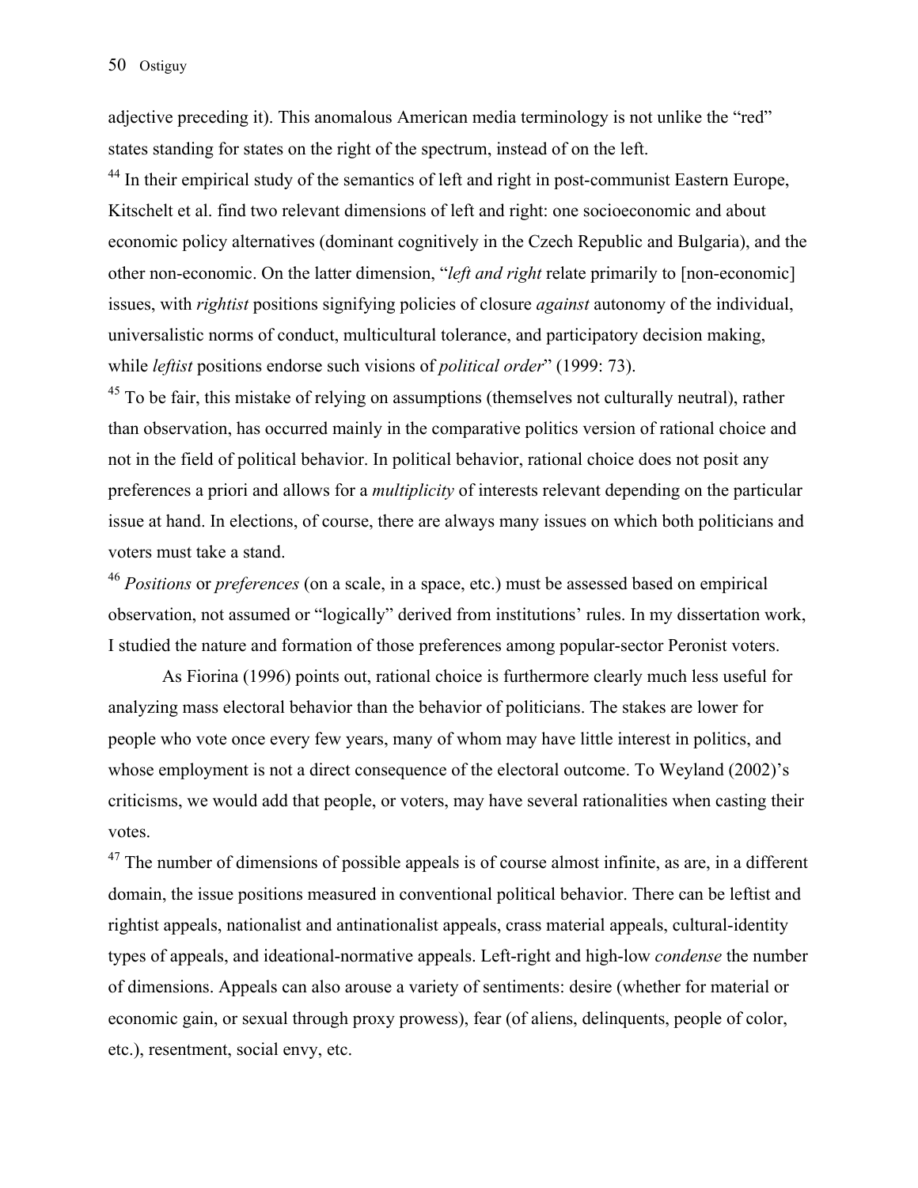adjective preceding it). This anomalous American media terminology is not unlike the "red" states standing for states on the right of the spectrum, instead of on the left.

[44] In their empirical study of the semantics of left and right in post-communist Eastern Europe, Kitschelt et al. find two relevant dimensions of left and right: one socioeconomic and about economic policy alternatives (dominant cognitively in the Czech Republic and Bulgaria), and the other non-economic. On the latter dimension, "*left and right* relate primarily to [non-economic] issues, with *rightist* positions signifying policies of closure *against* autonomy of the individual, universalistic norms of conduct, multicultural tolerance, and participatory decision making, while *leftist* positions endorse such visions of *political order*" (1999: 73).

[45] To be fair, this mistake of relying on assumptions (themselves not culturally neutral), rather than observation, has occurred mainly in the comparative politics version of rational choice and not in the field of political behavior. In political behavior, rational choice does not posit any preferences a priori and allows for a *multiplicity* of interests relevant depending on the particular issue at hand. In elections, of course, there are always many issues on which both politicians and voters must take a stand.

[46] *Positions* or *preferences* (on a scale, in a space, etc.) must be assessed based on empirical observation, not assumed or "logically" derived from institutions' rules. In my dissertation work, I studied the nature and formation of those preferences among popular-sector Peronist voters.

As Fiorina (1996) points out, rational choice is furthermore clearly much less useful for analyzing mass electoral behavior than the behavior of politicians. The stakes are lower for people who vote once every few years, many of whom may have little interest in politics, and whose employment is not a direct consequence of the electoral outcome. To Weyland (2002)'s criticisms, we would add that people, or voters, may have several rationalities when casting their votes.

[47] The number of dimensions of possible appeals is of course almost infinite, as are, in a different domain, the issue positions measured in conventional political behavior. There can be leftist and rightist appeals, nationalist and antinationalist appeals, crass material appeals, cultural-identity types of appeals, and ideational-normative appeals. Left-right and high-low *condense* the number of dimensions. Appeals can also arouse a variety of sentiments: desire (whether for material or economic gain, or sexual through proxy prowess), fear (of aliens, delinquents, people of color, etc.), resentment, social envy, etc.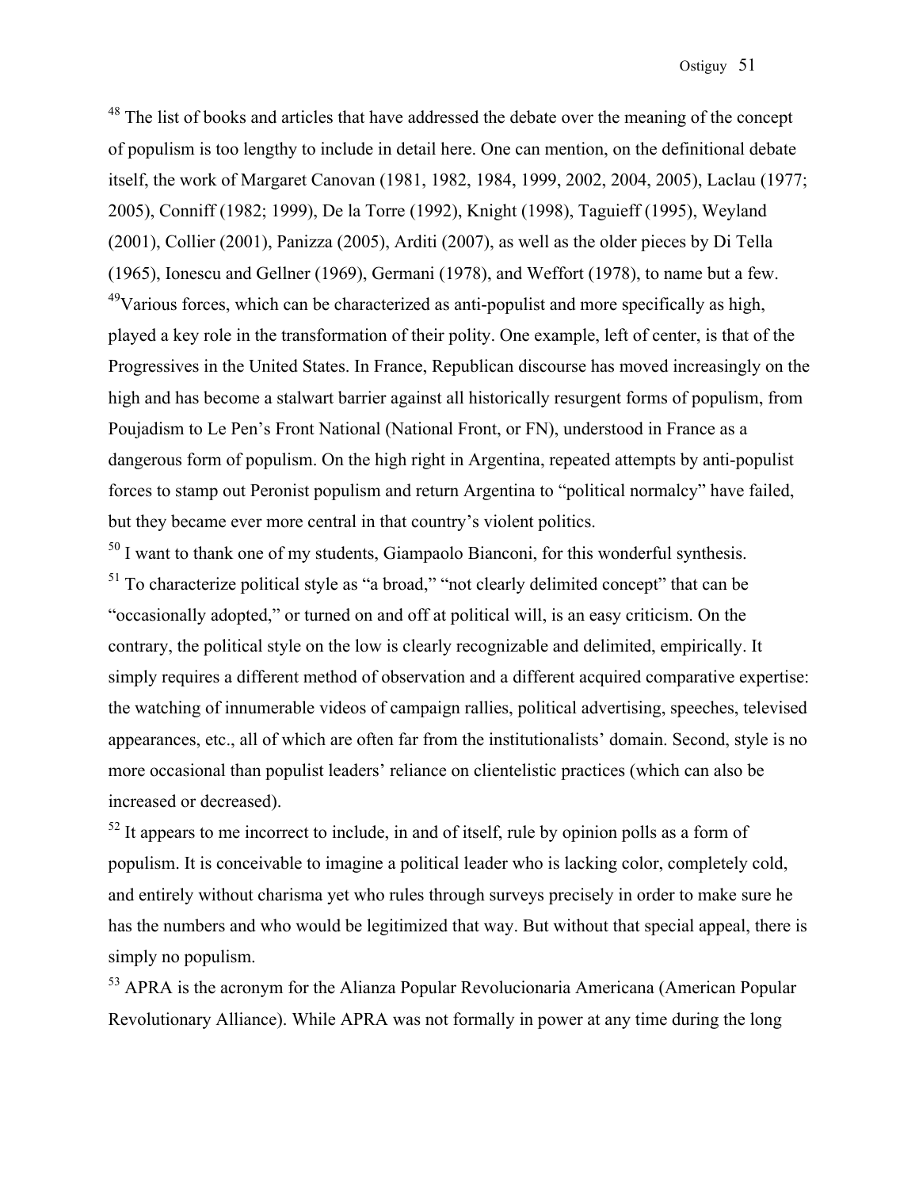[48] The list of books and articles that have addressed the debate over the meaning of the concept of populism is too lengthy to include in detail here. One can mention, on the definitional debate itself, the work of Margaret Canovan (1981, 1982, 1984, 1999, 2002, 2004, 2005), Laclau (1977; 2005), Conniff (1982; 1999), De la Torre (1992), Knight (1998), Taguieff (1995), Weyland (2001), Collier (2001), Panizza (2005), Arditi (2007), as well as the older pieces by Di Tella (1965), Ionescu and Gellner (1969), Germani (1978), and Weffort (1978), to name but a few.

[49] Various forces, which can be characterized as anti-populist and more specifically as high, played a key role in the transformation of their polity. One example, left of center, is that of the Progressives in the United States. In France, Republican discourse has moved increasingly on the high and has become a stalwart barrier against all historically resurgent forms of populism, from Poujadism to Le Pen's Front National (National Front, or FN), understood in France as a dangerous form of populism. On the high right in Argentina, repeated attempts by anti-populist forces to stamp out Peronist populism and return Argentina to "political normalcy" have failed, but they became ever more central in that country's violent politics.

[50] I want to thank one of my students, Giampaolo Bianconi, for this wonderful synthesis.

[51] To characterize political style as "a broad," "not clearly delimited concept" that can be "occasionally adopted," or turned on and off at political will, is an easy criticism. On the contrary, the political style on the low is clearly recognizable and delimited, empirically. It simply requires a different method of observation and a different acquired comparative expertise: the watching of innumerable videos of campaign rallies, political advertising, speeches, televised appearances, etc., all of which are often far from the institutionalists' domain. Second, style is no more occasional than populist leaders' reliance on clientelistic practices (which can also be increased or decreased).

[52] It appears to me incorrect to include, in and of itself, rule by opinion polls as a form of populism. It is conceivable to imagine a political leader who is lacking color, completely cold, and entirely without charisma yet who rules through surveys precisely in order to make sure he has the numbers and who would be legitimized that way. But without that special appeal, there is simply no populism.

[53] APRA is the acronym for the Alianza Popular Revolucionaria Americana (American Popular Revolutionary Alliance). While APRA was not formally in power at any time during the long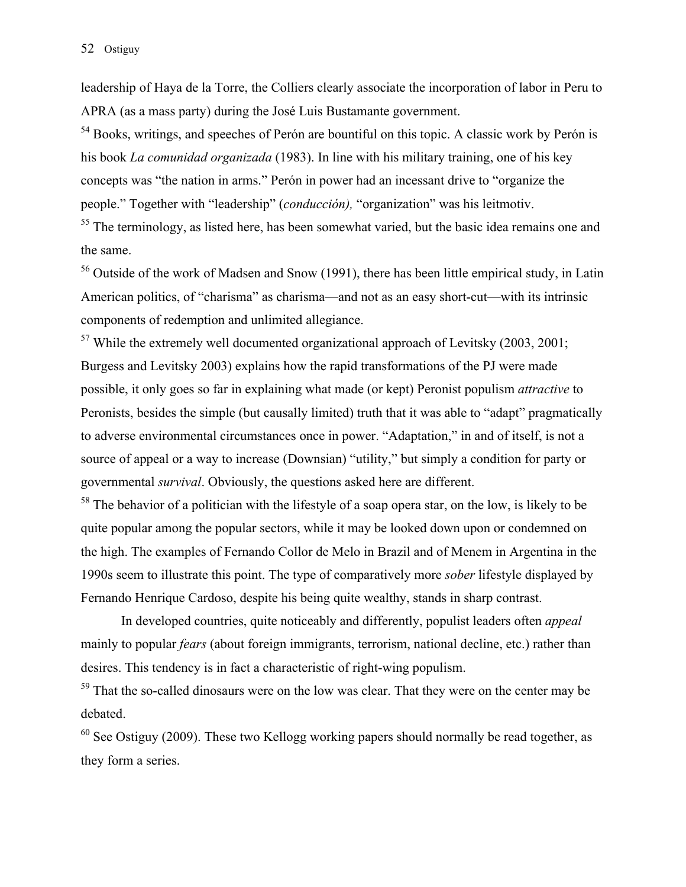leadership of Haya de la Torre, the Colliers clearly associate the incorporation of labor in Peru to APRA (as a mass party) during the José Luis Bustamante government.

[54] Books, writings, and speeches of Perón are bountiful on this topic. A classic work by Perón is his book *La comunidad organizada* (1983). In line with his military training, one of his key concepts was "the nation in arms." Perón in power had an incessant drive to "organize the people." Together with "leadership" (*conducción),* "organization" was his leitmotiv.

[55] The terminology, as listed here, has been somewhat varied, but the basic idea remains one and the same.

[56] Outside of the work of Madsen and Snow (1991), there has been little empirical study, in Latin American politics, of "charisma" as charisma—and not as an easy short-cut—with its intrinsic components of redemption and unlimited allegiance.

[57] While the extremely well documented organizational approach of Levitsky (2003, 2001; Burgess and Levitsky 2003) explains how the rapid transformations of the PJ were made possible, it only goes so far in explaining what made (or kept) Peronist populism *attractive* to Peronists, besides the simple (but causally limited) truth that it was able to "adapt" pragmatically to adverse environmental circumstances once in power. "Adaptation," in and of itself, is not a source of appeal or a way to increase (Downsian) "utility," but simply a condition for party or governmental *survival*. Obviously, the questions asked here are different.

[58] The behavior of a politician with the lifestyle of a soap opera star, on the low, is likely to be quite popular among the popular sectors, while it may be looked down upon or condemned on the high. The examples of Fernando Collor de Melo in Brazil and of Menem in Argentina in the 1990s seem to illustrate this point. The type of comparatively more *sober* lifestyle displayed by Fernando Henrique Cardoso, despite his being quite wealthy, stands in sharp contrast.

In developed countries, quite noticeably and differently, populist leaders often *appeal* mainly to popular *fears* (about foreign immigrants, terrorism, national decline, etc.) rather than desires. This tendency is in fact a characteristic of right-wing populism.

[59] That the so-called dinosaurs were on the low was clear. That they were on the center may be debated.

[60] See Ostiguy (2009). These two Kellogg working papers should normally be read together, as they form a series.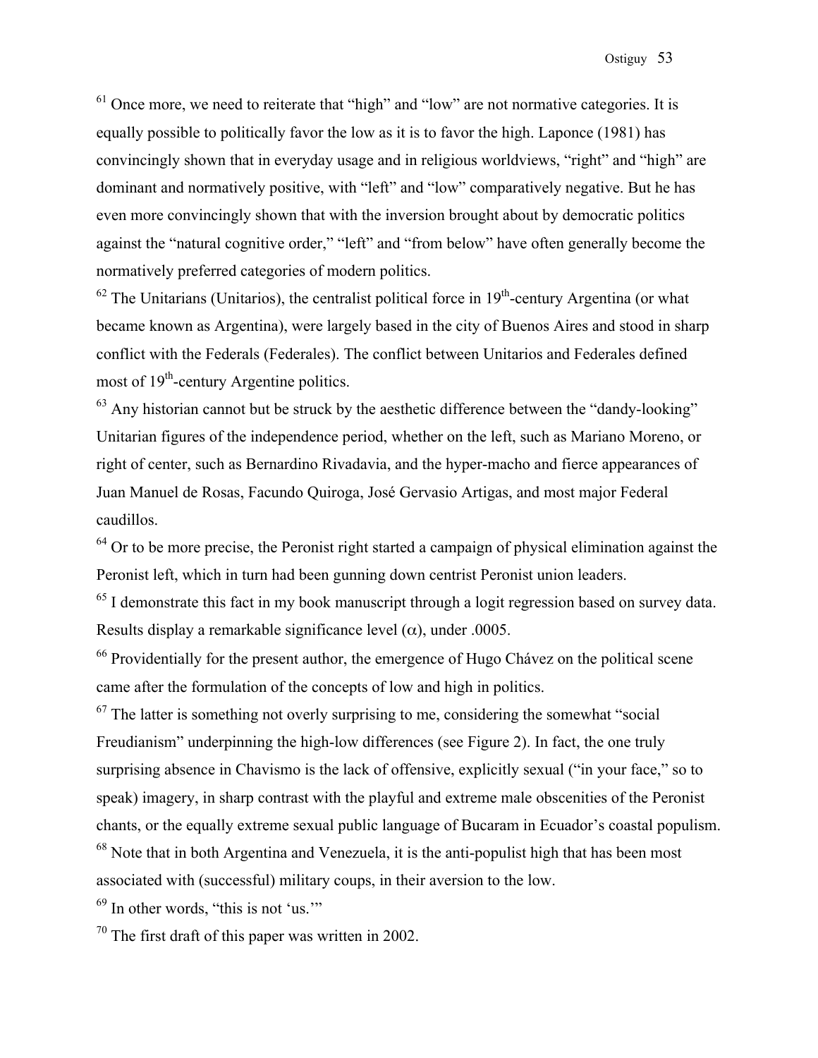[61] Once more, we need to reiterate that "high" and "low" are not normative categories. It is equally possible to politically favor the low as it is to favor the high. Laponce (1981) has convincingly shown that in everyday usage and in religious worldviews, "right" and "high" are dominant and normatively positive, with "left" and "low" comparatively negative. But he has even more convincingly shown that with the inversion brought about by democratic politics against the "natural cognitive order," "left" and "from below" have often generally become the normatively preferred categories of modern politics.

[62] The Unitarians (Unitarios), the centralist political force in 19th-century Argentina (or what became known as Argentina), were largely based in the city of Buenos Aires and stood in sharp conflict with the Federals (Federales). The conflict between Unitarios and Federales defined most of 19th-century Argentine politics.

[63] Any historian cannot but be struck by the aesthetic difference between the "dandy-looking" Unitarian figures of the independence period, whether on the left, such as Mariano Moreno, or right of center, such as Bernardino Rivadavia, and the hyper-macho and fierce appearances of Juan Manuel de Rosas, Facundo Quiroga, José Gervasio Artigas, and most major Federal caudillos.

[64] Or to be more precise, the Peronist right started a campaign of physical elimination against the Peronist left, which in turn had been gunning down centrist Peronist union leaders.

[65] I demonstrate this fact in my book manuscript through a logit regression based on survey data. Results display a remarkable significance level ($\alpha$), under .0005.

[66] Providentially for the present author, the emergence of Hugo Chávez on the political scene came after the formulation of the concepts of low and high in politics.

[67] The latter is something not overly surprising to me, considering the somewhat "social Freudianism" underpinning the high-low differences (see Figure 2). In fact, the one truly surprising absence in Chavismo is the lack of offensive, explicitly sexual ("in your face," so to speak) imagery, in sharp contrast with the playful and extreme male obscenities of the Peronist chants, or the equally extreme sexual public language of Bucaram in Ecuador's coastal populism.

[68] Note that in both Argentina and Venezuela, it is the anti-populist high that has been most associated with (successful) military coups, in their aversion to the low.

[69] In other words, "this is not 'us.'"

[70] The first draft of this paper was written in 2002.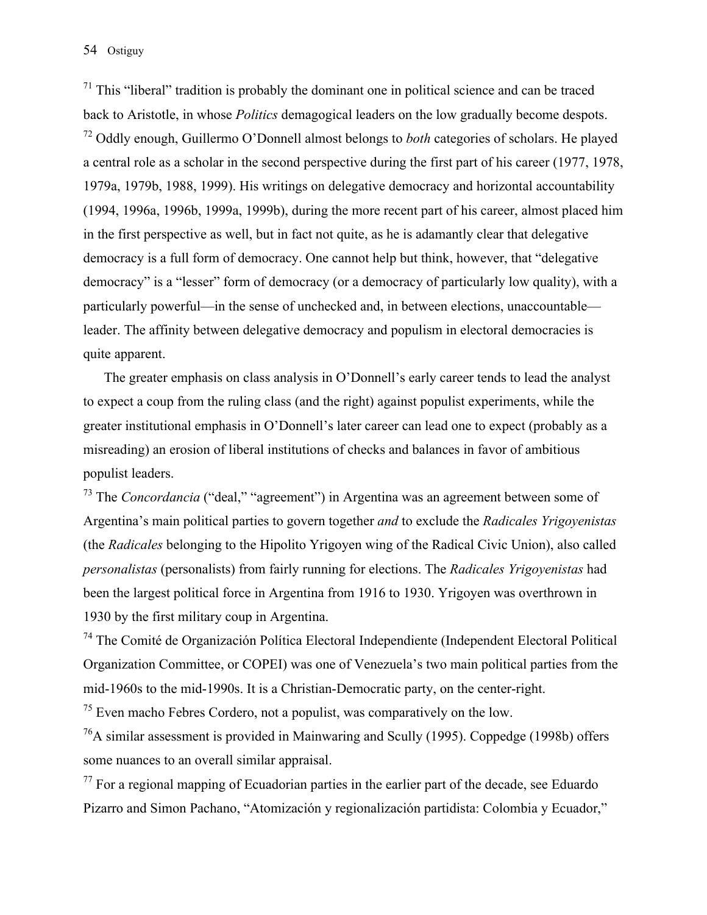[71] This "liberal" tradition is probably the dominant one in political science and can be traced back to Aristotle, in whose *Politics* demagogical leaders on the low gradually become despots.

[72] Oddly enough, Guillermo O'Donnell almost belongs to *both* categories of scholars. He played a central role as a scholar in the second perspective during the first part of his career (1977, 1978, 1979a, 1979b, 1988, 1999). His writings on delegative democracy and horizontal accountability (1994, 1996a, 1996b, 1999a, 1999b), during the more recent part of his career, almost placed him in the first perspective as well, but in fact not quite, as he is adamantly clear that delegative democracy is a full form of democracy. One cannot help but think, however, that "delegative democracy" is a "lesser" form of democracy (or a democracy of particularly low quality), with a particularly powerful—in the sense of unchecked and, in between elections, unaccountable—leader. The affinity between delegative democracy and populism in electoral democracies is quite apparent.

The greater emphasis on class analysis in O'Donnell's early career tends to lead the analyst to expect a coup from the ruling class (and the right) against populist experiments, while the greater institutional emphasis in O'Donnell's later career can lead one to expect (probably as a misreading) an erosion of liberal institutions of checks and balances in favor of ambitious populist leaders.

[73] The *Concordancia* ("deal," "agreement") in Argentina was an agreement between some of Argentina's main political parties to govern together *and* to exclude the *Radicales Yrigoyenistas* (the *Radicales* belonging to the Hipolito Yrigoyen wing of the Radical Civic Union), also called *personalistas* (personalists) from fairly running for elections. The *Radicales Yrigoyenistas* had been the largest political force in Argentina from 1916 to 1930. Yrigoyen was overthrown in 1930 by the first military coup in Argentina.

[74] The Comité de Organización Política Electoral Independiente (Independent Electoral Political Organization Committee, or COPEI) was one of Venezuela's two main political parties from the mid-1960s to the mid-1990s. It is a Christian-Democratic party, on the center-right.

[75] Even macho Febres Cordero, not a populist, was comparatively on the low.

[76] A similar assessment is provided in Mainwaring and Scully (1995). Coppedge (1998b) offers some nuances to an overall similar appraisal.

[77] For a regional mapping of Ecuadorian parties in the earlier part of the decade, see Eduardo Pizarro and Simon Pachano, "Atomización y regionalización partidista: Colombia y Ecuador,"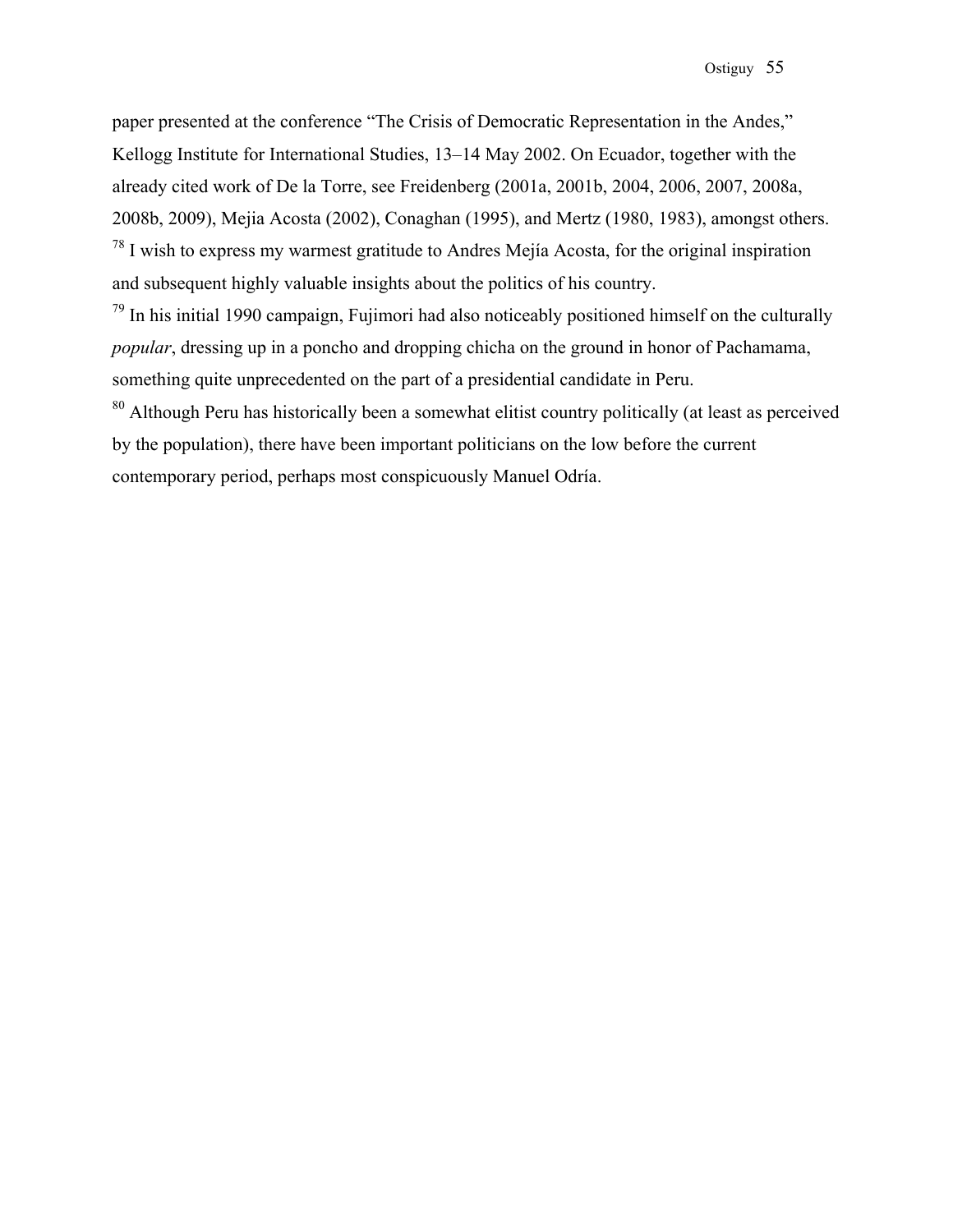paper presented at the conference “The Crisis of Democratic Representation in the Andes,” Kellogg Institute for International Studies, 13–14 May 2002. On Ecuador, together with the already cited work of De la Torre, see Freidenberg (2001a, 2001b, 2004, 2006, 2007, 2008a, 2008b, 2009), Mejia Acosta (2002), Conaghan (1995), and Mertz (1980, 1983), amongst others.

[78] I wish to express my warmest gratitude to Andres Mejía Acosta, for the original inspiration and subsequent highly valuable insights about the politics of his country.

[79] In his initial 1990 campaign, Fujimori had also noticeably positioned himself on the culturally *popular*, dressing up in a poncho and dropping chicha on the ground in honor of Pachamama, something quite unprecedented on the part of a presidential candidate in Peru.

[80] Although Peru has historically been a somewhat elitist country politically (at least as perceived by the population), there have been important politicians on the low before the current contemporary period, perhaps most conspicuously Manuel Odría.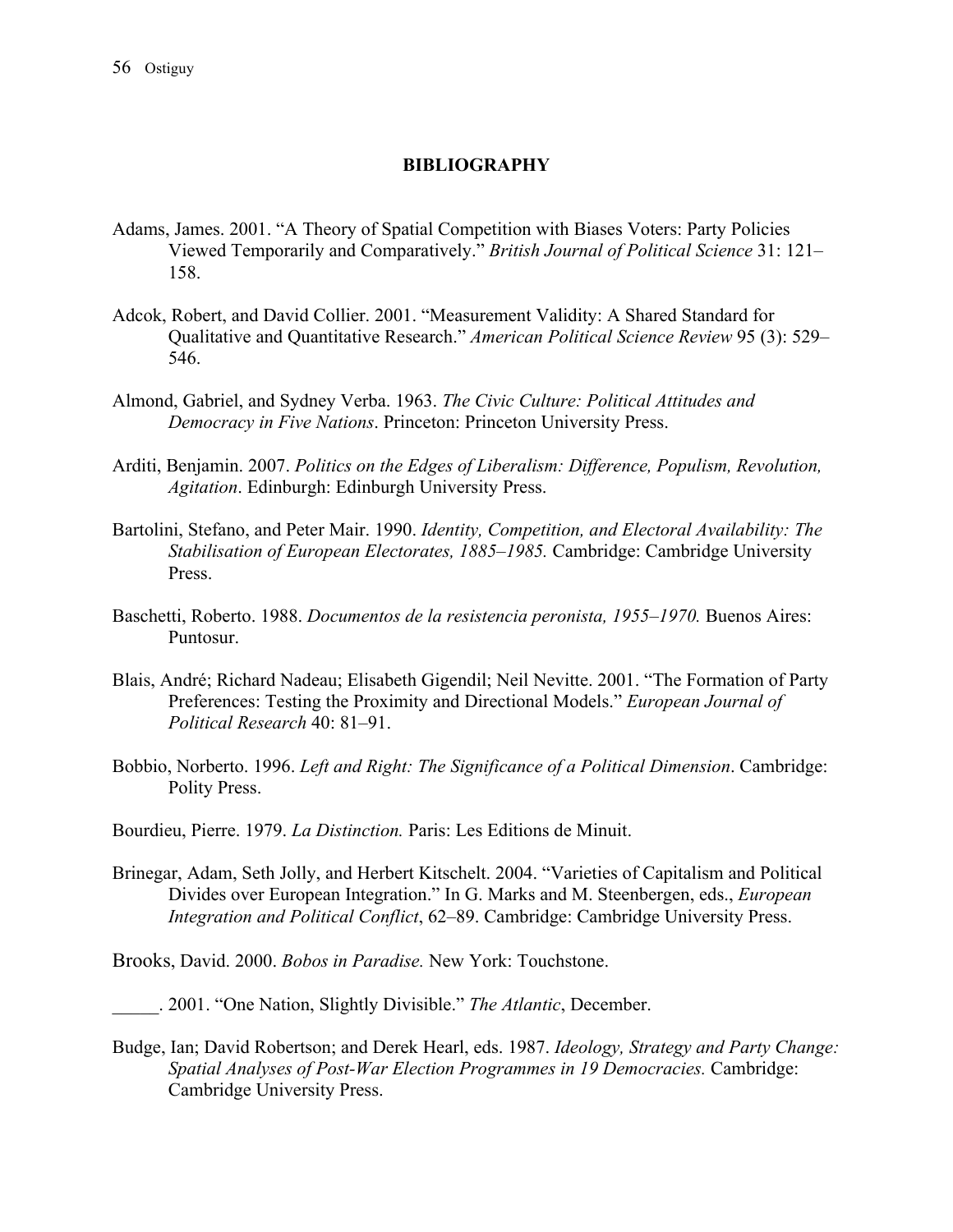## BIBLIOGRAPHY

Adams, James. 2001. "A Theory of Spatial Competition with Biases Voters: Party Policies Viewed Temporarily and Comparatively." *British Journal of Political Science* 31: 121–158.

Adcok, Robert, and David Collier. 2001. "Measurement Validity: A Shared Standard for Qualitative and Quantitative Research." *American Political Science Review* 95 (3): 529–546.

Almond, Gabriel, and Sydney Verba. 1963. *The Civic Culture: Political Attitudes and Democracy in Five Nations*. Princeton: Princeton University Press.

Arditi, Benjamin. 2007. *Politics on the Edges of Liberalism: Difference, Populism, Revolution, Agitation*. Edinburgh: Edinburgh University Press.

Bartolini, Stefano, and Peter Mair. 1990. *Identity, Competition, and Electoral Availability: The Stabilisation of European Electorates, 1885–1985.* Cambridge: Cambridge University Press.

Baschetti, Roberto. 1988. *Documentos de la resistencia peronista, 1955–1970.* Buenos Aires: Puntosur.

Blais, André; Richard Nadeau; Elisabeth Gigendil; Neil Nevitte. 2001. "The Formation of Party Preferences: Testing the Proximity and Directional Models." *European Journal of Political Research* 40: 81–91.

Bobbio, Norberto. 1996. *Left and Right: The Significance of a Political Dimension*. Cambridge: Polity Press.

Bourdieu, Pierre. 1979. *La Distinction.* Paris: Les Editions de Minuit.

Brinegar, Adam, Seth Jolly, and Herbert Kitschelt. 2004. "Varieties of Capitalism and Political Divides over European Integration." In G. Marks and M. Steenbergen, eds., *European Integration and Political Conflict*, 62–89. Cambridge: Cambridge University Press.

Brooks, David. 2000. *Bobos in Paradise.* New York: Touchstone.

_____. 2001. "One Nation, Slightly Divisible." *The Atlantic*, December.

Budge, Ian; David Robertson; and Derek Hearl, eds. 1987. *Ideology, Strategy and Party Change: Spatial Analyses of Post-War Election Programmes in 19 Democracies.* Cambridge: Cambridge University Press.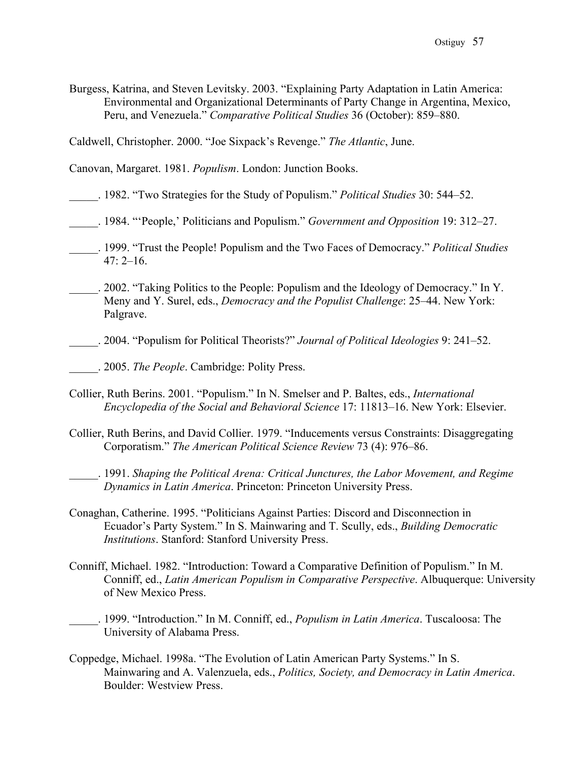Burgess, Katrina, and Steven Levitsky. 2003. "Explaining Party Adaptation in Latin America: Environmental and Organizational Determinants of Party Change in Argentina, Mexico, Peru, and Venezuela." *Comparative Political Studies* 36 (October): 859–880.

Caldwell, Christopher. 2000. "Joe Sixpack's Revenge." *The Atlantic*, June.

Canovan, Margaret. 1981. *Populism*. London: Junction Books.

_____. 1982. "Two Strategies for the Study of Populism." *Political Studies* 30: 544–52.

_____. 1984. "'People,' Politicians and Populism." *Government and Opposition* 19: 312–27.

_____. 1999. "Trust the People! Populism and the Two Faces of Democracy." *Political Studies* 47: 2–16.

_____. 2002. "Taking Politics to the People: Populism and the Ideology of Democracy." In Y. Meny and Y. Surel, eds., *Democracy and the Populist Challenge*: 25–44. New York: Palgrave.

_____. 2004. "Populism for Political Theorists?" *Journal of Political Ideologies* 9: 241–52.

_____. 2005. *The People*. Cambridge: Polity Press.

Collier, Ruth Berins. 2001. "Populism." In N. Smelser and P. Baltes, eds., *International Encyclopedia of the Social and Behavioral Science* 17: 11813–16. New York: Elsevier.

Collier, Ruth Berins, and David Collier. 1979. "Inducements versus Constraints: Disaggregating Corporatism." *The American Political Science Review* 73 (4): 976–86.

_____. 1991. *Shaping the Political Arena: Critical Junctures, the Labor Movement, and Regime Dynamics in Latin America*. Princeton: Princeton University Press.

Conaghan, Catherine. 1995. "Politicians Against Parties: Discord and Disconnection in Ecuador's Party System." In S. Mainwaring and T. Scully, eds., *Building Democratic Institutions*. Stanford: Stanford University Press.

Conniff, Michael. 1982. "Introduction: Toward a Comparative Definition of Populism." In M. Conniff, ed., *Latin American Populism in Comparative Perspective*. Albuquerque: University of New Mexico Press.

_____. 1999. "Introduction." In M. Conniff, ed., *Populism in Latin America*. Tuscaloosa: The University of Alabama Press.

Coppedge, Michael. 1998a. "The Evolution of Latin American Party Systems." In S. Mainwaring and A. Valenzuela, eds., *Politics, Society, and Democracy in Latin America*. Boulder: Westview Press.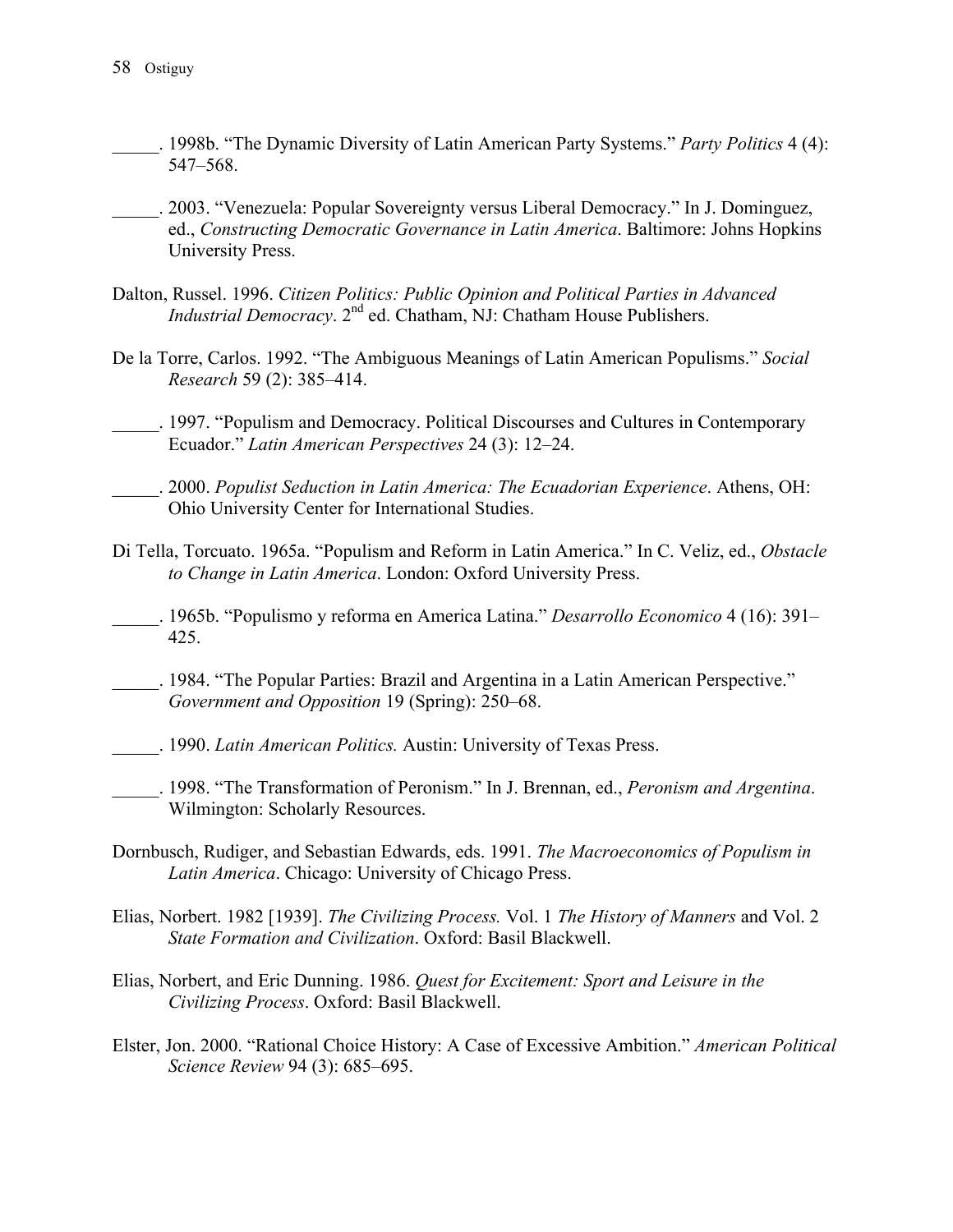_____. 1998b. “The Dynamic Diversity of Latin American Party Systems.” *Party Politics* 4 (4): 547–568.

_____. 2003. “Venezuela: Popular Sovereignty versus Liberal Democracy.” In J. Dominguez, ed., *Constructing Democratic Governance in Latin America*. Baltimore: Johns Hopkins University Press.

Dalton, Russel. 1996. *Citizen Politics: Public Opinion and Political Parties in Advanced Industrial Democracy*. 2nd ed. Chatham, NJ: Chatham House Publishers.

De la Torre, Carlos. 1992. “The Ambiguous Meanings of Latin American Populisms.” *Social Research* 59 (2): 385–414.

_____. 1997. “Populism and Democracy. Political Discourses and Cultures in Contemporary Ecuador.” *Latin American Perspectives* 24 (3): 12–24.

_____. 2000. *Populist Seduction in Latin America: The Ecuadorian Experience*. Athens, OH: Ohio University Center for International Studies.

Di Tella, Torcuato. 1965a. “Populism and Reform in Latin America.” In C. Veliz, ed., *Obstacle to Change in Latin America*. London: Oxford University Press.

_____. 1965b. “Populismo y reforma en America Latina.” *Desarrollo Economico* 4 (16): 391–425.

_____. 1984. “The Popular Parties: Brazil and Argentina in a Latin American Perspective.” *Government and Opposition* 19 (Spring): 250–68.

_____. 1990. *Latin American Politics.* Austin: University of Texas Press.

_____. 1998. “The Transformation of Peronism.” In J. Brennan, ed., *Peronism and Argentina*. Wilmington: Scholarly Resources.

Dornbusch, Rudiger, and Sebastian Edwards, eds. 1991. *The Macroeconomics of Populism in Latin America*. Chicago: University of Chicago Press.

Elias, Norbert. 1982 [1939]. *The Civilizing Process.* Vol. 1 *The History of Manners* and Vol. 2 *State Formation and Civilization*. Oxford: Basil Blackwell.

Elias, Norbert, and Eric Dunning. 1986. *Quest for Excitement: Sport and Leisure in the Civilizing Process*. Oxford: Basil Blackwell.

Elster, Jon. 2000. “Rational Choice History: A Case of Excessive Ambition.” *American Political Science Review* 94 (3): 685–695.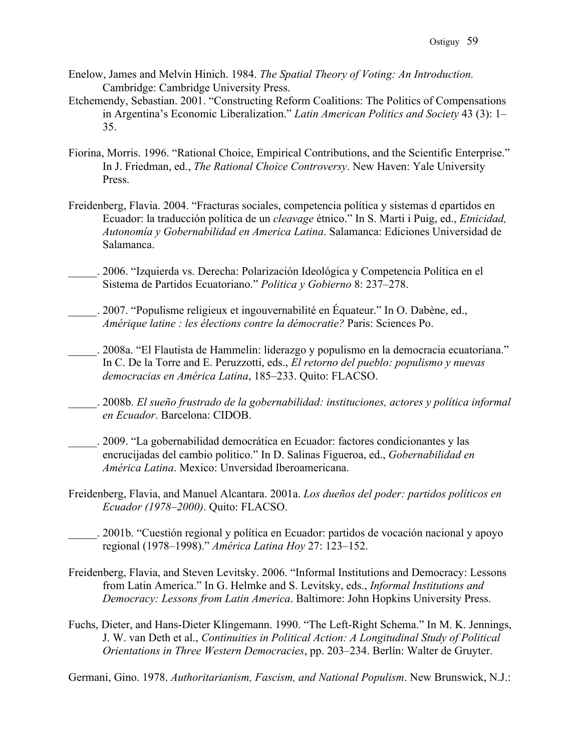Enelow, James and Melvin Hinich. 1984. *The Spatial Theory of Voting: An Introduction.* Cambridge: Cambridge University Press.

Etchemendy, Sebastian. 2001. "Constructing Reform Coalitions: The Politics of Compensations in Argentina's Economic Liberalization." *Latin American Politics and Society* 43 (3): 1–35.

Fiorina, Morris. 1996. "Rational Choice, Empirical Contributions, and the Scientific Enterprise." In J. Friedman, ed., *The Rational Choice Controversy*. New Haven: Yale University Press.

Freidenberg, Flavia. 2004. "Fracturas sociales, competencia política y sistemas d epartidos en Ecuador: la traducción política de un *cleavage* étnico." In S. Marti i Puig, ed., *Etnicidad, Autonomía y Gobernabilidad en America Latina*. Salamanca: Ediciones Universidad de Salamanca.

_____. 2006. "Izquierda vs. Derecha: Polarización Ideológica y Competencia Política en el Sistema de Partidos Ecuatoriano." *Politica y Gobierno* 8: 237–278.

_____. 2007. "Populisme religieux et ingouvernabilité en Équateur." In O. Dabène, ed., *Amérique latine : les élections contre la démocratie?* Paris: Sciences Po.

_____. 2008a. "El Flautista de Hammelin: liderazgo y populismo en la democracia ecuatoriana." In C. De la Torre and E. Peruzzotti, eds., *El retorno del pueblo: populismo y nuevas democracias en América Latina*, 185–233. Quito: FLACSO.

_____. 2008b. *El sueño frustrado de la gobernabilidad: instituciones, actores y política informal en Ecuador*. Barcelona: CIDOB.

_____. 2009. "La gobernabilidad democrática en Ecuador: factores condicionantes y las encrucijadas del cambio politico." In D. Salinas Figueroa, ed., *Gobernabilidad en América Latina*. Mexico: Unversidad Iberoamericana.

Freidenberg, Flavia, and Manuel Alcantara. 2001a. *Los dueños del poder: partidos políticos en Ecuador (1978–2000)*. Quito: FLACSO.

_____. 2001b. "Cuestión regional y política en Ecuador: partidos de vocación nacional y apoyo regional (1978–1998)." *América Latina Hoy* 27: 123–152.

Freidenberg, Flavia, and Steven Levitsky. 2006. "Informal Institutions and Democracy: Lessons from Latin America." In G. Helmke and S. Levitsky, eds., *Informal Institutions and Democracy: Lessons from Latin America*. Baltimore: John Hopkins University Press.

Fuchs, Dieter, and Hans-Dieter Klingemann. 1990. "The Left-Right Schema." In M. K. Jennings, J. W. van Deth et al., *Continuities in Political Action: A Longitudinal Study of Political Orientations in Three Western Democracies*, pp. 203–234. Berlín: Walter de Gruyter.

Germani, Gino. 1978. *Authoritarianism, Fascism, and National Populism*. New Brunswick, N.J.: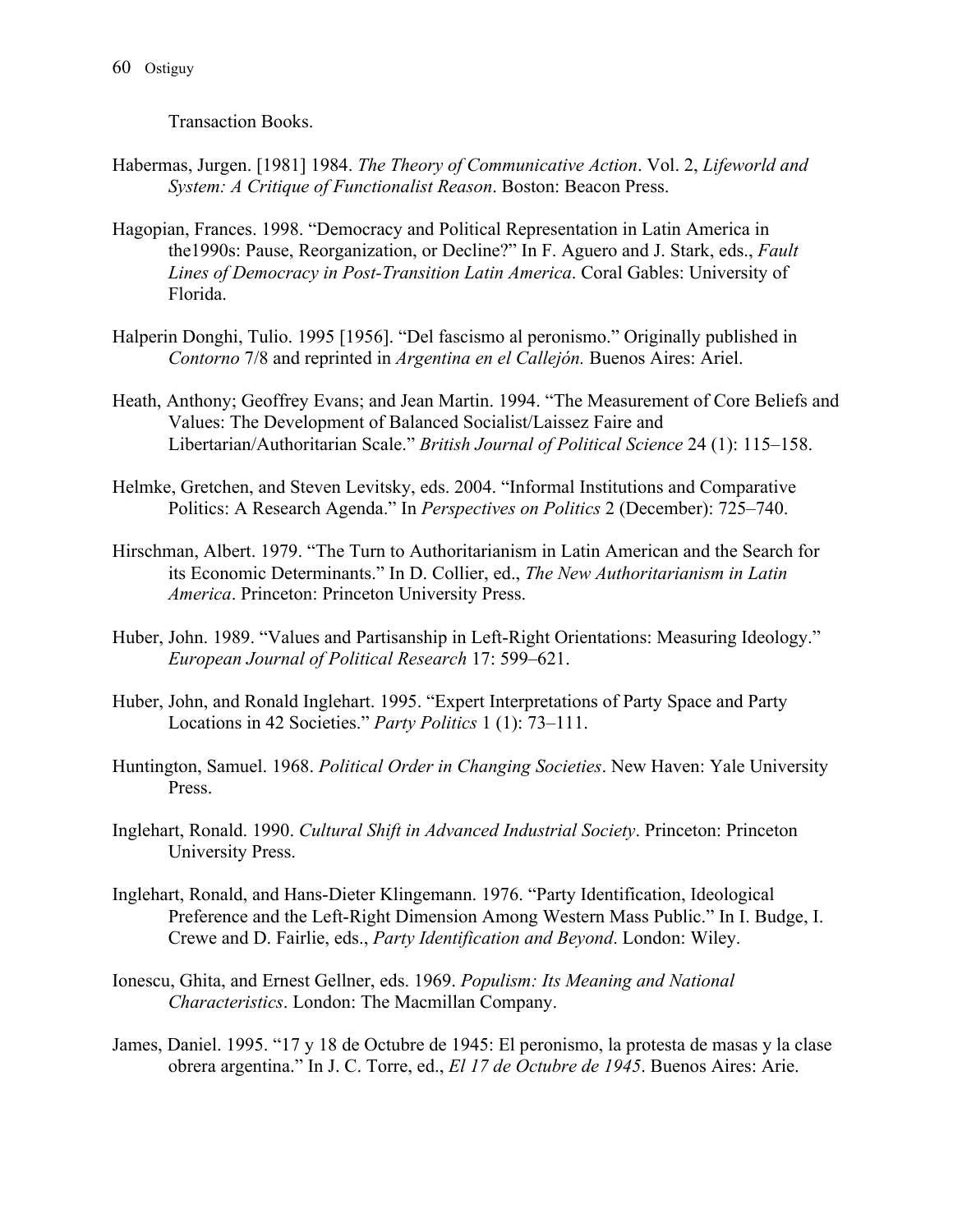Transaction Books.

Habermas, Jurgen. [1981] 1984. *The Theory of Communicative Action*. Vol. 2, *Lifeworld and System: A Critique of Functionalist Reason*. Boston: Beacon Press.

Hagopian, Frances. 1998. "Democracy and Political Representation in Latin America in the1990s: Pause, Reorganization, or Decline?" In F. Aguero and J. Stark, eds., *Fault Lines of Democracy in Post-Transition Latin America*. Coral Gables: University of Florida.

Halperin Donghi, Tulio. 1995 [1956]. "Del fascismo al peronismo." Originally published in *Contorno* 7/8 and reprinted in *Argentina en el Callejón.* Buenos Aires: Ariel.

Heath, Anthony; Geoffrey Evans; and Jean Martin. 1994. "The Measurement of Core Beliefs and Values: The Development of Balanced Socialist/Laissez Faire and Libertarian/Authoritarian Scale." *British Journal of Political Science* 24 (1): 115–158.

Helmke, Gretchen, and Steven Levitsky, eds. 2004. "Informal Institutions and Comparative Politics: A Research Agenda." In *Perspectives on Politics* 2 (December): 725–740.

Hirschman, Albert. 1979. "The Turn to Authoritarianism in Latin American and the Search for its Economic Determinants." In D. Collier, ed., *The New Authoritarianism in Latin America*. Princeton: Princeton University Press.

Huber, John. 1989. "Values and Partisanship in Left-Right Orientations: Measuring Ideology." *European Journal of Political Research* 17: 599–621.

Huber, John, and Ronald Inglehart. 1995. "Expert Interpretations of Party Space and Party Locations in 42 Societies." *Party Politics* 1 (1): 73–111.

Huntington, Samuel. 1968. *Political Order in Changing Societies*. New Haven: Yale University Press.

Inglehart, Ronald. 1990. *Cultural Shift in Advanced Industrial Society*. Princeton: Princeton University Press.

Inglehart, Ronald, and Hans-Dieter Klingemann. 1976. "Party Identification, Ideological Preference and the Left-Right Dimension Among Western Mass Public." In I. Budge, I. Crewe and D. Fairlie, eds., *Party Identification and Beyond*. London: Wiley.

Ionescu, Ghita, and Ernest Gellner, eds. 1969. *Populism: Its Meaning and National Characteristics*. London: The Macmillan Company.

James, Daniel. 1995. "17 y 18 de Octubre de 1945: El peronismo, la protesta de masas y la clase obrera argentina." In J. C. Torre, ed., *El 17 de Octubre de 1945*. Buenos Aires: Arie.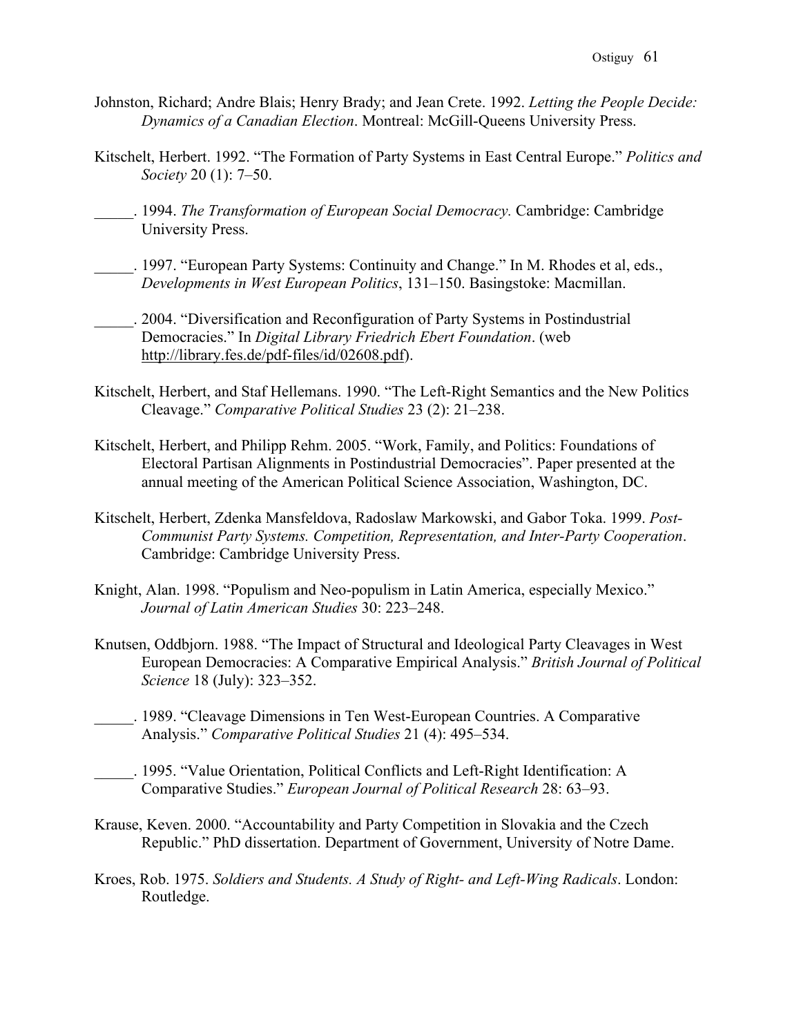Johnston, Richard; Andre Blais; Henry Brady; and Jean Crete. 1992. *Letting the People Decide: Dynamics of a Canadian Election*. Montreal: McGill-Queens University Press.

Kitschelt, Herbert. 1992. "The Formation of Party Systems in East Central Europe." *Politics and Society* 20 (1): 7–50.

_____. 1994. *The Transformation of European Social Democracy.* Cambridge: Cambridge University Press.

_____. 1997. "European Party Systems: Continuity and Change." In M. Rhodes et al, eds., *Developments in West European Politics*, 131–150. Basingstoke: Macmillan.

_____. 2004. "Diversification and Reconfiguration of Party Systems in Postindustrial Democracies." In *Digital Library Friedrich Ebert Foundation*. (web http://library.fes.de/pdf-files/id/02608.pdf).

Kitschelt, Herbert, and Staf Hellemans. 1990. "The Left-Right Semantics and the New Politics Cleavage." *Comparative Political Studies* 23 (2): 21–238.

Kitschelt, Herbert, and Philipp Rehm. 2005. "Work, Family, and Politics: Foundations of Electoral Partisan Alignments in Postindustrial Democracies". Paper presented at the annual meeting of the American Political Science Association, Washington, DC.

Kitschelt, Herbert, Zdenka Mansfeldova, Radoslaw Markowski, and Gabor Toka. 1999. *Post-Communist Party Systems. Competition, Representation, and Inter-Party Cooperation*. Cambridge: Cambridge University Press.

Knight, Alan. 1998. "Populism and Neo-populism in Latin America, especially Mexico." *Journal of Latin American Studies* 30: 223–248.

Knutsen, Oddbjorn. 1988. "The Impact of Structural and Ideological Party Cleavages in West European Democracies: A Comparative Empirical Analysis." *British Journal of Political Science* 18 (July): 323–352.

_____. 1989. "Cleavage Dimensions in Ten West-European Countries. A Comparative Analysis." *Comparative Political Studies* 21 (4): 495–534.

_____. 1995. "Value Orientation, Political Conflicts and Left-Right Identification: A Comparative Studies." *European Journal of Political Research* 28: 63–93.

Krause, Keven. 2000. "Accountability and Party Competition in Slovakia and the Czech Republic." PhD dissertation. Department of Government, University of Notre Dame.

Kroes, Rob. 1975. *Soldiers and Students. A Study of Right- and Left-Wing Radicals*. London: Routledge.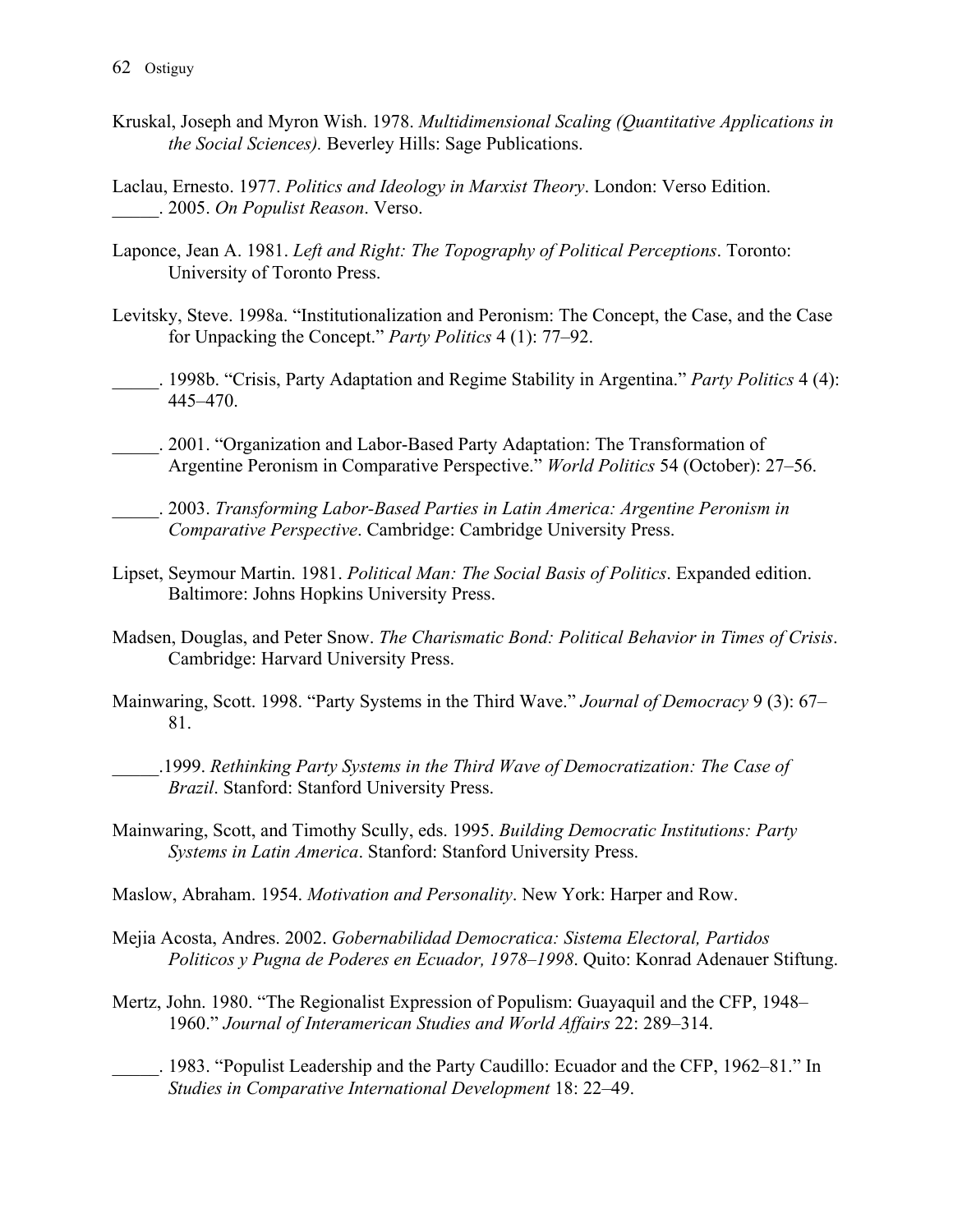Kruskal, Joseph and Myron Wish. 1978. *Multidimensional Scaling (Quantitative Applications in the Social Sciences).* Beverley Hills: Sage Publications.

Laclau, Ernesto. 1977. *Politics and Ideology in Marxist Theory*. London: Verso Edition.
_____. 2005. *On Populist Reason*. Verso.

Laponce, Jean A. 1981. *Left and Right: The Topography of Political Perceptions*. Toronto: University of Toronto Press.

Levitsky, Steve. 1998a. "Institutionalization and Peronism: The Concept, the Case, and the Case for Unpacking the Concept." *Party Politics* 4 (1): 77–92.

_____. 1998b. "Crisis, Party Adaptation and Regime Stability in Argentina." *Party Politics* 4 (4): 445–470.

_____. 2001. "Organization and Labor-Based Party Adaptation: The Transformation of Argentine Peronism in Comparative Perspective." *World Politics* 54 (October): 27–56.

_____. 2003. *Transforming Labor-Based Parties in Latin America: Argentine Peronism in Comparative Perspective*. Cambridge: Cambridge University Press.

Lipset, Seymour Martin. 1981. *Political Man: The Social Basis of Politics*. Expanded edition. Baltimore: Johns Hopkins University Press.

Madsen, Douglas, and Peter Snow. *The Charismatic Bond: Political Behavior in Times of Crisis*. Cambridge: Harvard University Press.

Mainwaring, Scott. 1998. "Party Systems in the Third Wave." *Journal of Democracy* 9 (3): 67–81.

_____.1999. *Rethinking Party Systems in the Third Wave of Democratization: The Case of Brazil*. Stanford: Stanford University Press.

Mainwaring, Scott, and Timothy Scully, eds. 1995. *Building Democratic Institutions: Party Systems in Latin America*. Stanford: Stanford University Press.

Maslow, Abraham. 1954. *Motivation and Personality*. New York: Harper and Row.

Mejia Acosta, Andres. 2002. *Gobernabilidad Democratica: Sistema Electoral, Partidos Politicos y Pugna de Poderes en Ecuador, 1978–1998*. Quito: Konrad Adenauer Stiftung.

Mertz, John. 1980. "The Regionalist Expression of Populism: Guayaquil and the CFP, 1948–1960." *Journal of Interamerican Studies and World Affairs* 22: 289–314.

_____. 1983. "Populist Leadership and the Party Caudillo: Ecuador and the CFP, 1962–81." In *Studies in Comparative International Development* 18: 22–49.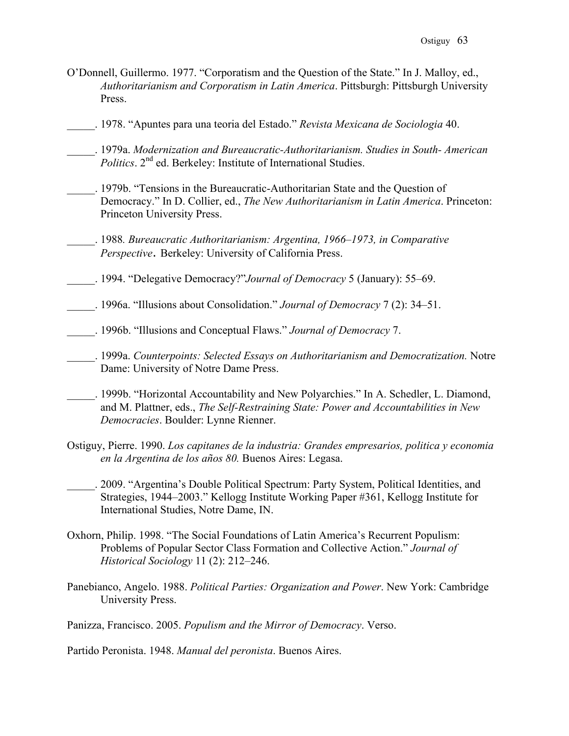O'Donnell, Guillermo. 1977. "Corporatism and the Question of the State." In J. Malloy, ed., *Authoritarianism and Corporatism in Latin America*. Pittsburgh: Pittsburgh University Press.

_____. 1978. "Apuntes para una teoria del Estado." *Revista Mexicana de Sociologia* 40.

_____. 1979a. *Modernization and Bureaucratic-Authoritarianism. Studies in South- American Politics*. 2nd ed. Berkeley: Institute of International Studies.

_____. 1979b. "Tensions in the Bureaucratic-Authoritarian State and the Question of Democracy." In D. Collier, ed., *The New Authoritarianism in Latin America*. Princeton: Princeton University Press.

_____. 1988*. Bureaucratic Authoritarianism: Argentina, 1966–1973, in Comparative Perspective*. Berkeley: University of California Press.

_____. 1994. "Delegative Democracy?"*Journal of Democracy* 5 (January): 55–69.

_____. 1996a. "Illusions about Consolidation." *Journal of Democracy* 7 (2): 34–51.

_____. 1996b. "Illusions and Conceptual Flaws." *Journal of Democracy* 7.

_____. 1999a. *Counterpoints: Selected Essays on Authoritarianism and Democratization.* Notre Dame: University of Notre Dame Press.

_____. 1999b. "Horizontal Accountability and New Polyarchies." In A. Schedler, L. Diamond, and M. Plattner, eds., *The Self-Restraining State: Power and Accountabilities in New Democracies*. Boulder: Lynne Rienner.

Ostiguy, Pierre. 1990. *Los capitanes de la industria: Grandes empresarios, politica y economia en la Argentina de los años 80.* Buenos Aires: Legasa.

_____. 2009. "Argentina's Double Political Spectrum: Party System, Political Identities, and Strategies, 1944–2003." Kellogg Institute Working Paper #361, Kellogg Institute for International Studies, Notre Dame, IN.

Oxhorn, Philip. 1998. "The Social Foundations of Latin America's Recurrent Populism: Problems of Popular Sector Class Formation and Collective Action." *Journal of Historical Sociology* 11 (2): 212–246.

Panebianco, Angelo. 1988. *Political Parties: Organization and Power*. New York: Cambridge University Press.

Panizza, Francisco. 2005. *Populism and the Mirror of Democracy*. Verso.

Partido Peronista. 1948. *Manual del peronista*. Buenos Aires.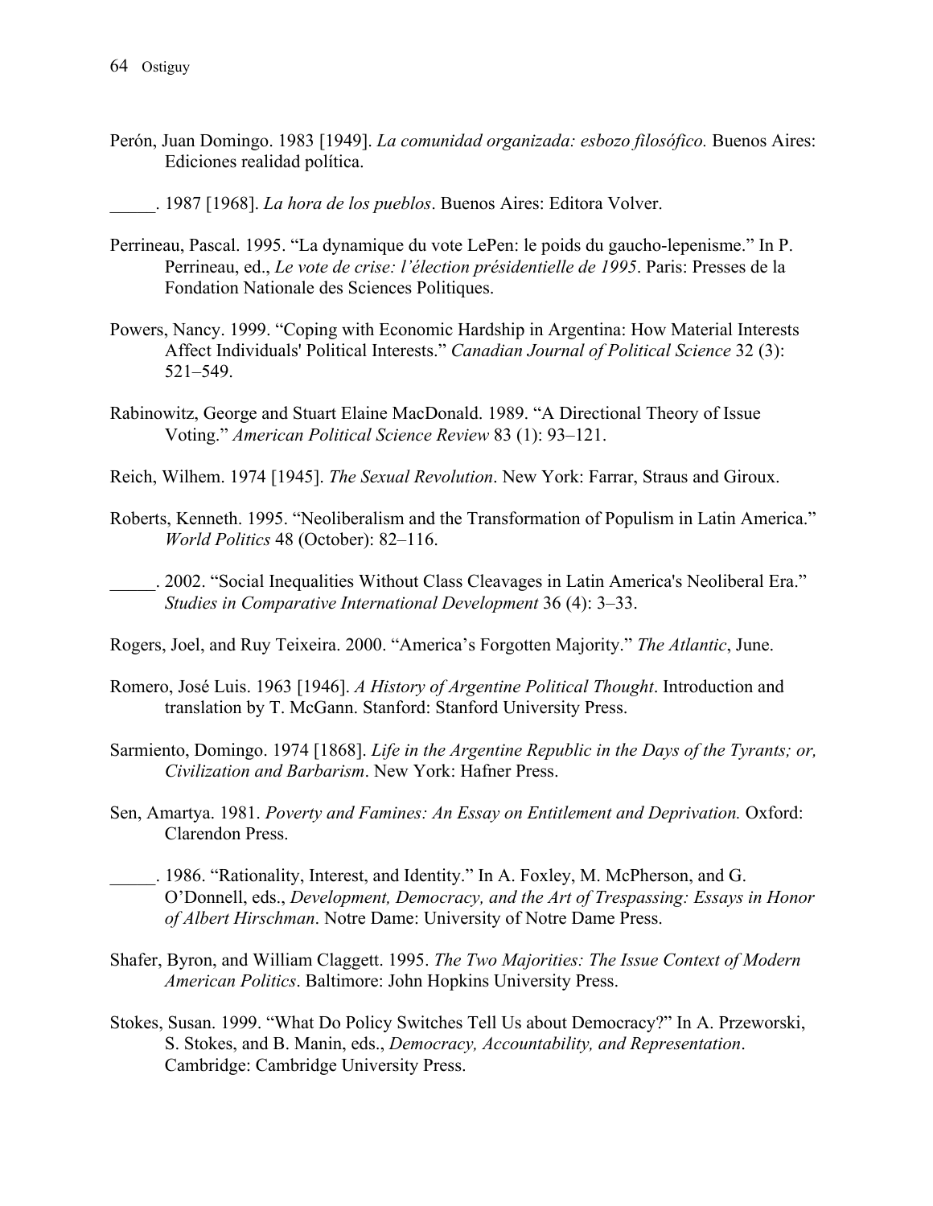Perón, Juan Domingo. 1983 [1949]. *La comunidad organizada: esbozo filosófico.* Buenos Aires: Ediciones realidad política.

_____. 1987 [1968]. *La hora de los pueblos*. Buenos Aires: Editora Volver.

Perrineau, Pascal. 1995. "La dynamique du vote LePen: le poids du gaucho-lepenisme." In P. Perrineau, ed., *Le vote de crise: l'élection présidentielle de 1995*. Paris: Presses de la Fondation Nationale des Sciences Politiques.

Powers, Nancy. 1999. "Coping with Economic Hardship in Argentina: How Material Interests Affect Individuals' Political Interests." *Canadian Journal of Political Science* 32 (3): 521–549.

Rabinowitz, George and Stuart Elaine MacDonald. 1989. "A Directional Theory of Issue Voting." *American Political Science Review* 83 (1): 93–121.

Reich, Wilhem. 1974 [1945]. *The Sexual Revolution*. New York: Farrar, Straus and Giroux.

Roberts, Kenneth. 1995. "Neoliberalism and the Transformation of Populism in Latin America." *World Politics* 48 (October): 82–116.

_____. 2002. "Social Inequalities Without Class Cleavages in Latin America's Neoliberal Era." *Studies in Comparative International Development* 36 (4): 3–33.

Rogers, Joel, and Ruy Teixeira. 2000. "America's Forgotten Majority." *The Atlantic*, June.

Romero, José Luis. 1963 [1946]. *A History of Argentine Political Thought*. Introduction and translation by T. McGann. Stanford: Stanford University Press.

Sarmiento, Domingo. 1974 [1868]. *Life in the Argentine Republic in the Days of the Tyrants; or, Civilization and Barbarism*. New York: Hafner Press.

Sen, Amartya. 1981. *Poverty and Famines: An Essay on Entitlement and Deprivation.* Oxford: Clarendon Press.

_____. 1986. "Rationality, Interest, and Identity." In A. Foxley, M. McPherson, and G. O'Donnell, eds., *Development, Democracy, and the Art of Trespassing: Essays in Honor of Albert Hirschman*. Notre Dame: University of Notre Dame Press.

Shafer, Byron, and William Claggett. 1995. *The Two Majorities: The Issue Context of Modern American Politics*. Baltimore: John Hopkins University Press.

Stokes, Susan. 1999. "What Do Policy Switches Tell Us about Democracy?" In A. Przeworski, S. Stokes, and B. Manin, eds., *Democracy, Accountability, and Representation*. Cambridge: Cambridge University Press.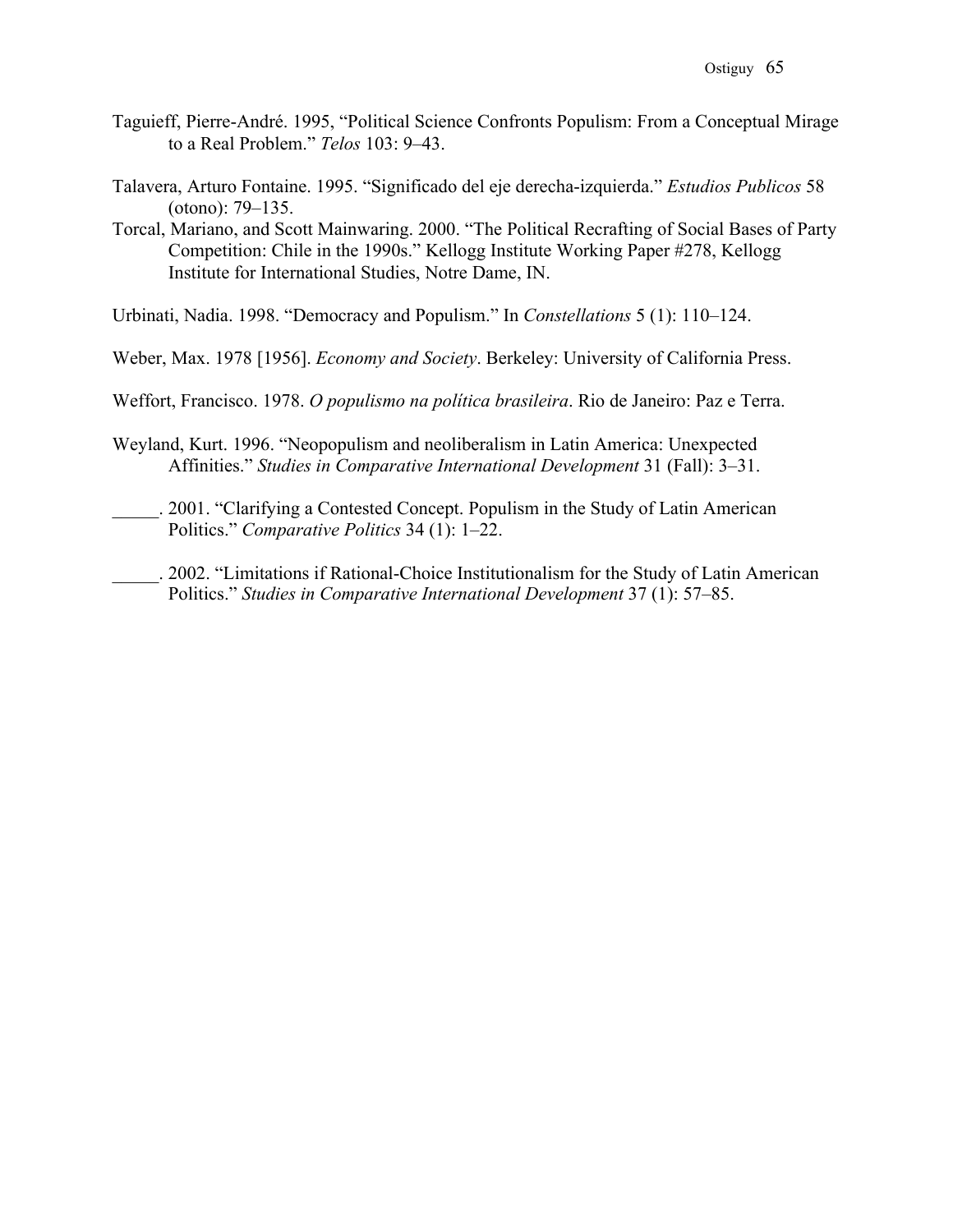Taguieff, Pierre-André. 1995, "Political Science Confronts Populism: From a Conceptual Mirage to a Real Problem." *Telos* 103: 9–43.

Talavera, Arturo Fontaine. 1995. "Significado del eje derecha-izquierda." *Estudios Publicos* 58 (otono): 79–135.

Torcal, Mariano, and Scott Mainwaring. 2000. "The Political Recrafting of Social Bases of Party Competition: Chile in the 1990s." Kellogg Institute Working Paper #278, Kellogg Institute for International Studies, Notre Dame, IN.

Urbinati, Nadia. 1998. "Democracy and Populism." In *Constellations* 5 (1): 110–124.

Weber, Max. 1978 [1956]. *Economy and Society*. Berkeley: University of California Press.

Weffort, Francisco. 1978. *O populismo na política brasileira*. Rio de Janeiro: Paz e Terra.

Weyland, Kurt. 1996. "Neopopulism and neoliberalism in Latin America: Unexpected Affinities." *Studies in Comparative International Development* 31 (Fall): 3–31.

_____. 2001. "Clarifying a Contested Concept. Populism in the Study of Latin American Politics." *Comparative Politics* 34 (1): 1–22.

_____. 2002. "Limitations if Rational-Choice Institutionalism for the Study of Latin American Politics." *Studies in Comparative International Development* 37 (1): 57–85.